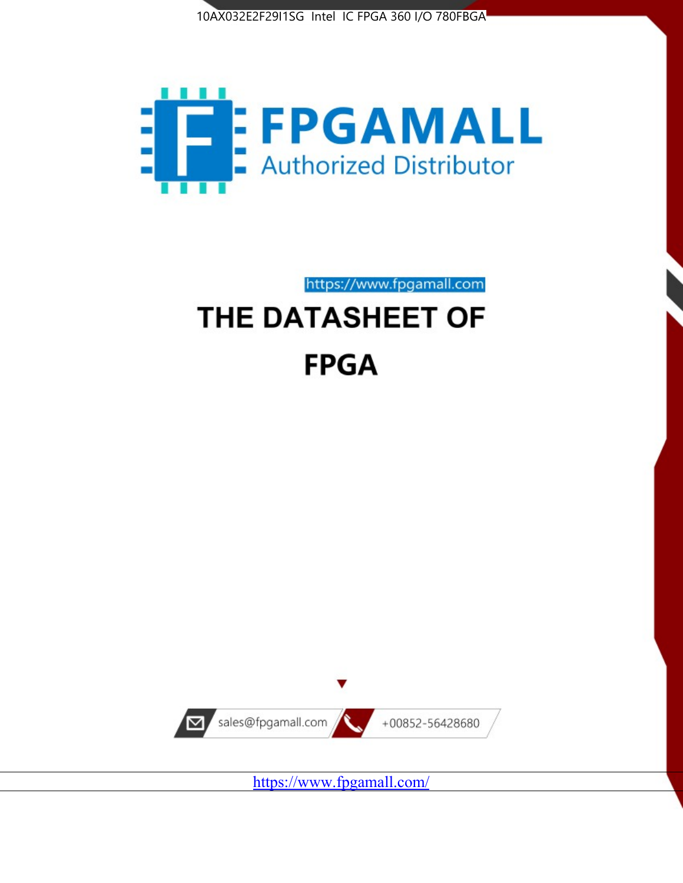10AX032E2F29I1SG Intel IC FPGA 360 I/O 780FBGA

FPGAMALL

Authorized Distributor

https://www.fpgamall.com

# THE DATASHEET OF

# FPGA

sales@fpgamall.com

+00852-56428680

https://www.fpgamall.com/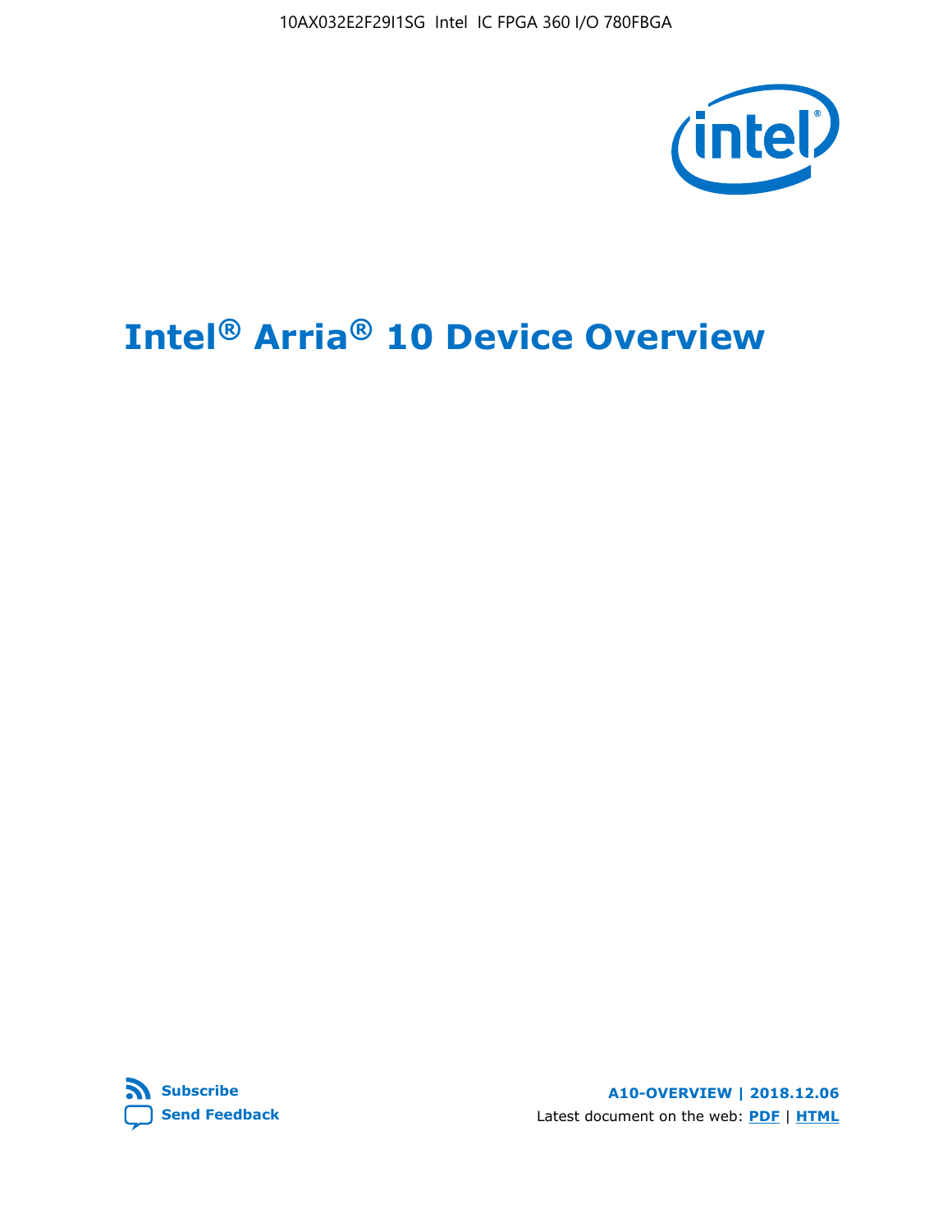# Intel® Arria® 10 Device Overview

**Subscribe**

**Send Feedback**

**A10-OVERVIEW | 2018.12.06**

Latest document on the web: **PDF** | **HTML**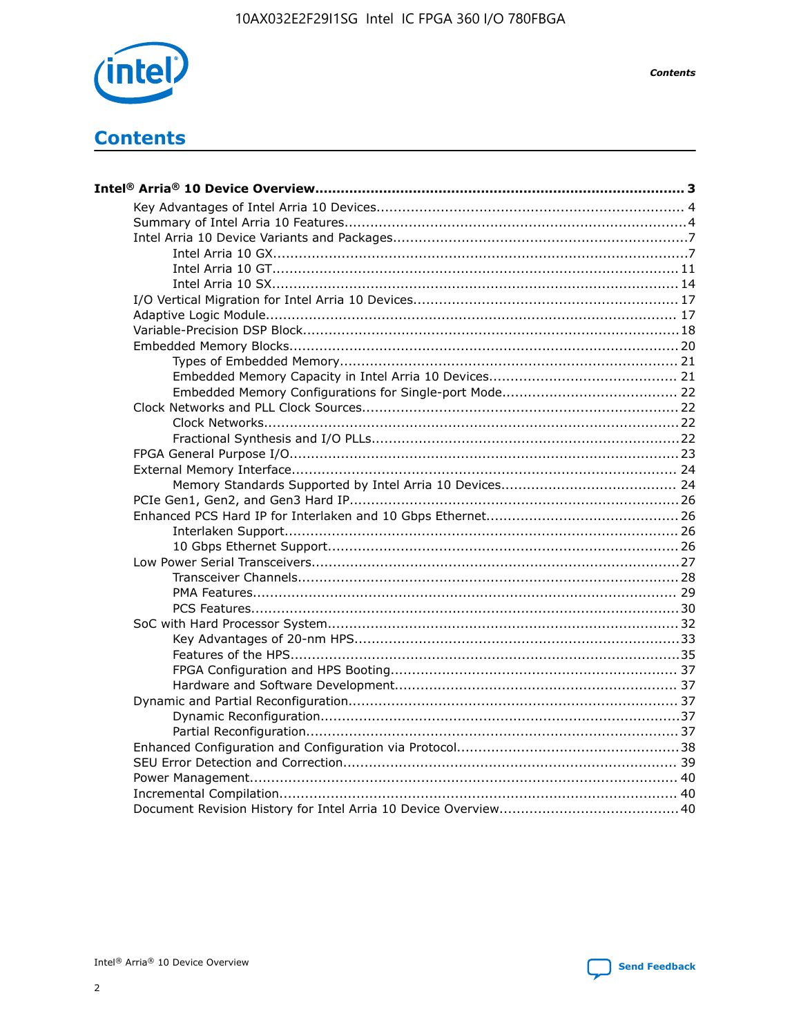# Contents

**Intel® Arria® 10 Device Overview....................................................................................... 3**

- Key Advantages of Intel Arria 10 Devices........................................................................ 4
- Summary of Intel Arria 10 Features................................................................................4
- Intel Arria 10 Device Variants and Packages.....................................................................7
  - Intel Arria 10 GX.................................................................................................7
  - Intel Arria 10 GT............................................................................................... 11
  - Intel Arria 10 SX............................................................................................... 14
- I/O Vertical Migration for Intel Arria 10 Devices.............................................................. 17
- Adaptive Logic Module................................................................................................ 17
- Variable-Precision DSP Block........................................................................................18
- Embedded Memory Blocks...........................................................................................20
  - Types of Embedded Memory............................................................................... 21
  - Embedded Memory Capacity in Intel Arria 10 Devices............................................ 21
  - Embedded Memory Configurations for Single-port Mode......................................... 22
- Clock Networks and PLL Clock Sources.........................................................................22
  - Clock Networks.................................................................................................22
  - Fractional Synthesis and I/O PLLs........................................................................22
- FPGA General Purpose I/O..........................................................................................23
- External Memory Interface.......................................................................................... 24
  - Memory Standards Supported by Intel Arria 10 Devices......................................... 24
- PCIe Gen1, Gen2, and Gen3 Hard IP.............................................................................26
- Enhanced PCS Hard IP for Interlaken and 10 Gbps Ethernet.............................................26
  - Interlaken Support............................................................................................ 26
  - 10 Gbps Ethernet Support.................................................................................. 26
- Low Power Serial Transceivers.....................................................................................27
  - Transceiver Channels.........................................................................................28
  - PMA Features................................................................................................... 29
  - PCS Features....................................................................................................30
- SoC with Hard Processor System..................................................................................32
  - Key Advantages of 20-nm HPS............................................................................33
  - Features of the HPS...........................................................................................35
  - FPGA Configuration and HPS Booting................................................................... 37
  - Hardware and Software Development.................................................................. 37
- Dynamic and Partial Reconfiguration.............................................................................37
  - Dynamic Reconfiguration....................................................................................37
  - Partial Reconfiguration.......................................................................................37
- Enhanced Configuration and Configuration via Protocol....................................................38
- SEU Error Detection and Correction.............................................................................. 39
- Power Management.................................................................................................... 40
- Incremental Compilation............................................................................................. 40
- Document Revision History for Intel Arria 10 Device Overview.......................................... 40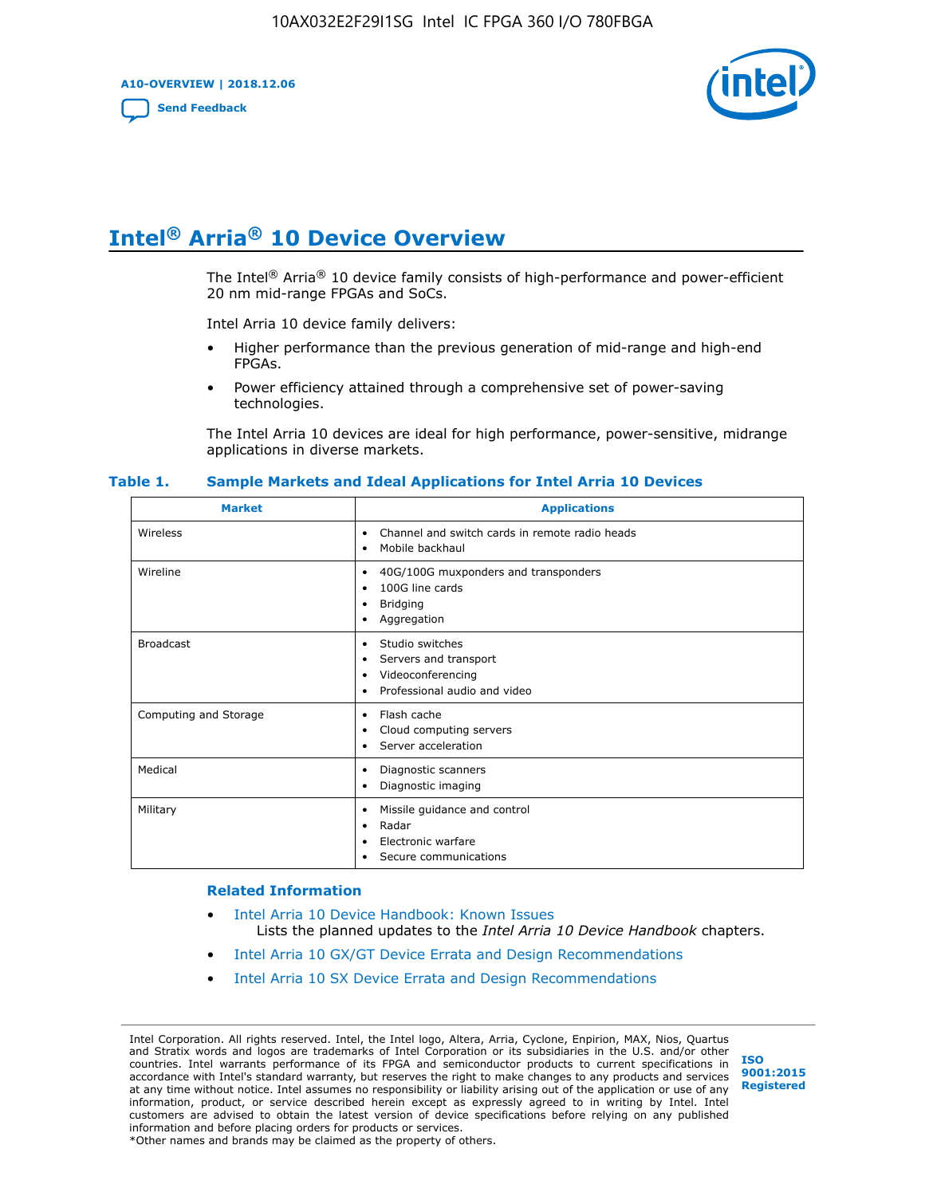# Intel® Arria® 10 Device Overview

The Intel® Arria® 10 device family consists of high-performance and power-efficient 20 nm mid-range FPGAs and SoCs.

Intel Arria 10 device family delivers:

- Higher performance than the previous generation of mid-range and high-end FPGAs.
- Power efficiency attained through a comprehensive set of power-saving technologies.

The Intel Arria 10 devices are ideal for high performance, power-sensitive, midrange applications in diverse markets.

**Table 1. Sample Markets and Ideal Applications for Intel Arria 10 Devices**

| Market | Applications |
|---|---|
| Wireless | • Channel and switch cards in remote radio heads<br>• Mobile backhaul |
| Wireline | • 40G/100G muxponders and transponders<br>• 100G line cards<br>• Bridging<br>• Aggregation |
| Broadcast | • Studio switches<br>• Servers and transport<br>• Videoconferencing<br>• Professional audio and video |
| Computing and Storage | • Flash cache<br>• Cloud computing servers<br>• Server acceleration |
| Medical | • Diagnostic scanners<br>• Diagnostic imaging |
| Military | • Missile guidance and control<br>• Radar<br>• Electronic warfare<br>• Secure communications |

### Related Information

- Intel Arria 10 Device Handbook: Known Issues
  Lists the planned updates to the *Intel Arria 10 Device Handbook* chapters.
- Intel Arria 10 GX/GT Device Errata and Design Recommendations
- Intel Arria 10 SX Device Errata and Design Recommendations

Intel Corporation. All rights reserved. Intel, the Intel logo, Altera, Arria, Cyclone, Enpirion, MAX, Nios, Quartus and Stratix words and logos are trademarks of Intel Corporation or its subsidiaries in the U.S. and/or other countries. Intel warrants performance of its FPGA and semiconductor products to current specifications in accordance with Intel's standard warranty, but reserves the right to make changes to any products and services at any time without notice. Intel assumes no responsibility or liability arising out of the application or use of any information, product, or service described herein except as expressly agreed to in writing by Intel. Intel customers are advised to obtain the latest version of device specifications before relying on any published information and before placing orders for products or services.
*Other names and brands may be claimed as the property of others.

ISO 9001:2015 Registered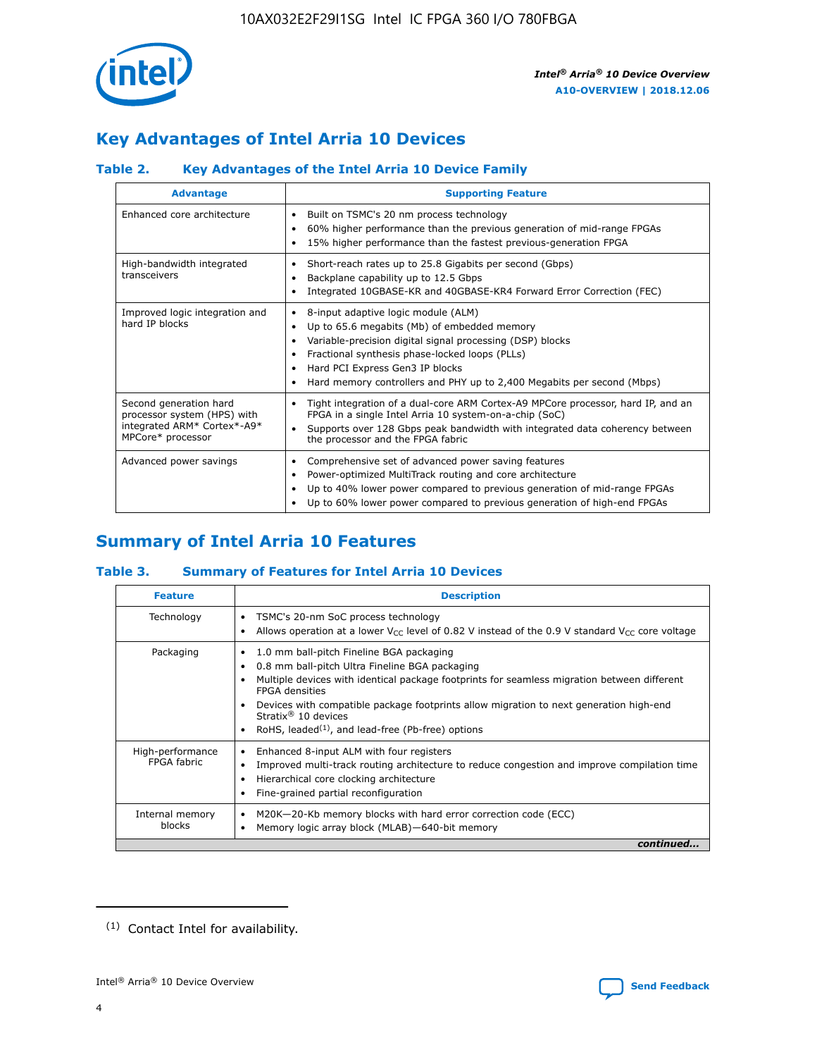## Key Advantages of Intel Arria 10 Devices

### Table 2. Key Advantages of the Intel Arria 10 Device Family

| Advantage | Supporting Feature |
|---|---|
| Enhanced core architecture | • Built on TSMC's 20 nm process technology<br>• 60% higher performance than the previous generation of mid-range FPGAs<br>• 15% higher performance than the fastest previous-generation FPGA |
| High-bandwidth integrated transceivers | • Short-reach rates up to 25.8 Gigabits per second (Gbps)<br>• Backplane capability up to 12.5 Gbps<br>• Integrated 10GBASE-KR and 40GBASE-KR4 Forward Error Correction (FEC) |
| Improved logic integration and hard IP blocks | • 8-input adaptive logic module (ALM)<br>• Up to 65.6 megabits (Mb) of embedded memory<br>• Variable-precision digital signal processing (DSP) blocks<br>• Fractional synthesis phase-locked loops (PLLs)<br>• Hard PCI Express Gen3 IP blocks<br>• Hard memory controllers and PHY up to 2,400 Megabits per second (Mbps) |
| Second generation hard processor system (HPS) with integrated ARM* Cortex*-A9* MPCore* processor | • Tight integration of a dual-core ARM Cortex-A9 MPCore processor, hard IP, and an FPGA in a single Intel Arria 10 system-on-a-chip (SoC)<br>• Supports over 128 Gbps peak bandwidth with integrated data coherency between the processor and the FPGA fabric |
| Advanced power savings | • Comprehensive set of advanced power saving features<br>• Power-optimized MultiTrack routing and core architecture<br>• Up to 40% lower power compared to previous generation of mid-range FPGAs<br>• Up to 60% lower power compared to previous generation of high-end FPGAs |

## Summary of Intel Arria 10 Features

### Table 3. Summary of Features for Intel Arria 10 Devices

| Feature | Description |
|---|---|
| Technology | • TSMC's 20-nm SoC process technology<br>• Allows operation at a lower $V_{CC}$ level of 0.82 V instead of the 0.9 V standard $V_{CC}$ core voltage |
| Packaging | • 1.0 mm ball-pitch Fineline BGA packaging<br>• 0.8 mm ball-pitch Ultra Fineline BGA packaging<br>• Multiple devices with identical package footprints for seamless migration between different FPGA densities<br>• Devices with compatible package footprints allow migration to next generation high-end Stratix® 10 devices<br>• RoHS, leaded[(1)], and lead-free (Pb-free) options |
| High-performance FPGA fabric | • Enhanced 8-input ALM with four registers<br>• Improved multi-track routing architecture to reduce congestion and improve compilation time<br>• Hierarchical core clocking architecture<br>• Fine-grained partial reconfiguration |
| Internal memory blocks | • M20K—20-Kb memory blocks with hard error correction code (ECC)<br>• Memory logic array block (MLAB)—640-bit memory |

*continued...*

(1) Contact Intel for availability.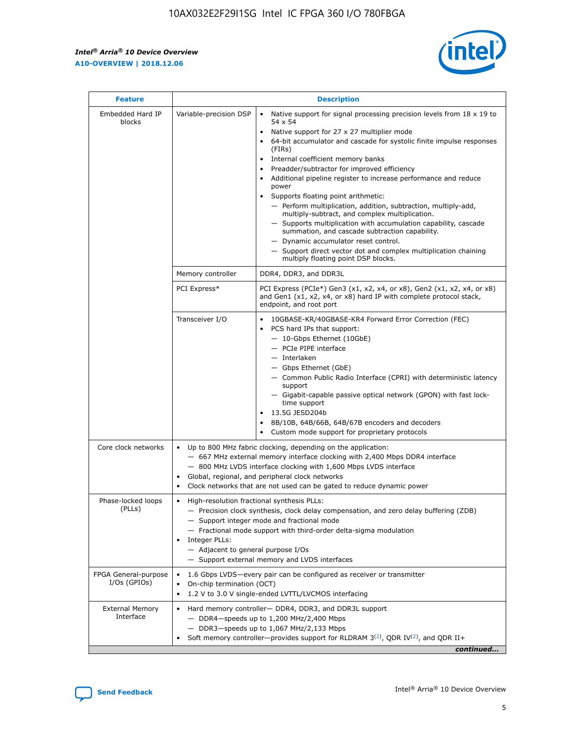| Feature | Description | |
|---|---|---|
| Embedded Hard IP blocks | Variable-precision DSP | • Native support for signal processing precision levels from 18 x 19 to 54 x 54<br>• Native support for 27 x 27 multiplier mode<br>• 64-bit accumulator and cascade for systolic finite impulse responses (FIRs)<br>• Internal coefficient memory banks<br>• Preadder/subtractor for improved efficiency<br>• Additional pipeline register to increase performance and reduce power<br>• Supports floating point arithmetic:<br>— Perform multiplication, addition, subtraction, multiply-add, multiply-subtract, and complex multiplication.<br>— Supports multiplication with accumulation capability, cascade summation, and cascade subtraction capability.<br>— Dynamic accumulator reset control.<br>— Support direct vector dot and complex multiplication chaining multiply floating point DSP blocks. |
| | Memory controller | DDR4, DDR3, and DDR3L |
| | PCI Express* | PCI Express (PCIe*) Gen3 (x1, x2, x4, or x8), Gen2 (x1, x2, x4, or x8) and Gen1 (x1, x2, x4, or x8) hard IP with complete protocol stack, endpoint, and root port |
| | Transceiver I/O | • 10GBASE-KR/40GBASE-KR4 Forward Error Correction (FEC)<br>• PCS hard IPs that support:<br>— 10-Gbps Ethernet (10GbE)<br>— PCIe PIPE interface<br>— Interlaken<br>— Gbps Ethernet (GbE)<br>— Common Public Radio Interface (CPRI) with deterministic latency support<br>— Gigabit-capable passive optical network (GPON) with fast lock-time support<br>• 13.5G JESD204b<br>• 8B/10B, 64B/66B, 64B/67B encoders and decoders<br>• Custom mode support for proprietary protocols |
| Core clock networks | • Up to 800 MHz fabric clocking, depending on the application:<br>— 667 MHz external memory interface clocking with 2,400 Mbps DDR4 interface<br>— 800 MHz LVDS interface clocking with 1,600 Mbps LVDS interface<br>• Global, regional, and peripheral clock networks<br>• Clock networks that are not used can be gated to reduce dynamic power | |
| Phase-locked loops (PLLs) | • High-resolution fractional synthesis PLLs:<br>— Precision clock synthesis, clock delay compensation, and zero delay buffering (ZDB)<br>— Support integer mode and fractional mode<br>— Fractional mode support with third-order delta-sigma modulation<br>• Integer PLLs:<br>— Adjacent to general purpose I/Os<br>— Support external memory and LVDS interfaces | |
| FPGA General-purpose I/Os (GPIOs) | • 1.6 Gbps LVDS—every pair can be configured as receiver or transmitter<br>• On-chip termination (OCT)<br>• 1.2 V to 3.0 V single-ended LVTTL/LVCMOS interfacing | |
| External Memory Interface | • Hard memory controller— DDR4, DDR3, and DDR3L support<br>— DDR4—speeds up to 1,200 MHz/2,400 Mbps<br>— DDR3—speeds up to 1,067 MHz/2,133 Mbps<br>• Soft memory controller—provides support for RLDRAM 3[(2)], QDR IV[(2)], and QDR II+ | |

*continued...*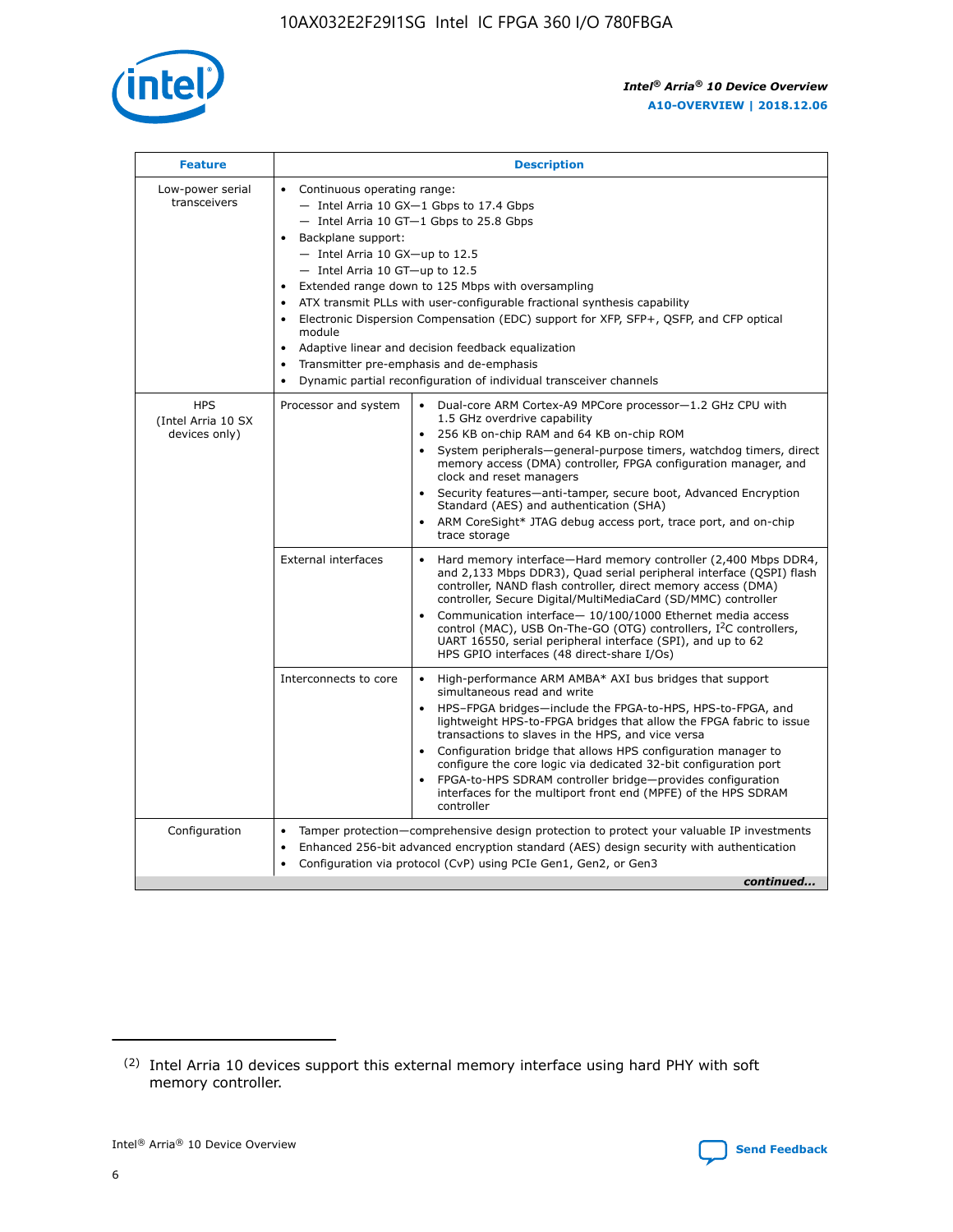| Feature | Description | |
|---|---|---|
| Low-power serial transceivers | • Continuous operating range:<br>— Intel Arria 10 GX—1 Gbps to 17.4 Gbps<br>— Intel Arria 10 GT—1 Gbps to 25.8 Gbps<br>• Backplane support:<br>— Intel Arria 10 GX—up to 12.5<br>— Intel Arria 10 GT—up to 12.5<br>• Extended range down to 125 Mbps with oversampling<br>• ATX transmit PLLs with user-configurable fractional synthesis capability<br>• Electronic Dispersion Compensation (EDC) support for XFP, SFP+, QSFP, and CFP optical module<br>• Adaptive linear and decision feedback equalization<br>• Transmitter pre-emphasis and de-emphasis<br>• Dynamic partial reconfiguration of individual transceiver channels | |
| HPS (Intel Arria 10 SX devices only) | Processor and system | • Dual-core ARM Cortex-A9 MPCore processor—1.2 GHz CPU with 1.5 GHz overdrive capability<br>• 256 KB on-chip RAM and 64 KB on-chip ROM<br>• System peripherals—general-purpose timers, watchdog timers, direct memory access (DMA) controller, FPGA configuration manager, and clock and reset managers<br>• Security features—anti-tamper, secure boot, Advanced Encryption Standard (AES) and authentication (SHA)<br>• ARM CoreSight* JTAG debug access port, trace port, and on-chip trace storage |
| | External interfaces | • Hard memory interface—Hard memory controller (2,400 Mbps DDR4, and 2,133 Mbps DDR3), Quad serial peripheral interface (QSPI) flash controller, NAND flash controller, direct memory access (DMA) controller, Secure Digital/MultiMediaCard (SD/MMC) controller<br>• Communication interface— 10/100/1000 Ethernet media access control (MAC), USB On-The-GO (OTG) controllers, I²C controllers, UART 16550, serial peripheral interface (SPI), and up to 62 HPS GPIO interfaces (48 direct-share I/Os) |
| | Interconnects to core | • High-performance ARM AMBA* AXI bus bridges that support simultaneous read and write<br>• HPS–FPGA bridges—include the FPGA-to-HPS, HPS-to-FPGA, and lightweight HPS-to-FPGA bridges that allow the FPGA fabric to issue transactions to slaves in the HPS, and vice versa<br>• Configuration bridge that allows HPS configuration manager to configure the core logic via dedicated 32-bit configuration port<br>• FPGA-to-HPS SDRAM controller bridge—provides configuration interfaces for the multiport front end (MPFE) of the HPS SDRAM controller |
| Configuration | • Tamper protection—comprehensive design protection to protect your valuable IP investments<br>• Enhanced 256-bit advanced encryption standard (AES) design security with authentication<br>• Configuration via protocol (CvP) using PCIe Gen1, Gen2, or Gen3 | |

*continued...*

(2) Intel Arria 10 devices support this external memory interface using hard PHY with soft memory controller.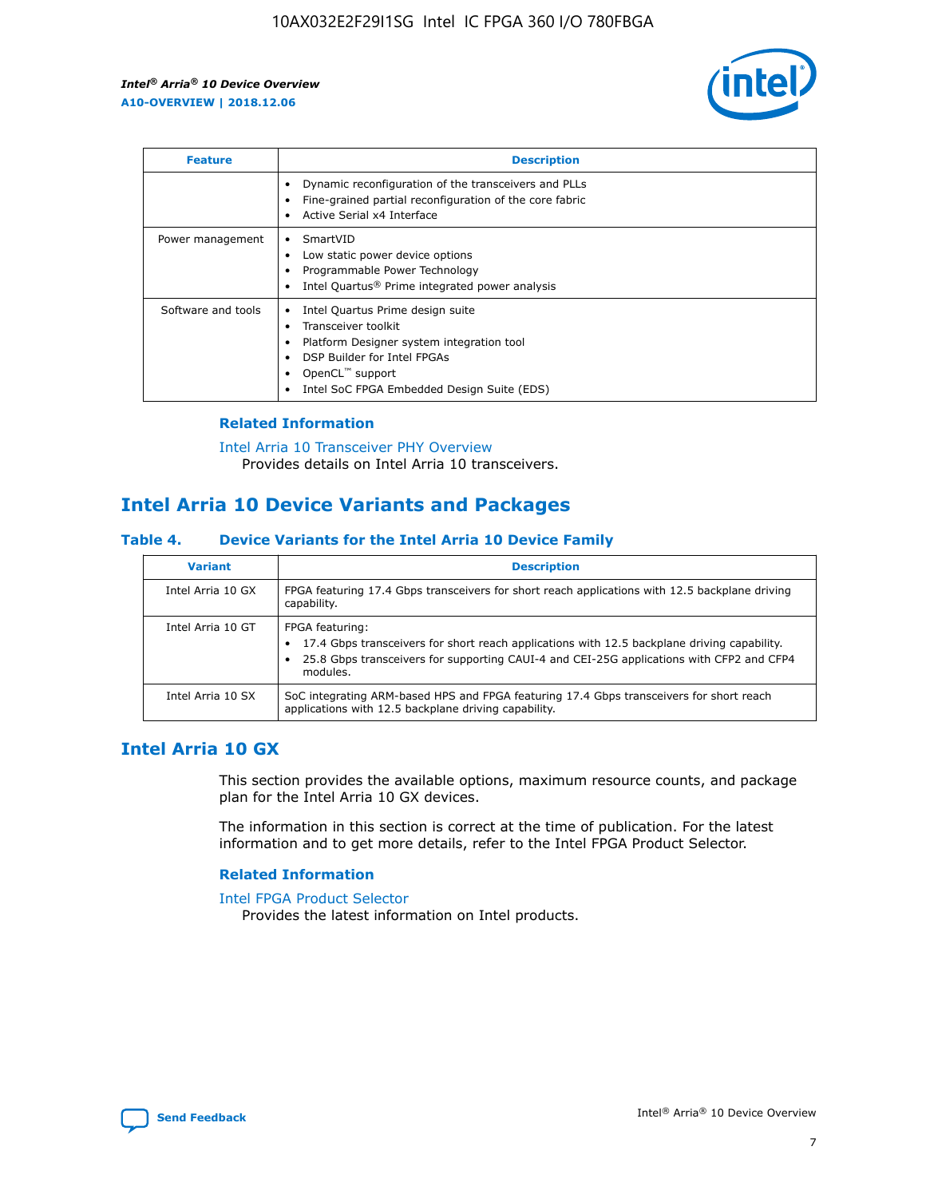| Feature | Description |
| --- | --- |
| | • Dynamic reconfiguration of the transceivers and PLLs<br>• Fine-grained partial reconfiguration of the core fabric<br>• Active Serial x4 Interface |
| Power management | • SmartVID<br>• Low static power device options<br>• Programmable Power Technology<br>• Intel Quartus® Prime integrated power analysis |
| Software and tools | • Intel Quartus Prime design suite<br>• Transceiver toolkit<br>• Platform Designer system integration tool<br>• DSP Builder for Intel FPGAs<br>• OpenCL™ support<br>• Intel SoC FPGA Embedded Design Suite (EDS) |

### Related Information

Intel Arria 10 Transceiver PHY Overview
Provides details on Intel Arria 10 transceivers.

## Intel Arria 10 Device Variants and Packages

### Table 4. Device Variants for the Intel Arria 10 Device Family

| Variant | Description |
| --- | --- |
| Intel Arria 10 GX | FPGA featuring 17.4 Gbps transceivers for short reach applications with 12.5 backplane driving capability. |
| Intel Arria 10 GT | FPGA featuring:<br>• 17.4 Gbps transceivers for short reach applications with 12.5 backplane driving capability.<br>• 25.8 Gbps transceivers for supporting CAUI-4 and CEI-25G applications with CFP2 and CFP4 modules. |
| Intel Arria 10 SX | SoC integrating ARM-based HPS and FPGA featuring 17.4 Gbps transceivers for short reach applications with 12.5 backplane driving capability. |

## Intel Arria 10 GX

This section provides the available options, maximum resource counts, and package plan for the Intel Arria 10 GX devices.

The information in this section is correct at the time of publication. For the latest information and to get more details, refer to the Intel FPGA Product Selector.

### Related Information

Intel FPGA Product Selector
Provides the latest information on Intel products.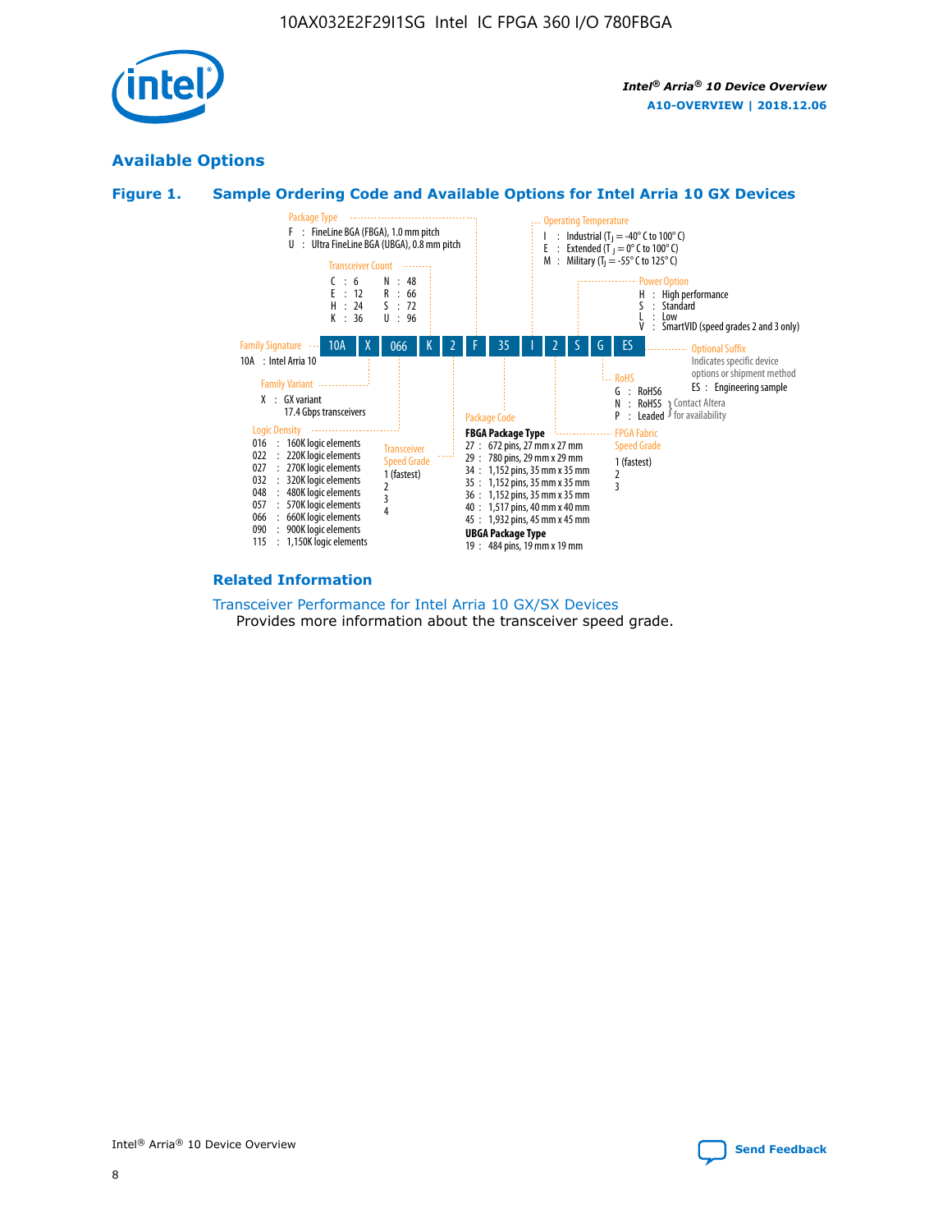## Available Options

### Figure 1. Sample Ordering Code and Available Options for Intel Arria 10 GX Devices

10A | X | 066 | K | 2 | F | 35 | I | 2 | S | G | ES

**Family Signature**
10A : Intel Arria 10

**Family Variant**
X : GX variant
17.4 Gbps transceivers

**Logic Density**
016 : 160K logic elements
022 : 220K logic elements
027 : 270K logic elements
032 : 320K logic elements
048 : 480K logic elements
057 : 570K logic elements
066 : 660K logic elements
090 : 900K logic elements
115 : 1,150K logic elements

**Transceiver Count**
C : 6
E : 12
H : 24
K : 36
N : 48
R : 66
S : 72
U : 96

**Transceiver Speed Grade**
1 (fastest)
2
3
4

**Package Type**
F : FineLine BGA (FBGA), 1.0 mm pitch
U : Ultra FineLine BGA (UBGA), 0.8 mm pitch

**Package Code**

**FBGA Package Type**
27 : 672 pins, 27 mm x 27 mm
29 : 780 pins, 29 mm x 29 mm
34 : 1,152 pins, 35 mm x 35 mm
35 : 1,152 pins, 35 mm x 35 mm
36 : 1,152 pins, 35 mm x 35 mm
40 : 1,517 pins, 40 mm x 40 mm
45 : 1,932 pins, 45 mm x 45 mm

**UBGA Package Type**
19 : 484 pins, 19 mm x 19 mm

**Operating Temperature**
I : Industrial ($T_J$ = -40° C to 100° C)
E : Extended ($T_J$ = 0° C to 100° C)
M : Military ($T_J$ = -55° C to 125° C)

**FPGA Fabric Speed Grade**
1 (fastest)
2
3

**Power Option**
H : High performance
S : Standard
L : Low
V : SmartVID (speed grades 2 and 3 only)

**RoHS**
G : RoHS6
N : RoHS5 } Contact Altera for availability
P : Leaded } Contact Altera for availability

**Optional Suffix**
Indicates specific device options or shipment method
ES : Engineering sample

### Related Information

Transceiver Performance for Intel Arria 10 GX/SX Devices
Provides more information about the transceiver speed grade.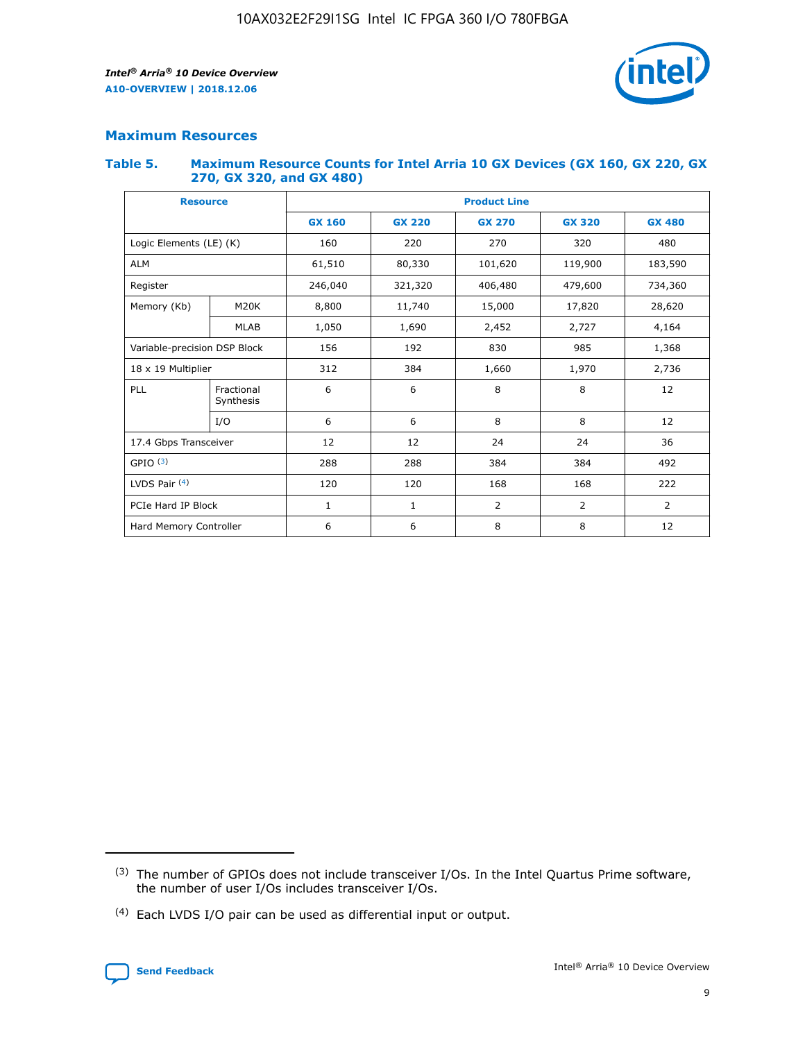## Maximum Resources

### Table 5. Maximum Resource Counts for Intel Arria 10 GX Devices (GX 160, GX 220, GX 270, GX 320, and GX 480)

| Resource | | Product Line | | | | |
|---|---|---|---|---|---|---|
| | | GX 160 | GX 220 | GX 270 | GX 320 | GX 480 |
| Logic Elements (LE) (K) | | 160 | 220 | 270 | 320 | 480 |
| ALM | | 61,510 | 80,330 | 101,620 | 119,900 | 183,590 |
| Register | | 246,040 | 321,320 | 406,480 | 479,600 | 734,360 |
| Memory (Kb) | M20K | 8,800 | 11,740 | 15,000 | 17,820 | 28,620 |
| | MLAB | 1,050 | 1,690 | 2,452 | 2,727 | 4,164 |
| Variable-precision DSP Block | | 156 | 192 | 830 | 985 | 1,368 |
| 18 x 19 Multiplier | | 312 | 384 | 1,660 | 1,970 | 2,736 |
| PLL | Fractional Synthesis | 6 | 6 | 8 | 8 | 12 |
| | I/O | 6 | 6 | 8 | 8 | 12 |
| 17.4 Gbps Transceiver | | 12 | 12 | 24 | 24 | 36 |
| GPIO [3] | | 288 | 288 | 384 | 384 | 492 |
| LVDS Pair [4] | | 120 | 120 | 168 | 168 | 222 |
| PCIe Hard IP Block | | 1 | 1 | 2 | 2 | 2 |
| Hard Memory Controller | | 6 | 6 | 8 | 8 | 12 |

(3) The number of GPIOs does not include transceiver I/Os. In the Intel Quartus Prime software, the number of user I/Os includes transceiver I/Os.

(4) Each LVDS I/O pair can be used as differential input or output.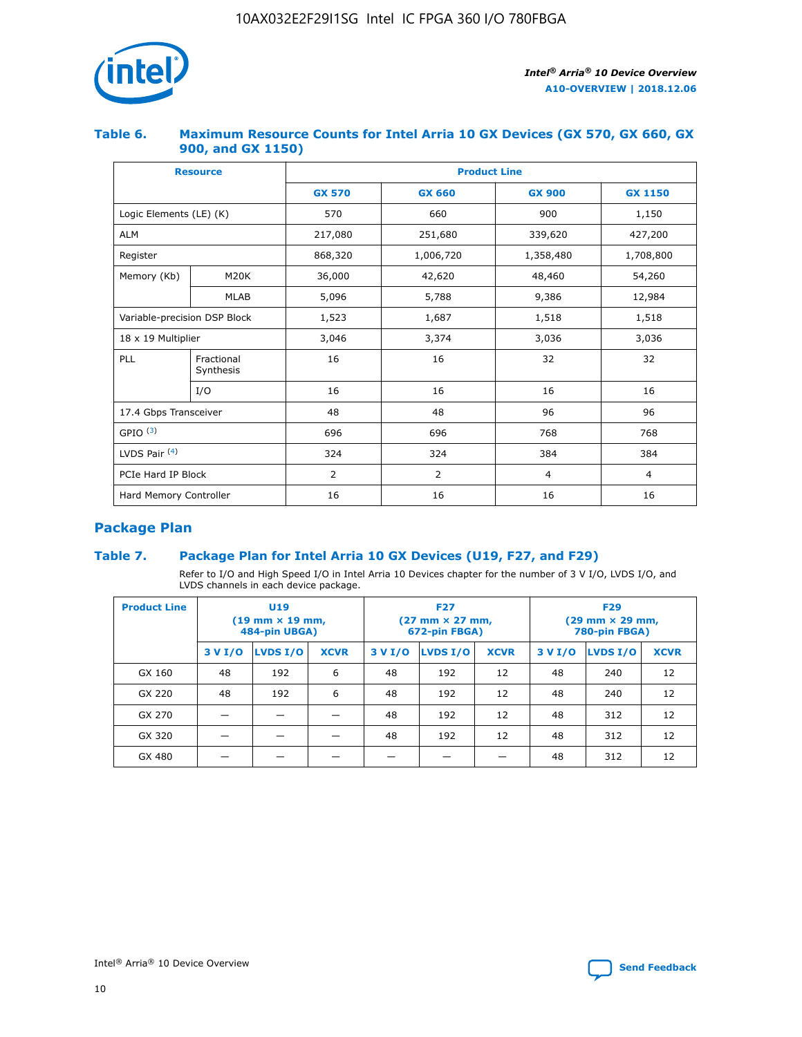### Table 6. Maximum Resource Counts for Intel Arria 10 GX Devices (GX 570, GX 660, GX 900, and GX 1150)

| Resource | | Product Line | | | |
|---|---|---|---|---|---|
| | | GX 570 | GX 660 | GX 900 | GX 1150 |
| Logic Elements (LE) (K) | | 570 | 660 | 900 | 1,150 |
| ALM | | 217,080 | 251,680 | 339,620 | 427,200 |
| Register | | 868,320 | 1,006,720 | 1,358,480 | 1,708,800 |
| Memory (Kb) | M20K | 36,000 | 42,620 | 48,460 | 54,260 |
| | MLAB | 5,096 | 5,788 | 9,386 | 12,984 |
| Variable-precision DSP Block | | 1,523 | 1,687 | 1,518 | 1,518 |
| 18 x 19 Multiplier | | 3,046 | 3,374 | 3,036 | 3,036 |
| PLL | Fractional Synthesis | 16 | 16 | 32 | 32 |
| | I/O | 16 | 16 | 16 | 16 |
| 17.4 Gbps Transceiver | | 48 | 48 | 96 | 96 |
| GPIO [(3)] | | 696 | 696 | 768 | 768 |
| LVDS Pair [(4)] | | 324 | 324 | 384 | 384 |
| PCIe Hard IP Block | | 2 | 2 | 4 | 4 |
| Hard Memory Controller | | 16 | 16 | 16 | 16 |

## Package Plan

### Table 7. Package Plan for Intel Arria 10 GX Devices (U19, F27, and F29)

Refer to I/O and High Speed I/O in Intel Arria 10 Devices chapter for the number of 3 V I/O, LVDS I/O, and LVDS channels in each device package.

| Product Line | U19 (19 mm × 19 mm, 484-pin UBGA) | | | F27 (27 mm × 27 mm, 672-pin FBGA) | | | F29 (29 mm × 29 mm, 780-pin FBGA) | | |
|---|---|---|---|---|---|---|---|---|---|
| | 3 V I/O | LVDS I/O | XCVR | 3 V I/O | LVDS I/O | XCVR | 3 V I/O | LVDS I/O | XCVR |
| GX 160 | 48 | 192 | 6 | 48 | 192 | 12 | 48 | 240 | 12 |
| GX 220 | 48 | 192 | 6 | 48 | 192 | 12 | 48 | 240 | 12 |
| GX 270 | — | — | — | 48 | 192 | 12 | 48 | 312 | 12 |
| GX 320 | — | — | — | 48 | 192 | 12 | 48 | 312 | 12 |
| GX 480 | — | — | — | — | — | — | 48 | 312 | 12 |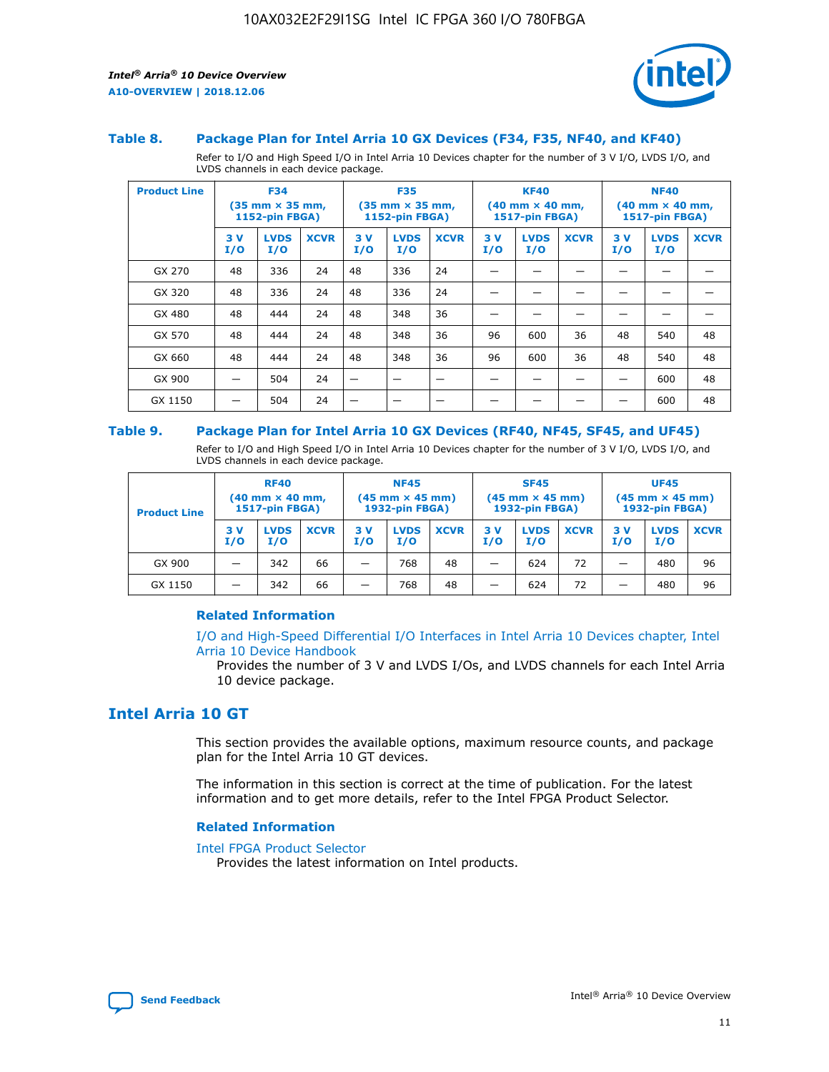## Table 8. Package Plan for Intel Arria 10 GX Devices (F34, F35, NF40, and KF40)

Refer to I/O and High Speed I/O in Intel Arria 10 Devices chapter for the number of 3 V I/O, LVDS I/O, and LVDS channels in each device package.

| Product Line | F34 (35 mm × 35 mm, 1152-pin FBGA) | | | F35 (35 mm × 35 mm, 1152-pin FBGA) | | | KF40 (40 mm × 40 mm, 1517-pin FBGA) | | | NF40 (40 mm × 40 mm, 1517-pin FBGA) | | |
|---|---|---|---|---|---|---|---|---|---|---|---|---|
| | 3 V I/O | LVDS I/O | XCVR | 3 V I/O | LVDS I/O | XCVR | 3 V I/O | LVDS I/O | XCVR | 3 V I/O | LVDS I/O | XCVR |
| GX 270 | 48 | 336 | 24 | 48 | 336 | 24 | — | — | — | — | — | — |
| GX 320 | 48 | 336 | 24 | 48 | 336 | 24 | — | — | — | — | — | — |
| GX 480 | 48 | 444 | 24 | 48 | 348 | 36 | — | — | — | — | — | — |
| GX 570 | 48 | 444 | 24 | 48 | 348 | 36 | 96 | 600 | 36 | 48 | 540 | 48 |
| GX 660 | 48 | 444 | 24 | 48 | 348 | 36 | 96 | 600 | 36 | 48 | 540 | 48 |
| GX 900 | — | 504 | 24 | — | — | — | — | — | — | — | 600 | 48 |
| GX 1150 | — | 504 | 24 | — | — | — | — | — | — | — | 600 | 48 |

## Table 9. Package Plan for Intel Arria 10 GX Devices (RF40, NF45, SF45, and UF45)

Refer to I/O and High Speed I/O in Intel Arria 10 Devices chapter for the number of 3 V I/O, LVDS I/O, and LVDS channels in each device package.

| Product Line | RF40 (40 mm × 40 mm, 1517-pin FBGA) | | | NF45 (45 mm × 45 mm) 1932-pin FBGA) | | | SF45 (45 mm × 45 mm) 1932-pin FBGA) | | | UF45 (45 mm × 45 mm) 1932-pin FBGA) | | |
|---|---|---|---|---|---|---|---|---|---|---|---|---|
| | 3 V I/O | LVDS I/O | XCVR | 3 V I/O | LVDS I/O | XCVR | 3 V I/O | LVDS I/O | XCVR | 3 V I/O | LVDS I/O | XCVR |
| GX 900 | — | 342 | 66 | — | 768 | 48 | — | 624 | 72 | — | 480 | 96 |
| GX 1150 | — | 342 | 66 | — | 768 | 48 | — | 624 | 72 | — | 480 | 96 |

### Related Information

I/O and High-Speed Differential I/O Interfaces in Intel Arria 10 Devices chapter, Intel Arria 10 Device Handbook

Provides the number of 3 V and LVDS I/Os, and LVDS channels for each Intel Arria 10 device package.

## Intel Arria 10 GT

This section provides the available options, maximum resource counts, and package plan for the Intel Arria 10 GT devices.

The information in this section is correct at the time of publication. For the latest information and to get more details, refer to the Intel FPGA Product Selector.

### Related Information

Intel FPGA Product Selector

Provides the latest information on Intel products.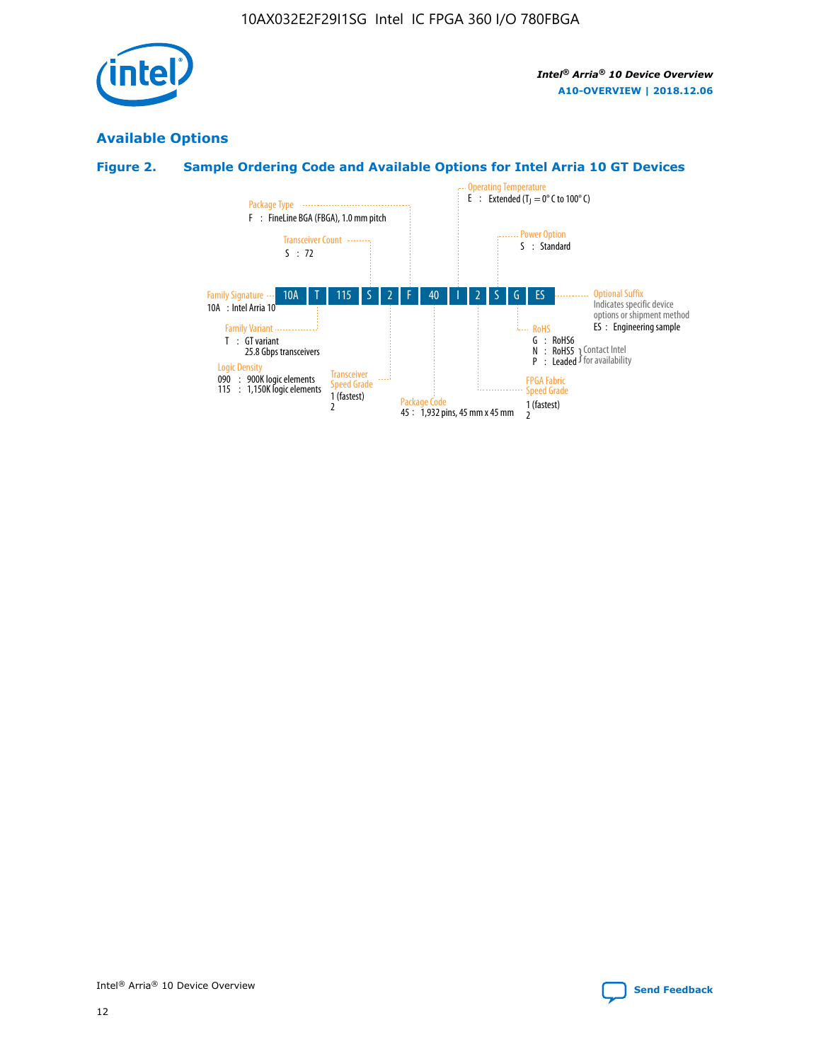## Available Options

### Figure 2. Sample Ordering Code and Available Options for Intel Arria 10 GT Devices

| 10A | T | 115 | S | 2 | F | 40 | I | 2 | S | G | ES |
|---|---|---|---|---|---|---|---|---|---|---|---|

**Family Signature**
10A : Intel Arria 10

**Family Variant**
T : GT variant
25.8 Gbps transceivers

**Logic Density**
090 : 900K logic elements
115 : 1,150K logic elements

**Transceiver Count**
S : 72

**Transceiver Speed Grade**
1 (fastest)
2

**Package Type**
F : FineLine BGA (FBGA), 1.0 mm pitch

**Package Code**
45 : 1,932 pins, 45 mm x 45 mm

**Operating Temperature**
E : Extended ($T_J$ = 0° C to 100° C)

**FPGA Fabric Speed Grade**
1 (fastest)
2

**Power Option**
S : Standard

**RoHS**
G : RoHS6
N : RoHS5 } Contact Intel for availability
P : Leaded } Contact Intel for availability

**Optional Suffix**
Indicates specific device options or shipment method
ES : Engineering sample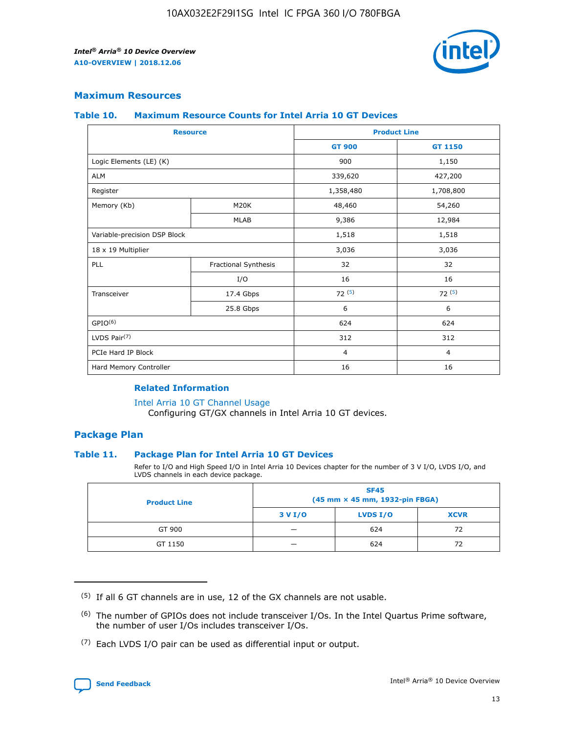## Maximum Resources

### Table 10. Maximum Resource Counts for Intel Arria 10 GT Devices

| Resource | | Product Line | |
|---|---|---|---|
| | | GT 900 | GT 1150 |
| Logic Elements (LE) (K) | | 900 | 1,150 |
| ALM | | 339,620 | 427,200 |
| Register | | 1,358,480 | 1,708,800 |
| Memory (Kb) | M20K | 48,460 | 54,260 |
| | MLAB | 9,386 | 12,984 |
| Variable-precision DSP Block | | 1,518 | 1,518 |
| 18 x 19 Multiplier | | 3,036 | 3,036 |
| PLL | Fractional Synthesis | 32 | 32 |
| | I/O | 16 | 16 |
| Transceiver | 17.4 Gbps | 72 (5) | 72 (5) |
| | 25.8 Gbps | 6 | 6 |
| GPIO(6) | | 624 | 624 |
| LVDS Pair(7) | | 312 | 312 |
| PCIe Hard IP Block | | 4 | 4 |
| Hard Memory Controller | | 16 | 16 |

#### Related Information

Intel Arria 10 GT Channel Usage
Configuring GT/GX channels in Intel Arria 10 GT devices.

## Package Plan

### Table 11. Package Plan for Intel Arria 10 GT Devices

Refer to I/O and High Speed I/O in Intel Arria 10 Devices chapter for the number of 3 V I/O, LVDS I/O, and LVDS channels in each device package.

| Product Line | SF45 (45 mm × 45 mm, 1932-pin FBGA) | | |
|---|---|---|---|
| | 3 V I/O | LVDS I/O | XCVR |
| GT 900 | — | 624 | 72 |
| GT 1150 | — | 624 | 72 |

(5) If all 6 GT channels are in use, 12 of the GX channels are not usable.

(6) The number of GPIOs does not include transceiver I/Os. In the Intel Quartus Prime software, the number of user I/Os includes transceiver I/Os.

(7) Each LVDS I/O pair can be used as differential input or output.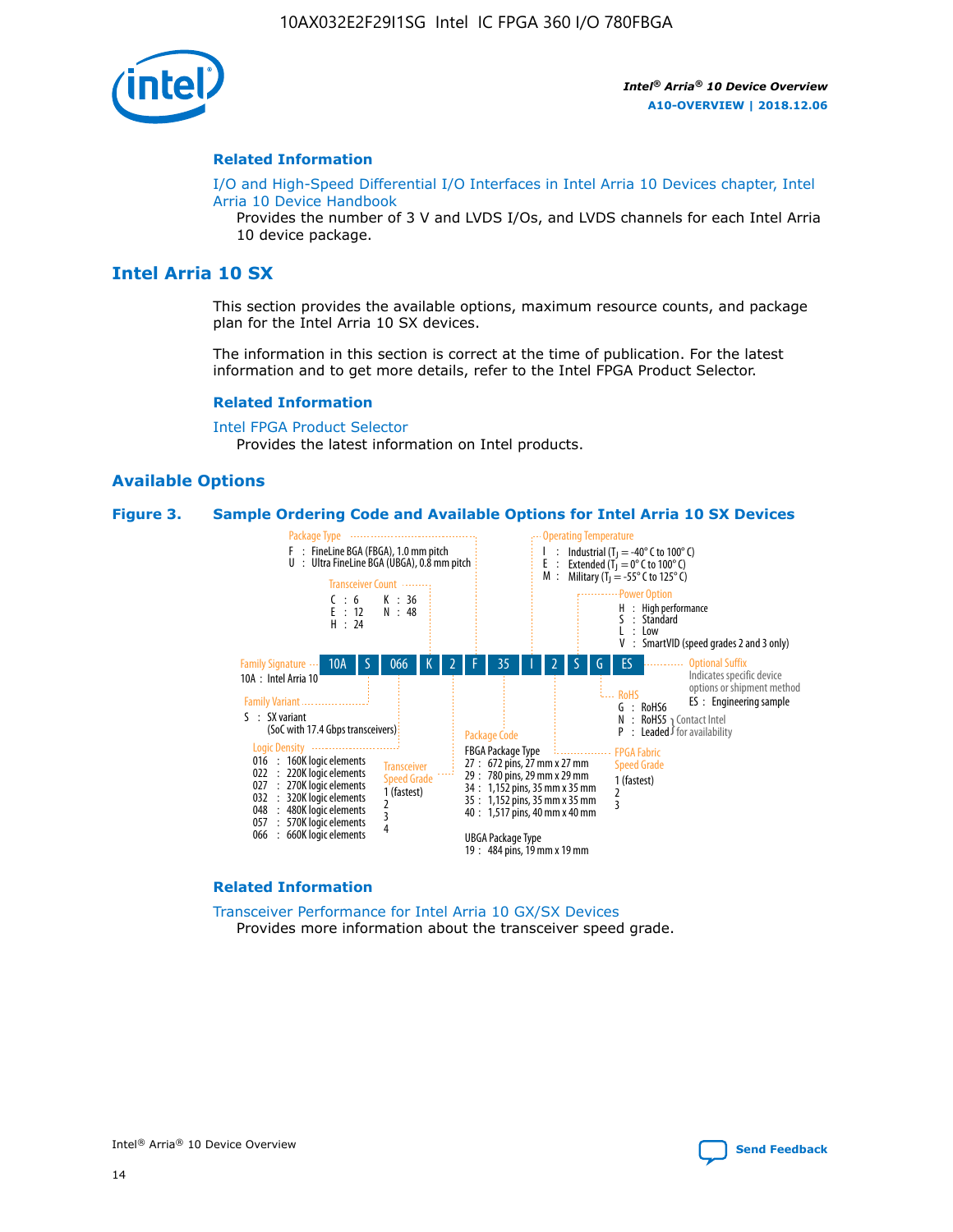#### Related Information

I/O and High-Speed Differential I/O Interfaces in Intel Arria 10 Devices chapter, Intel Arria 10 Device Handbook
Provides the number of 3 V and LVDS I/Os, and LVDS channels for each Intel Arria 10 device package.

## Intel Arria 10 SX

This section provides the available options, maximum resource counts, and package plan for the Intel Arria 10 SX devices.

The information in this section is correct at the time of publication. For the latest information and to get more details, refer to the Intel FPGA Product Selector.

#### Related Information

Intel FPGA Product Selector
Provides the latest information on Intel products.

### Available Options

**Figure 3. Sample Ordering Code and Available Options for Intel Arria 10 SX Devices**

Sample ordering code: 10A S 066 K 2 F 35 I 2 S G ES

- **Family Signature**
  - 10A : Intel Arria 10
- **Family Variant**
  - S : SX variant (SoC with 17.4 Gbps transceivers)
- **Logic Density**
  - 016 : 160K logic elements
  - 022 : 220K logic elements
  - 027 : 270K logic elements
  - 032 : 320K logic elements
  - 048 : 480K logic elements
  - 057 : 570K logic elements
  - 066 : 660K logic elements
- **Transceiver Count**
  - C : 6
  - E : 12
  - H : 24
  - K : 36
  - N : 48
- **Transceiver Speed Grade**
  - 1 (fastest)
  - 2
  - 3
  - 4
- **Package Type**
  - F : FineLine BGA (FBGA), 1.0 mm pitch
  - U : Ultra FineLine BGA (UBGA), 0.8 mm pitch
- **Package Code**
  - FBGA Package Type
    - 27 : 672 pins, 27 mm x 27 mm
    - 29 : 780 pins, 29 mm x 29 mm
    - 34 : 1,152 pins, 35 mm x 35 mm
    - 35 : 1,152 pins, 35 mm x 35 mm
    - 40 : 1,517 pins, 40 mm x 40 mm
  - UBGA Package Type
    - 19 : 484 pins, 19 mm x 19 mm
- **Operating Temperature**
  - I : Industrial ($T_J$ = -40° C to 100° C)
  - E : Extended ($T_J$ = 0° C to 100° C)
  - M : Military ($T_J$ = -55° C to 125° C)
- **FPGA Fabric Speed Grade**
  - 1 (fastest)
  - 2
  - 3
- **Power Option**
  - H : High performance
  - S : Standard
  - L : Low
  - V : SmartVID (speed grades 2 and 3 only)
- **RoHS**
  - G : RoHS6
  - N : RoHS5 (Contact Intel for availability)
  - P : Leaded (Contact Intel for availability)
- **Optional Suffix**
  - Indicates specific device options or shipment method
  - ES : Engineering sample

#### Related Information

Transceiver Performance for Intel Arria 10 GX/SX Devices
Provides more information about the transceiver speed grade.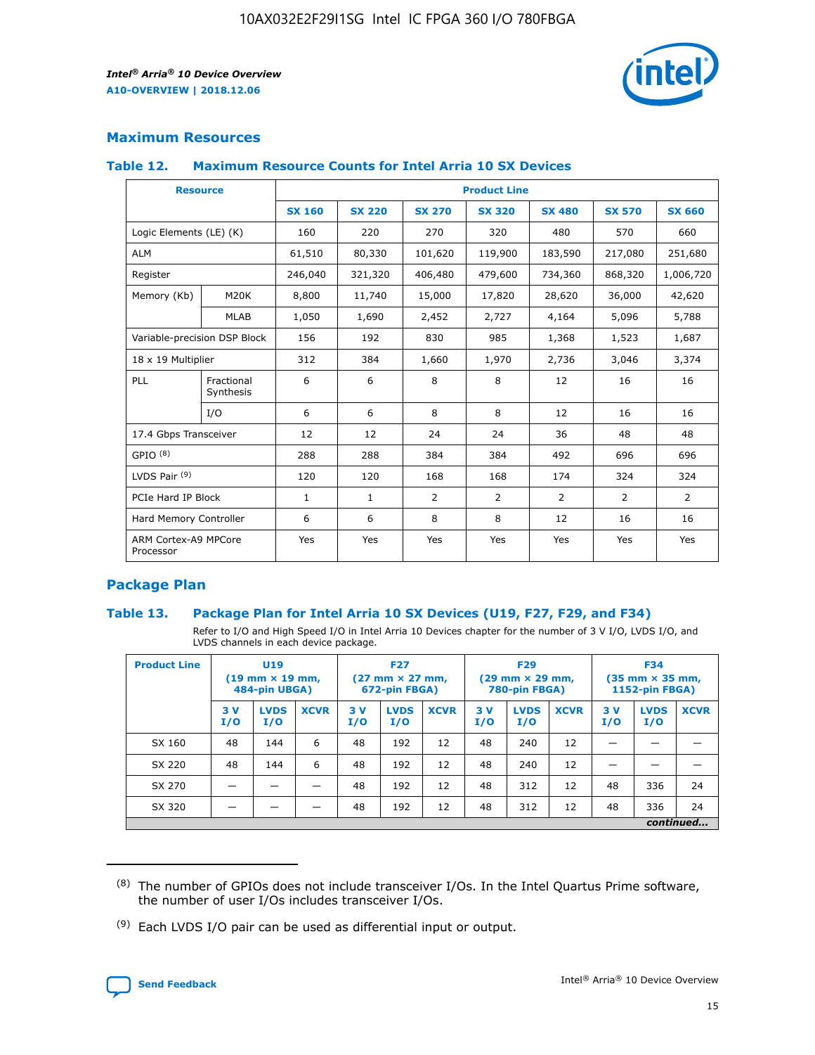## Maximum Resources

### Table 12. Maximum Resource Counts for Intel Arria 10 SX Devices

| Resource | | Product Line | | | | | | |
|---|---|---|---|---|---|---|---|---|
| | | SX 160 | SX 220 | SX 270 | SX 320 | SX 480 | SX 570 | SX 660 |
| Logic Elements (LE) (K) | | 160 | 220 | 270 | 320 | 480 | 570 | 660 |
| ALM | | 61,510 | 80,330 | 101,620 | 119,900 | 183,590 | 217,080 | 251,680 |
| Register | | 246,040 | 321,320 | 406,480 | 479,600 | 734,360 | 868,320 | 1,006,720 |
| Memory (Kb) | M20K | 8,800 | 11,740 | 15,000 | 17,820 | 28,620 | 36,000 | 42,620 |
| | MLAB | 1,050 | 1,690 | 2,452 | 2,727 | 4,164 | 5,096 | 5,788 |
| Variable-precision DSP Block | | 156 | 192 | 830 | 985 | 1,368 | 1,523 | 1,687 |
| 18 x 19 Multiplier | | 312 | 384 | 1,660 | 1,970 | 2,736 | 3,046 | 3,374 |
| PLL | Fractional Synthesis | 6 | 6 | 8 | 8 | 12 | 16 | 16 |
| | I/O | 6 | 6 | 8 | 8 | 12 | 16 | 16 |
| 17.4 Gbps Transceiver | | 12 | 12 | 24 | 24 | 36 | 48 | 48 |
| GPIO (8) | | 288 | 288 | 384 | 384 | 492 | 696 | 696 |
| LVDS Pair (9) | | 120 | 120 | 168 | 168 | 174 | 324 | 324 |
| PCIe Hard IP Block | | 1 | 1 | 2 | 2 | 2 | 2 | 2 |
| Hard Memory Controller | | 6 | 6 | 8 | 8 | 12 | 16 | 16 |
| ARM Cortex-A9 MPCore Processor | | Yes | Yes | Yes | Yes | Yes | Yes | Yes |

## Package Plan

### Table 13. Package Plan for Intel Arria 10 SX Devices (U19, F27, F29, and F34)

Refer to I/O and High Speed I/O in Intel Arria 10 Devices chapter for the number of 3 V I/O, LVDS I/O, and LVDS channels in each device package.

| Product Line | U19 (19 mm × 19 mm, 484-pin UBGA) | | | F27 (27 mm × 27 mm, 672-pin FBGA) | | | F29 (29 mm × 29 mm, 780-pin FBGA) | | | F34 (35 mm × 35 mm, 1152-pin FBGA) | | |
|---|---|---|---|---|---|---|---|---|---|---|---|---|
| | 3 V I/O | LVDS I/O | XCVR | 3 V I/O | LVDS I/O | XCVR | 3 V I/O | LVDS I/O | XCVR | 3 V I/O | LVDS I/O | XCVR |
| SX 160 | 48 | 144 | 6 | 48 | 192 | 12 | 48 | 240 | 12 | — | — | — |
| SX 220 | 48 | 144 | 6 | 48 | 192 | 12 | 48 | 240 | 12 | — | — | — |
| SX 270 | — | — | — | 48 | 192 | 12 | 48 | 312 | 12 | 48 | 336 | 24 |
| SX 320 | — | — | — | 48 | 192 | 12 | 48 | 312 | 12 | 48 | 336 | 24 |

*continued...*

(8) The number of GPIOs does not include transceiver I/Os. In the Intel Quartus Prime software, the number of user I/Os includes transceiver I/Os.

(9) Each LVDS I/O pair can be used as differential input or output.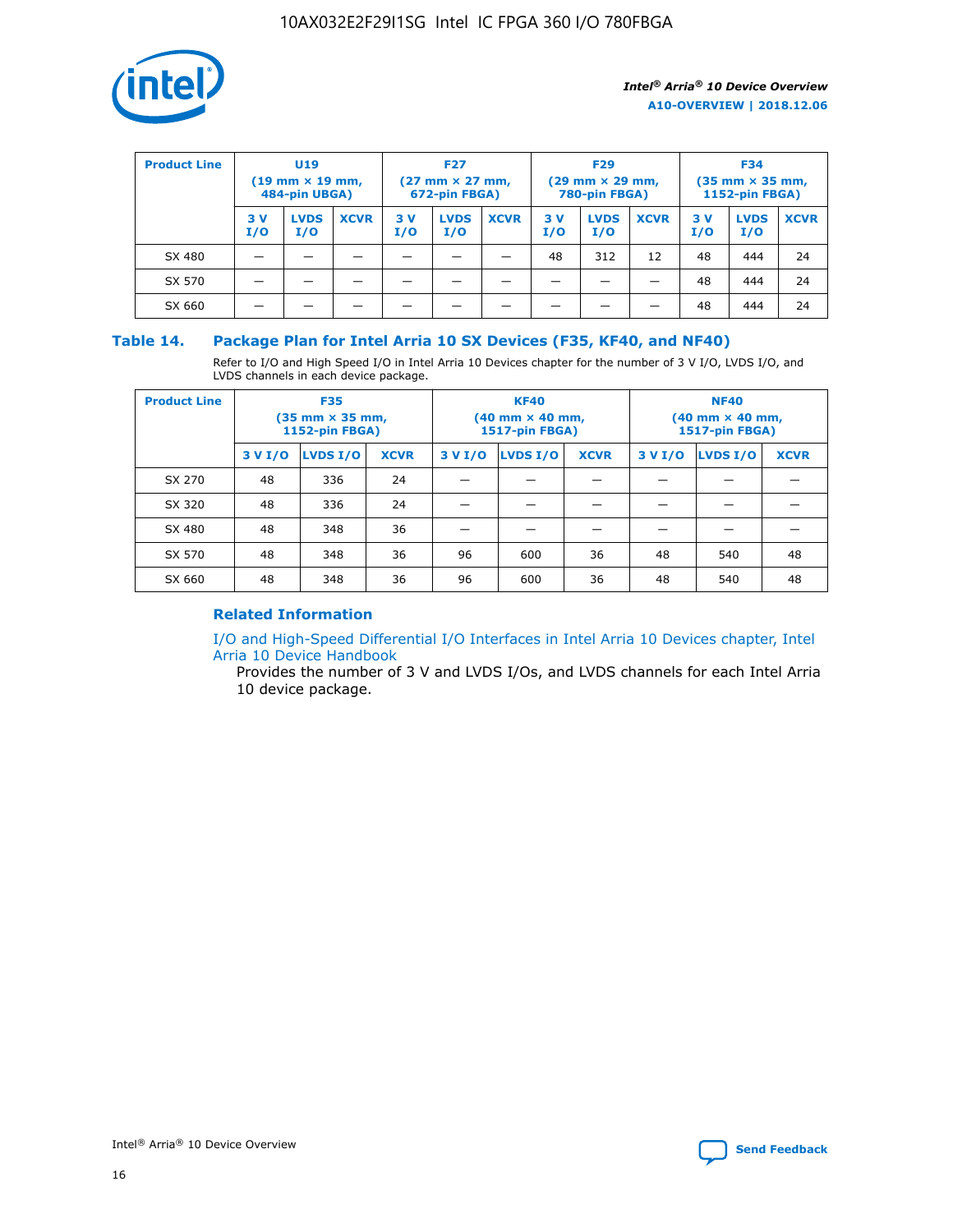| Product Line | U19 (19 mm × 19 mm, 484-pin UBGA) | | | F27 (27 mm × 27 mm, 672-pin FBGA) | | | F29 (29 mm × 29 mm, 780-pin FBGA) | | | F34 (35 mm × 35 mm, 1152-pin FBGA) | | |
|---|---|---|---|---|---|---|---|---|---|---|---|---|
| | 3 V I/O | LVDS I/O | XCVR | 3 V I/O | LVDS I/O | XCVR | 3 V I/O | LVDS I/O | XCVR | 3 V I/O | LVDS I/O | XCVR |
| SX 480 | — | — | — | — | — | — | 48 | 312 | 12 | 48 | 444 | 24 |
| SX 570 | — | — | — | — | — | — | — | — | — | 48 | 444 | 24 |
| SX 660 | — | — | — | — | — | — | — | — | — | 48 | 444 | 24 |

## Table 14. Package Plan for Intel Arria 10 SX Devices (F35, KF40, and NF40)

Refer to I/O and High Speed I/O in Intel Arria 10 Devices chapter for the number of 3 V I/O, LVDS I/O, and LVDS channels in each device package.

| Product Line | F35 (35 mm × 35 mm, 1152-pin FBGA) | | | KF40 (40 mm × 40 mm, 1517-pin FBGA) | | | NF40 (40 mm × 40 mm, 1517-pin FBGA) | | |
|---|---|---|---|---|---|---|---|---|---|
| | 3 V I/O | LVDS I/O | XCVR | 3 V I/O | LVDS I/O | XCVR | 3 V I/O | LVDS I/O | XCVR |
| SX 270 | 48 | 336 | 24 | — | — | — | — | — | — |
| SX 320 | 48 | 336 | 24 | — | — | — | — | — | — |
| SX 480 | 48 | 348 | 36 | — | — | — | — | — | — |
| SX 570 | 48 | 348 | 36 | 96 | 600 | 36 | 48 | 540 | 48 |
| SX 660 | 48 | 348 | 36 | 96 | 600 | 36 | 48 | 540 | 48 |

### Related Information

I/O and High-Speed Differential I/O Interfaces in Intel Arria 10 Devices chapter, Intel Arria 10 Device Handbook

Provides the number of 3 V and LVDS I/Os, and LVDS channels for each Intel Arria 10 device package.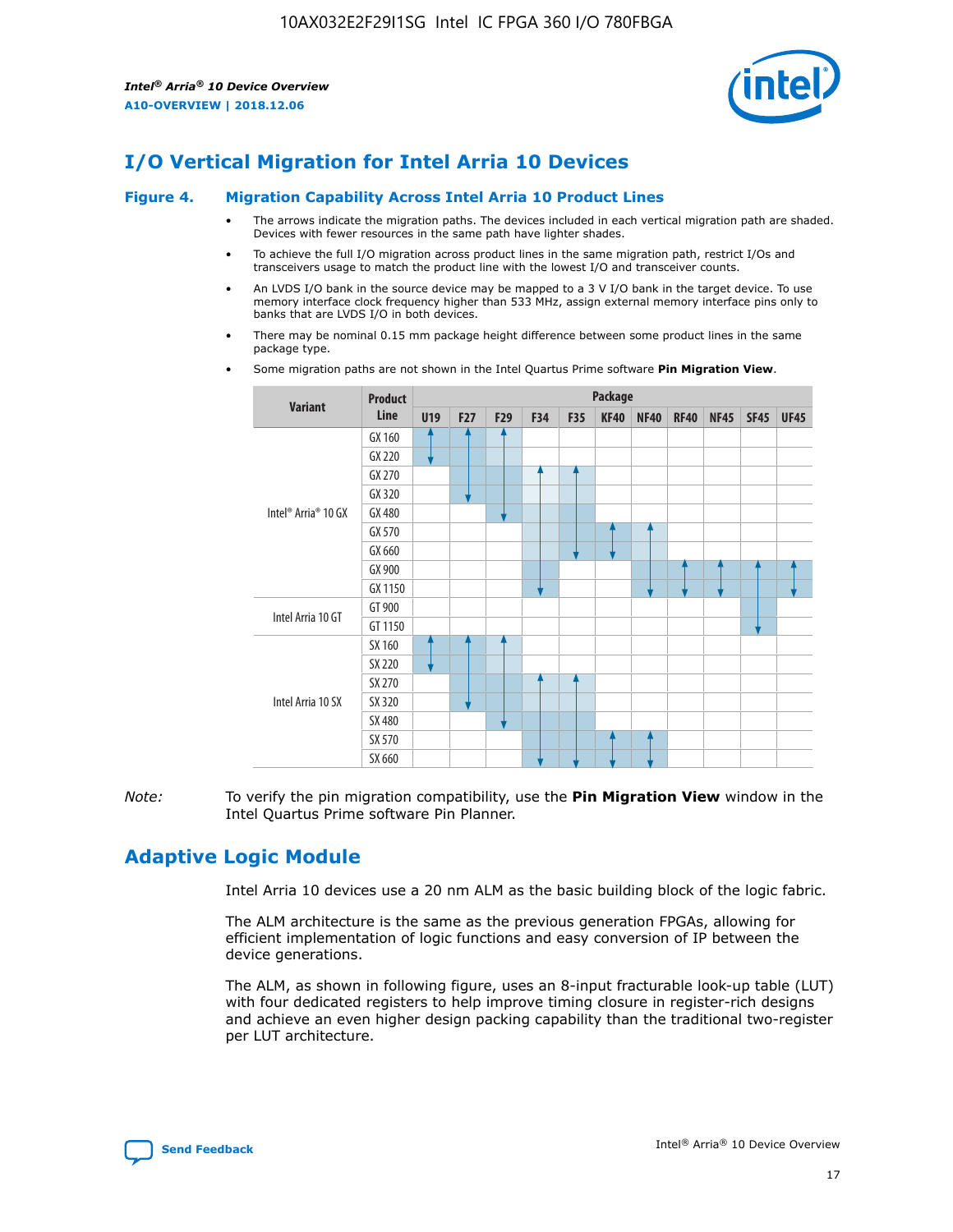# I/O Vertical Migration for Intel Arria 10 Devices

**Figure 4. Migration Capability Across Intel Arria 10 Product Lines**

- The arrows indicate the migration paths. The devices included in each vertical migration path are shaded. Devices with fewer resources in the same path have lighter shades.
- To achieve the full I/O migration across product lines in the same migration path, restrict I/Os and transceivers usage to match the product line with the lowest I/O and transceiver counts.
- An LVDS I/O bank in the source device may be mapped to a 3 V I/O bank in the target device. To use memory interface clock frequency higher than 533 MHz, assign external memory interface pins only to banks that are LVDS I/O in both devices.
- There may be nominal 0.15 mm package height difference between some product lines in the same package type.
- Some migration paths are not shown in the Intel Quartus Prime software **Pin Migration View**.

| Variant | Product Line | Package | | | | | | | | | | |
|---|---|---|---|---|---|---|---|---|---|---|---|---|
| | | U19 | F27 | F29 | F34 | F35 | KF40 | NF40 | RF40 | NF45 | SF45 | UF45 |
| Intel® Arria® 10 GX | GX 160 | | | | | | | | | | | |
| | GX 220 | | | | | | | | | | | |
| | GX 270 | | | | | | | | | | | |
| | GX 320 | | | | | | | | | | | |
| | GX 480 | | | | | | | | | | | |
| | GX 570 | | | | | | | | | | | |
| | GX 660 | | | | | | | | | | | |
| | GX 900 | | | | | | | | | | | |
| | GX 1150 | | | | | | | | | | | |
| Intel Arria 10 GT | GT 900 | | | | | | | | | | | |
| | GT 1150 | | | | | | | | | | | |
| Intel Arria 10 SX | SX 160 | | | | | | | | | | | |
| | SX 220 | | | | | | | | | | | |
| | SX 270 | | | | | | | | | | | |
| | SX 320 | | | | | | | | | | | |
| | SX 480 | | | | | | | | | | | |
| | SX 570 | | | | | | | | | | | |
| | SX 660 | | | | | | | | | | | |

*Note:* To verify the pin migration compatibility, use the **Pin Migration View** window in the Intel Quartus Prime software Pin Planner.

# Adaptive Logic Module

Intel Arria 10 devices use a 20 nm ALM as the basic building block of the logic fabric.

The ALM architecture is the same as the previous generation FPGAs, allowing for efficient implementation of logic functions and easy conversion of IP between the device generations.

The ALM, as shown in following figure, uses an 8-input fracturable look-up table (LUT) with four dedicated registers to help improve timing closure in register-rich designs and achieve an even higher design packing capability than the traditional two-register per LUT architecture.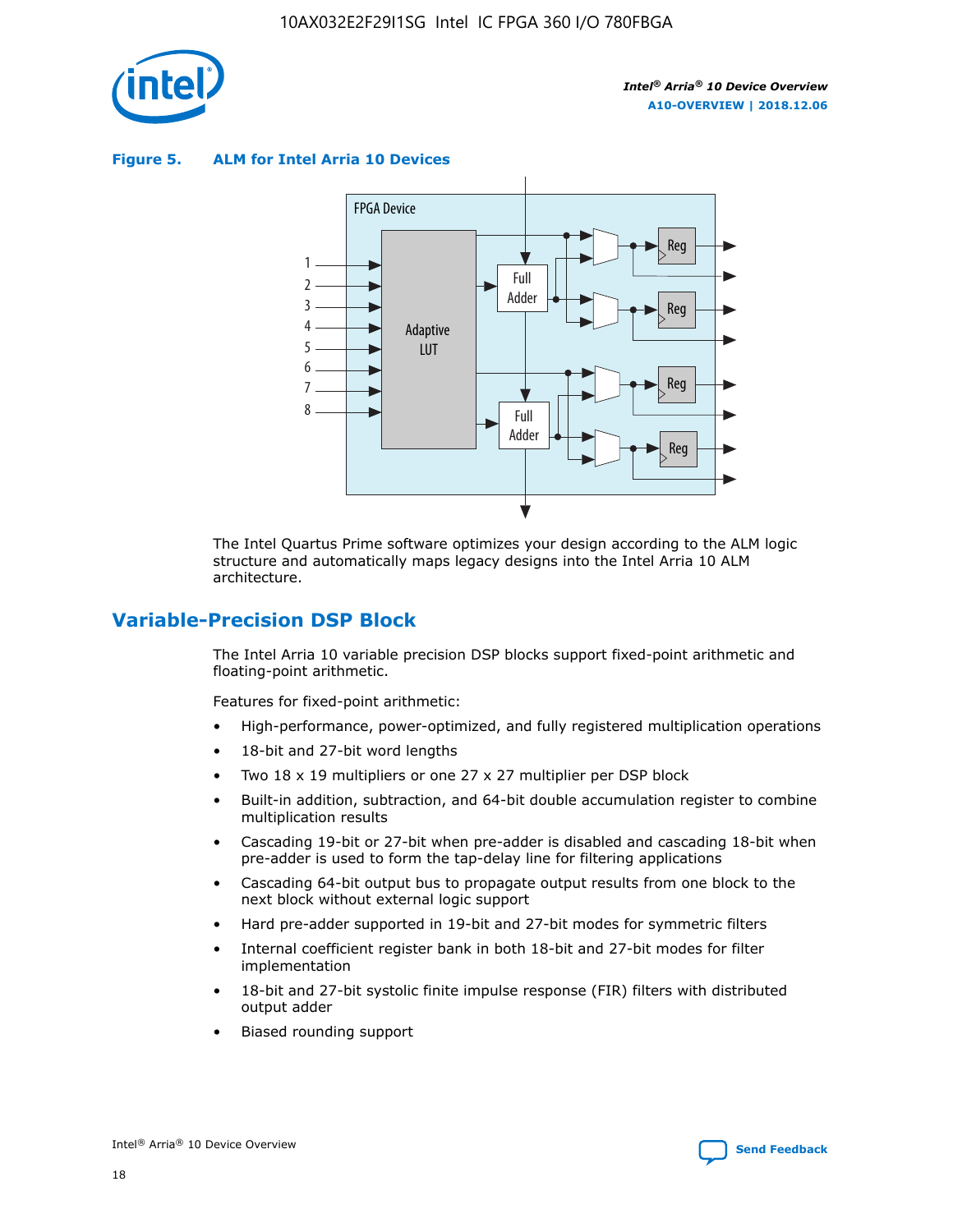**Figure 5. ALM for Intel Arria 10 Devices**

The Intel Quartus Prime software optimizes your design according to the ALM logic structure and automatically maps legacy designs into the Intel Arria 10 ALM architecture.

## Variable-Precision DSP Block

The Intel Arria 10 variable precision DSP blocks support fixed-point arithmetic and floating-point arithmetic.

Features for fixed-point arithmetic:

- High-performance, power-optimized, and fully registered multiplication operations
- 18-bit and 27-bit word lengths
- Two 18 x 19 multipliers or one 27 x 27 multiplier per DSP block
- Built-in addition, subtraction, and 64-bit double accumulation register to combine multiplication results
- Cascading 19-bit or 27-bit when pre-adder is disabled and cascading 18-bit when pre-adder is used to form the tap-delay line for filtering applications
- Cascading 64-bit output bus to propagate output results from one block to the next block without external logic support
- Hard pre-adder supported in 19-bit and 27-bit modes for symmetric filters
- Internal coefficient register bank in both 18-bit and 27-bit modes for filter implementation
- 18-bit and 27-bit systolic finite impulse response (FIR) filters with distributed output adder
- Biased rounding support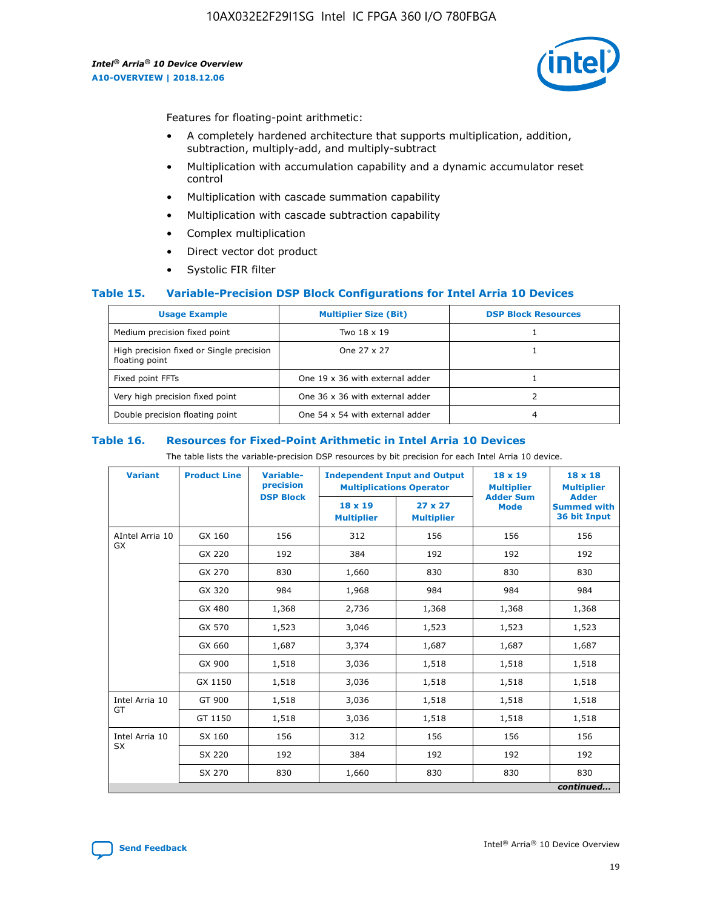Features for floating-point arithmetic:

- A completely hardened architecture that supports multiplication, addition, subtraction, multiply-add, and multiply-subtract
- Multiplication with accumulation capability and a dynamic accumulator reset control
- Multiplication with cascade summation capability
- Multiplication with cascade subtraction capability
- Complex multiplication
- Direct vector dot product
- Systolic FIR filter

## Table 15. Variable-Precision DSP Block Configurations for Intel Arria 10 Devices

| Usage Example | Multiplier Size (Bit) | DSP Block Resources |
|---|---|---|
| Medium precision fixed point | Two 18 x 19 | 1 |
| High precision fixed or Single precision floating point | One 27 x 27 | 1 |
| Fixed point FFTs | One 19 x 36 with external adder | 1 |
| Very high precision fixed point | One 36 x 36 with external adder | 2 |
| Double precision floating point | One 54 x 54 with external adder | 4 |

## Table 16. Resources for Fixed-Point Arithmetic in Intel Arria 10 Devices

The table lists the variable-precision DSP resources by bit precision for each Intel Arria 10 device.

| Variant | Product Line | Variable-precision DSP Block | Independent Input and Output Multiplications Operator | | 18 x 19 Multiplier Adder Sum Mode | 18 x 18 Multiplier Adder Summed with 36 bit Input |
|---|---|---|---|---|---|---|
| | | | 18 x 19 Multiplier | 27 x 27 Multiplier | | |
| AIntel Arria 10 GX | GX 160 | 156 | 312 | 156 | 156 | 156 |
| | GX 220 | 192 | 384 | 192 | 192 | 192 |
| | GX 270 | 830 | 1,660 | 830 | 830 | 830 |
| | GX 320 | 984 | 1,968 | 984 | 984 | 984 |
| | GX 480 | 1,368 | 2,736 | 1,368 | 1,368 | 1,368 |
| | GX 570 | 1,523 | 3,046 | 1,523 | 1,523 | 1,523 |
| | GX 660 | 1,687 | 3,374 | 1,687 | 1,687 | 1,687 |
| | GX 900 | 1,518 | 3,036 | 1,518 | 1,518 | 1,518 |
| | GX 1150 | 1,518 | 3,036 | 1,518 | 1,518 | 1,518 |
| Intel Arria 10 GT | GT 900 | 1,518 | 3,036 | 1,518 | 1,518 | 1,518 |
| | GT 1150 | 1,518 | 3,036 | 1,518 | 1,518 | 1,518 |
| Intel Arria 10 SX | SX 160 | 156 | 312 | 156 | 156 | 156 |
| | SX 220 | 192 | 384 | 192 | 192 | 192 |
| | SX 270 | 830 | 1,660 | 830 | 830 | 830 |

*continued...*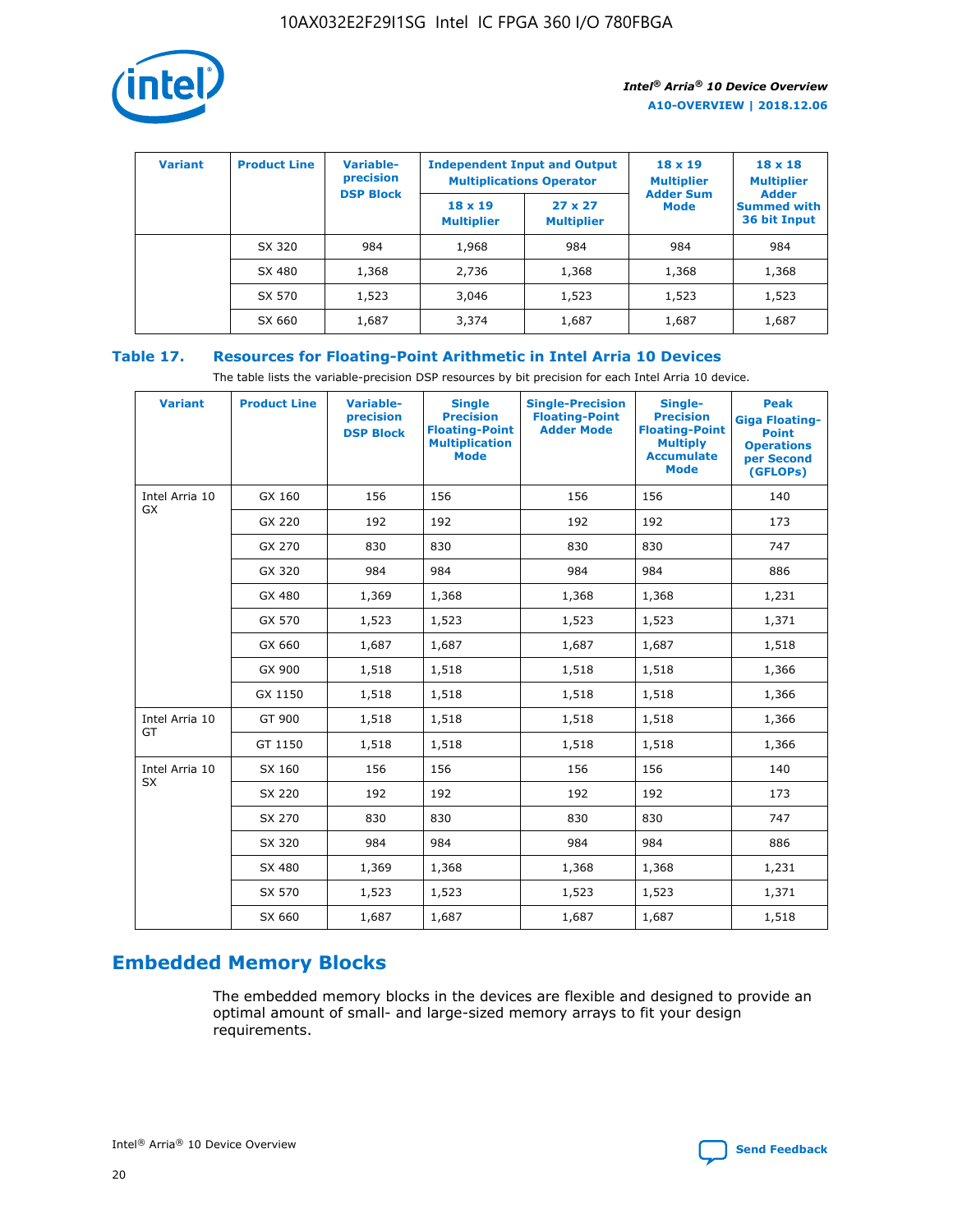| Variant | Product Line | Variable-precision DSP Block | Independent Input and Output Multiplications Operator | | 18 x 19 Multiplier Adder Sum Mode | 18 x 18 Multiplier Adder Summed with 36 bit Input |
|---|---|---|---|---|---|---|
| | | | 18 x 19 Multiplier | 27 x 27 Multiplier | | |
| | SX 320 | 984 | 1,968 | 984 | 984 | 984 |
| | SX 480 | 1,368 | 2,736 | 1,368 | 1,368 | 1,368 |
| | SX 570 | 1,523 | 3,046 | 1,523 | 1,523 | 1,523 |
| | SX 660 | 1,687 | 3,374 | 1,687 | 1,687 | 1,687 |

**Table 17. Resources for Floating-Point Arithmetic in Intel Arria 10 Devices**

The table lists the variable-precision DSP resources by bit precision for each Intel Arria 10 device.

| Variant | Product Line | Variable-precision DSP Block | Single Precision Floating-Point Multiplication Mode | Single-Precision Floating-Point Adder Mode | Single-Precision Floating-Point Multiply Accumulate Mode | Peak Giga Floating-Point Operations per Second (GFLOPs) |
|---|---|---|---|---|---|---|
| Intel Arria 10 GX | GX 160 | 156 | 156 | 156 | 156 | 140 |
| | GX 220 | 192 | 192 | 192 | 192 | 173 |
| | GX 270 | 830 | 830 | 830 | 830 | 747 |
| | GX 320 | 984 | 984 | 984 | 984 | 886 |
| | GX 480 | 1,369 | 1,368 | 1,368 | 1,368 | 1,231 |
| | GX 570 | 1,523 | 1,523 | 1,523 | 1,523 | 1,371 |
| | GX 660 | 1,687 | 1,687 | 1,687 | 1,687 | 1,518 |
| | GX 900 | 1,518 | 1,518 | 1,518 | 1,518 | 1,366 |
| | GX 1150 | 1,518 | 1,518 | 1,518 | 1,518 | 1,366 |
| Intel Arria 10 GT | GT 900 | 1,518 | 1,518 | 1,518 | 1,518 | 1,366 |
| | GT 1150 | 1,518 | 1,518 | 1,518 | 1,518 | 1,366 |
| Intel Arria 10 SX | SX 160 | 156 | 156 | 156 | 156 | 140 |
| | SX 220 | 192 | 192 | 192 | 192 | 173 |
| | SX 270 | 830 | 830 | 830 | 830 | 747 |
| | SX 320 | 984 | 984 | 984 | 984 | 886 |
| | SX 480 | 1,369 | 1,368 | 1,368 | 1,368 | 1,231 |
| | SX 570 | 1,523 | 1,523 | 1,523 | 1,523 | 1,371 |
| | SX 660 | 1,687 | 1,687 | 1,687 | 1,687 | 1,518 |

## Embedded Memory Blocks

The embedded memory blocks in the devices are flexible and designed to provide an optimal amount of small- and large-sized memory arrays to fit your design requirements.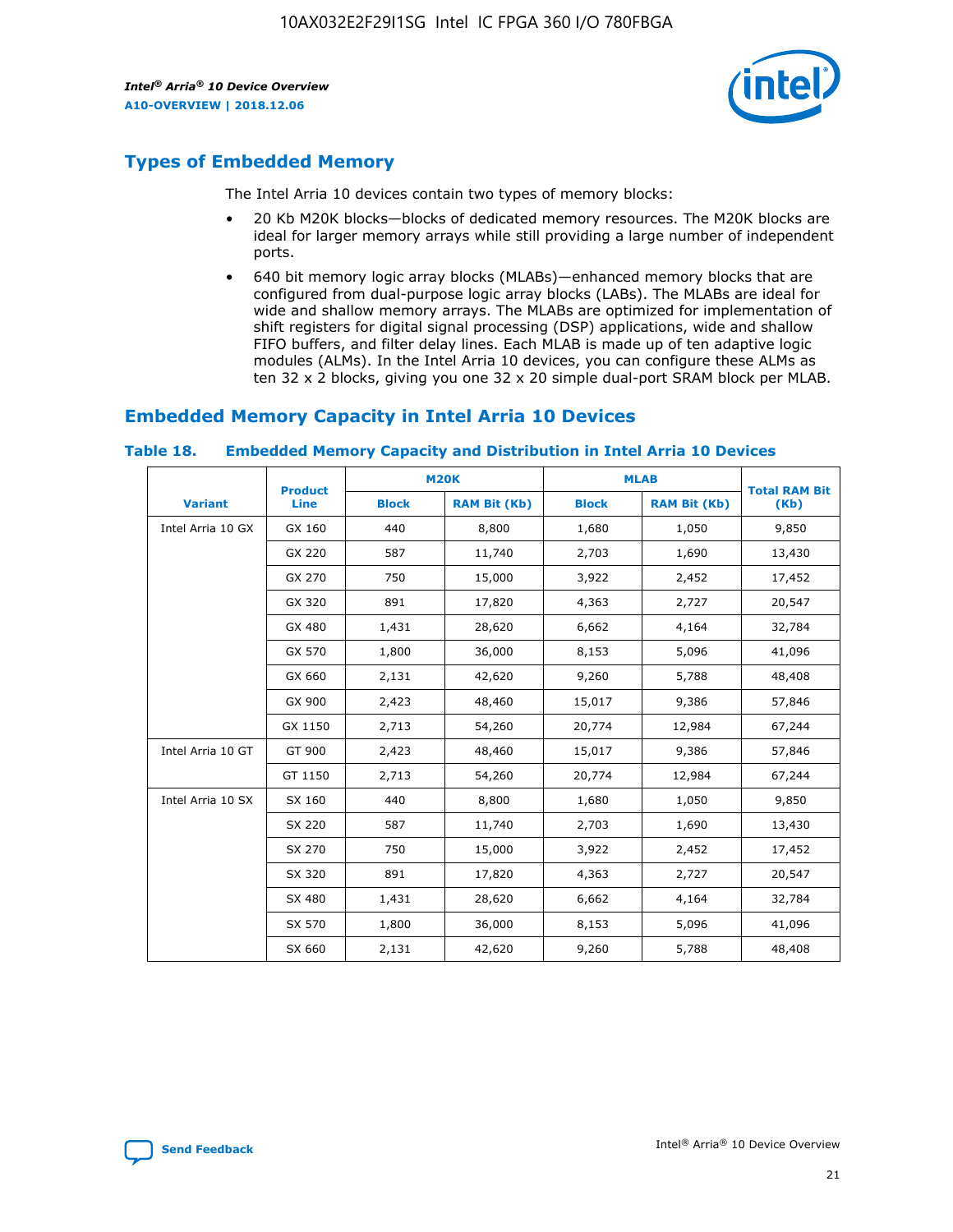## Types of Embedded Memory

The Intel Arria 10 devices contain two types of memory blocks:

- 20 Kb M20K blocks—blocks of dedicated memory resources. The M20K blocks are ideal for larger memory arrays while still providing a large number of independent ports.
- 640 bit memory logic array blocks (MLABs)—enhanced memory blocks that are configured from dual-purpose logic array blocks (LABs). The MLABs are ideal for wide and shallow memory arrays. The MLABs are optimized for implementation of shift registers for digital signal processing (DSP) applications, wide and shallow FIFO buffers, and filter delay lines. Each MLAB is made up of ten adaptive logic modules (ALMs). In the Intel Arria 10 devices, you can configure these ALMs as ten 32 x 2 blocks, giving you one 32 x 20 simple dual-port SRAM block per MLAB.

## Embedded Memory Capacity in Intel Arria 10 Devices

**Table 18. Embedded Memory Capacity and Distribution in Intel Arria 10 Devices**

| Variant | Product Line | M20K | | MLAB | | Total RAM Bit (Kb) |
|---|---|---|---|---|---|---|
| | | Block | RAM Bit (Kb) | Block | RAM Bit (Kb) | |
| Intel Arria 10 GX | GX 160 | 440 | 8,800 | 1,680 | 1,050 | 9,850 |
| | GX 220 | 587 | 11,740 | 2,703 | 1,690 | 13,430 |
| | GX 270 | 750 | 15,000 | 3,922 | 2,452 | 17,452 |
| | GX 320 | 891 | 17,820 | 4,363 | 2,727 | 20,547 |
| | GX 480 | 1,431 | 28,620 | 6,662 | 4,164 | 32,784 |
| | GX 570 | 1,800 | 36,000 | 8,153 | 5,096 | 41,096 |
| | GX 660 | 2,131 | 42,620 | 9,260 | 5,788 | 48,408 |
| | GX 900 | 2,423 | 48,460 | 15,017 | 9,386 | 57,846 |
| | GX 1150 | 2,713 | 54,260 | 20,774 | 12,984 | 67,244 |
| Intel Arria 10 GT | GT 900 | 2,423 | 48,460 | 15,017 | 9,386 | 57,846 |
| | GT 1150 | 2,713 | 54,260 | 20,774 | 12,984 | 67,244 |
| Intel Arria 10 SX | SX 160 | 440 | 8,800 | 1,680 | 1,050 | 9,850 |
| | SX 220 | 587 | 11,740 | 2,703 | 1,690 | 13,430 |
| | SX 270 | 750 | 15,000 | 3,922 | 2,452 | 17,452 |
| | SX 320 | 891 | 17,820 | 4,363 | 2,727 | 20,547 |
| | SX 480 | 1,431 | 28,620 | 6,662 | 4,164 | 32,784 |
| | SX 570 | 1,800 | 36,000 | 8,153 | 5,096 | 41,096 |
| | SX 660 | 2,131 | 42,620 | 9,260 | 5,788 | 48,408 |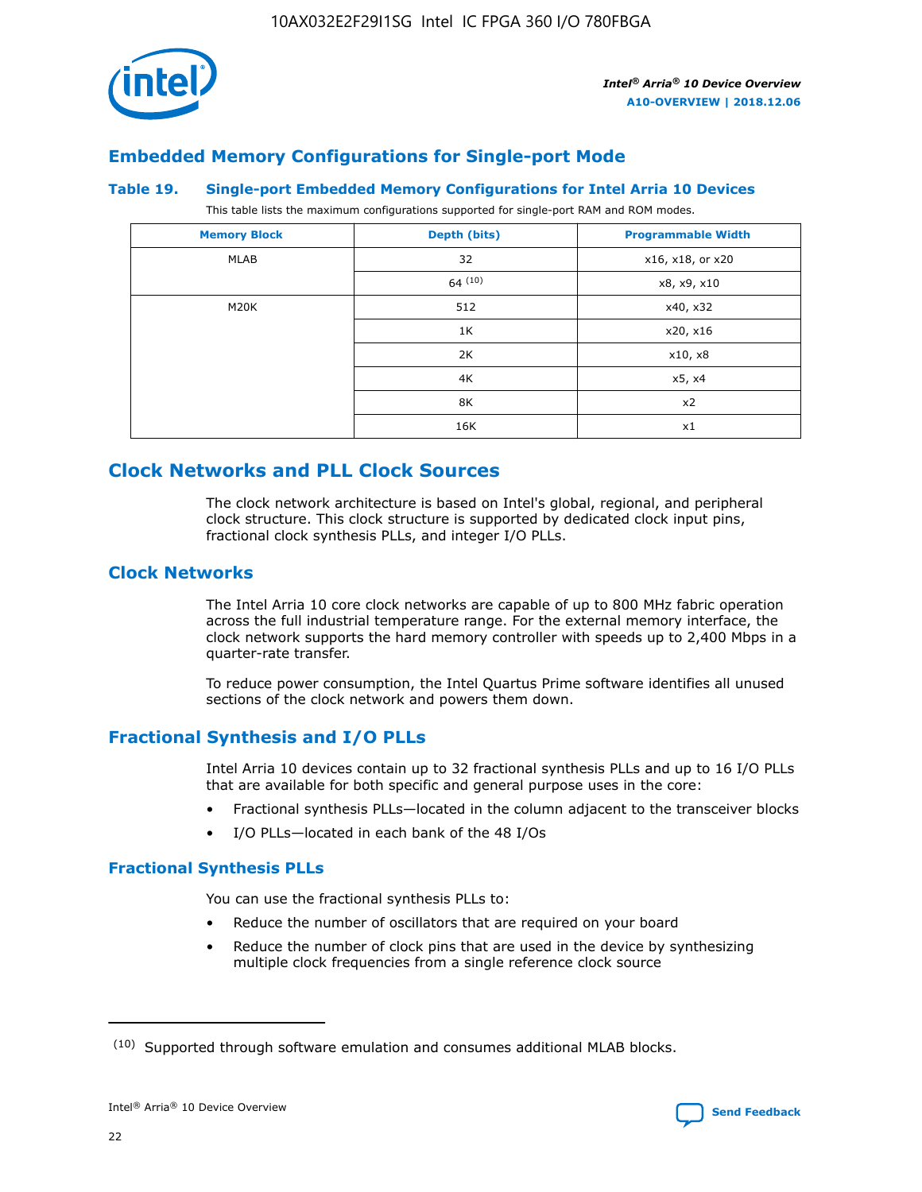## Embedded Memory Configurations for Single-port Mode

### Table 19. Single-port Embedded Memory Configurations for Intel Arria 10 Devices

This table lists the maximum configurations supported for single-port RAM and ROM modes.

| Memory Block | Depth (bits) | Programmable Width |
|---|---|---|
| MLAB | 32 | x16, x18, or x20 |
| | 64 [10] | x8, x9, x10 |
| M20K | 512 | x40, x32 |
| | 1K | x20, x16 |
| | 2K | x10, x8 |
| | 4K | x5, x4 |
| | 8K | x2 |
| | 16K | x1 |

## Clock Networks and PLL Clock Sources

The clock network architecture is based on Intel's global, regional, and peripheral clock structure. This clock structure is supported by dedicated clock input pins, fractional clock synthesis PLLs, and integer I/O PLLs.

### Clock Networks

The Intel Arria 10 core clock networks are capable of up to 800 MHz fabric operation across the full industrial temperature range. For the external memory interface, the clock network supports the hard memory controller with speeds up to 2,400 Mbps in a quarter-rate transfer.

To reduce power consumption, the Intel Quartus Prime software identifies all unused sections of the clock network and powers them down.

### Fractional Synthesis and I/O PLLs

Intel Arria 10 devices contain up to 32 fractional synthesis PLLs and up to 16 I/O PLLs that are available for both specific and general purpose uses in the core:

- Fractional synthesis PLLs—located in the column adjacent to the transceiver blocks
- I/O PLLs—located in each bank of the 48 I/Os

#### Fractional Synthesis PLLs

You can use the fractional synthesis PLLs to:

- Reduce the number of oscillators that are required on your board
- Reduce the number of clock pins that are used in the device by synthesizing multiple clock frequencies from a single reference clock source

[10] Supported through software emulation and consumes additional MLAB blocks.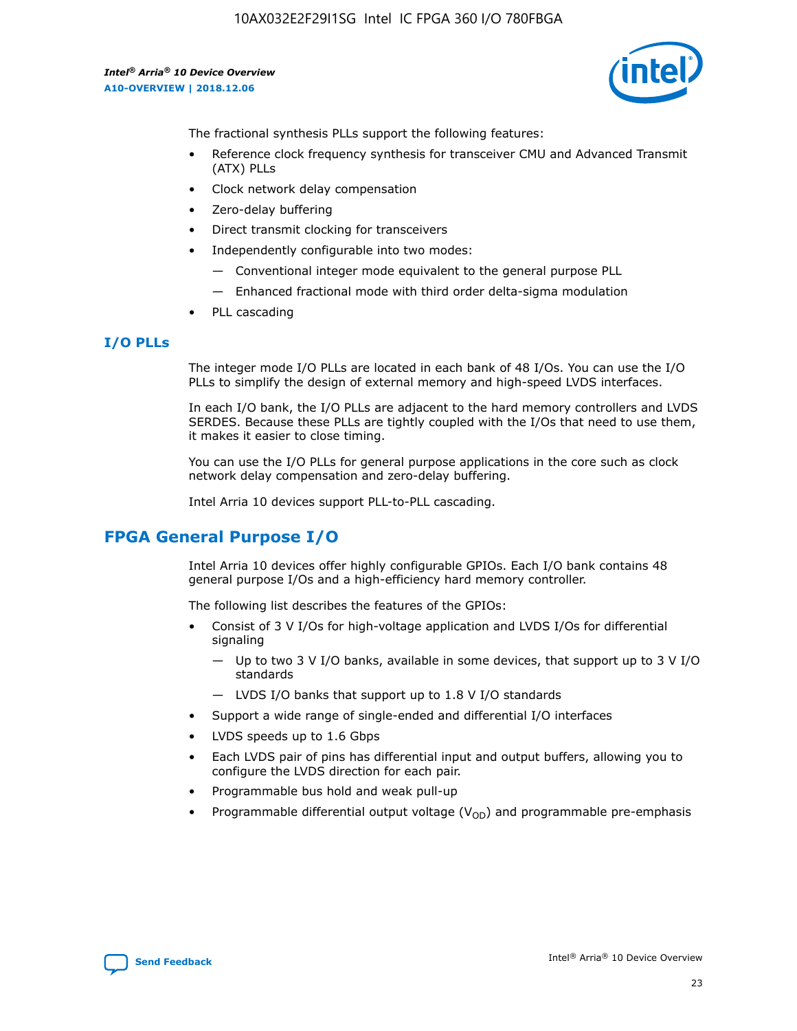The fractional synthesis PLLs support the following features:

- Reference clock frequency synthesis for transceiver CMU and Advanced Transmit (ATX) PLLs
- Clock network delay compensation
- Zero-delay buffering
- Direct transmit clocking for transceivers
- Independently configurable into two modes:
  - — Conventional integer mode equivalent to the general purpose PLL
  - — Enhanced fractional mode with third order delta-sigma modulation
- PLL cascading

### I/O PLLs

The integer mode I/O PLLs are located in each bank of 48 I/Os. You can use the I/O PLLs to simplify the design of external memory and high-speed LVDS interfaces.

In each I/O bank, the I/O PLLs are adjacent to the hard memory controllers and LVDS SERDES. Because these PLLs are tightly coupled with the I/Os that need to use them, it makes it easier to close timing.

You can use the I/O PLLs for general purpose applications in the core such as clock network delay compensation and zero-delay buffering.

Intel Arria 10 devices support PLL-to-PLL cascading.

## FPGA General Purpose I/O

Intel Arria 10 devices offer highly configurable GPIOs. Each I/O bank contains 48 general purpose I/Os and a high-efficiency hard memory controller.

The following list describes the features of the GPIOs:

- Consist of 3 V I/Os for high-voltage application and LVDS I/Os for differential signaling
  - — Up to two 3 V I/O banks, available in some devices, that support up to 3 V I/O standards
  - — LVDS I/O banks that support up to 1.8 V I/O standards
- Support a wide range of single-ended and differential I/O interfaces
- LVDS speeds up to 1.6 Gbps
- Each LVDS pair of pins has differential input and output buffers, allowing you to configure the LVDS direction for each pair.
- Programmable bus hold and weak pull-up
- Programmable differential output voltage ($V_{OD}$) and programmable pre-emphasis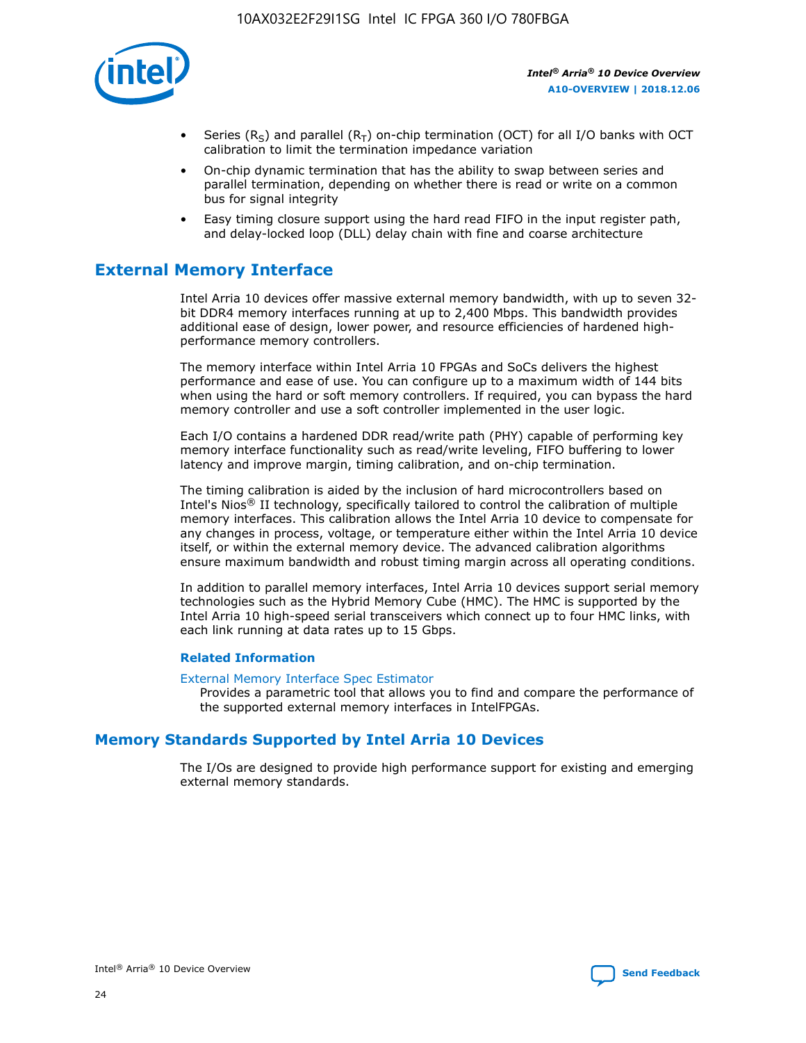- Series ($R_S$) and parallel ($R_T$) on-chip termination (OCT) for all I/O banks with OCT calibration to limit the termination impedance variation
- On-chip dynamic termination that has the ability to swap between series and parallel termination, depending on whether there is read or write on a common bus for signal integrity
- Easy timing closure support using the hard read FIFO in the input register path, and delay-locked loop (DLL) delay chain with fine and coarse architecture

## External Memory Interface

Intel Arria 10 devices offer massive external memory bandwidth, with up to seven 32-bit DDR4 memory interfaces running at up to 2,400 Mbps. This bandwidth provides additional ease of design, lower power, and resource efficiencies of hardened high-performance memory controllers.

The memory interface within Intel Arria 10 FPGAs and SoCs delivers the highest performance and ease of use. You can configure up to a maximum width of 144 bits when using the hard or soft memory controllers. If required, you can bypass the hard memory controller and use a soft controller implemented in the user logic.

Each I/O contains a hardened DDR read/write path (PHY) capable of performing key memory interface functionality such as read/write leveling, FIFO buffering to lower latency and improve margin, timing calibration, and on-chip termination.

The timing calibration is aided by the inclusion of hard microcontrollers based on Intel's Nios® II technology, specifically tailored to control the calibration of multiple memory interfaces. This calibration allows the Intel Arria 10 device to compensate for any changes in process, voltage, or temperature either within the Intel Arria 10 device itself, or within the external memory device. The advanced calibration algorithms ensure maximum bandwidth and robust timing margin across all operating conditions.

In addition to parallel memory interfaces, Intel Arria 10 devices support serial memory technologies such as the Hybrid Memory Cube (HMC). The HMC is supported by the Intel Arria 10 high-speed serial transceivers which connect up to four HMC links, with each link running at data rates up to 15 Gbps.

### Related Information

External Memory Interface Spec Estimator
Provides a parametric tool that allows you to find and compare the performance of the supported external memory interfaces in IntelFPGAs.

## Memory Standards Supported by Intel Arria 10 Devices

The I/Os are designed to provide high performance support for existing and emerging external memory standards.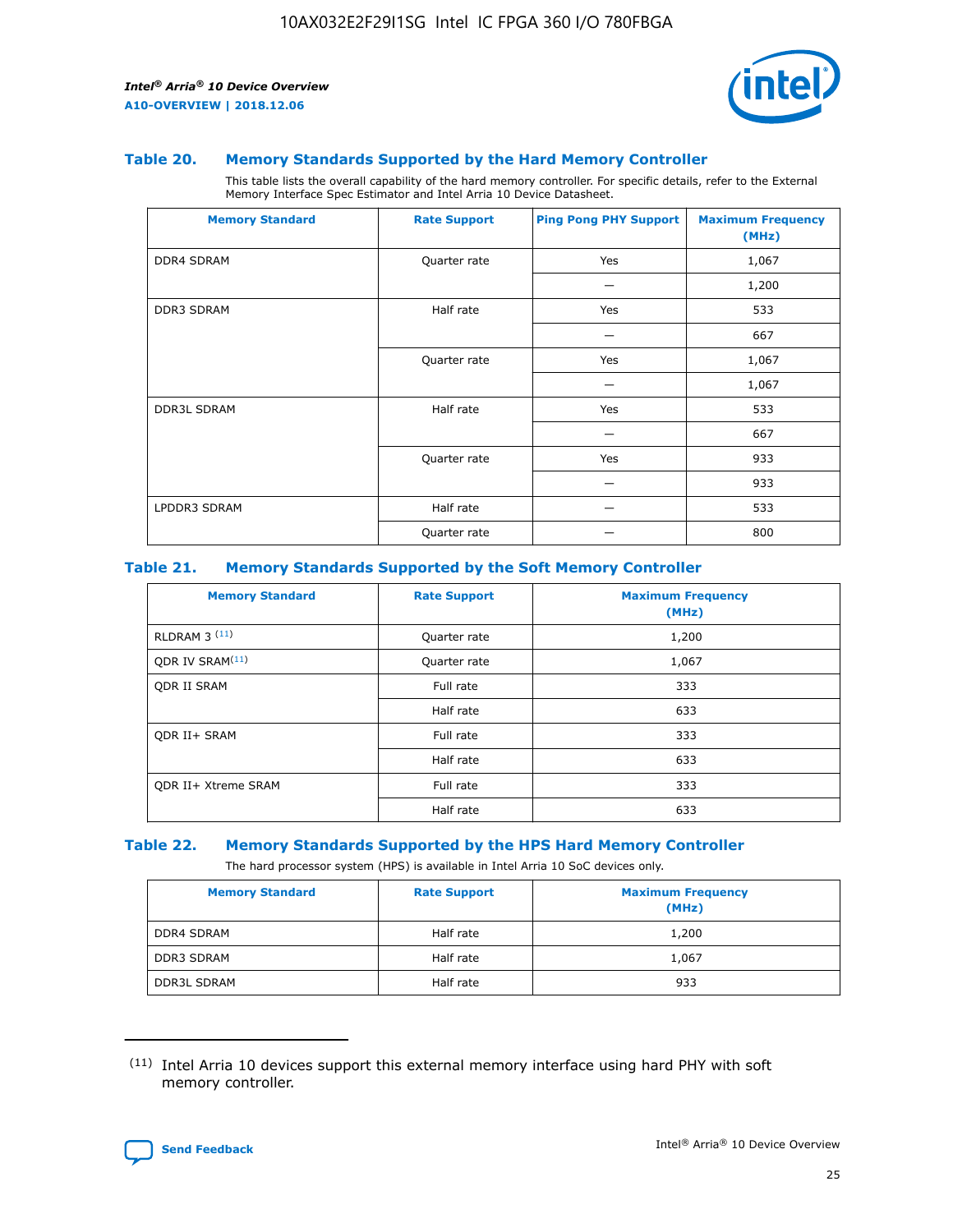### Table 20. Memory Standards Supported by the Hard Memory Controller

This table lists the overall capability of the hard memory controller. For specific details, refer to the External Memory Interface Spec Estimator and Intel Arria 10 Device Datasheet.

| Memory Standard | Rate Support | Ping Pong PHY Support | Maximum Frequency (MHz) |
|---|---|---|---|
| DDR4 SDRAM | Quarter rate | Yes | 1,067 |
| | | — | 1,200 |
| DDR3 SDRAM | Half rate | Yes | 533 |
| | | — | 667 |
| | Quarter rate | Yes | 1,067 |
| | | — | 1,067 |
| DDR3L SDRAM | Half rate | Yes | 533 |
| | | — | 667 |
| | Quarter rate | Yes | 933 |
| | | — | 933 |
| LPDDR3 SDRAM | Half rate | — | 533 |
| | Quarter rate | — | 800 |

### Table 21. Memory Standards Supported by the Soft Memory Controller

| Memory Standard | Rate Support | Maximum Frequency (MHz) |
|---|---|---|
| RLDRAM 3 [11] | Quarter rate | 1,200 |
| QDR IV SRAM[11] | Quarter rate | 1,067 |
| QDR II SRAM | Full rate | 333 |
| | Half rate | 633 |
| QDR II+ SRAM | Full rate | 333 |
| | Half rate | 633 |
| QDR II+ Xtreme SRAM | Full rate | 333 |
| | Half rate | 633 |

### Table 22. Memory Standards Supported by the HPS Hard Memory Controller

The hard processor system (HPS) is available in Intel Arria 10 SoC devices only.

| Memory Standard | Rate Support | Maximum Frequency (MHz) |
|---|---|---|
| DDR4 SDRAM | Half rate | 1,200 |
| DDR3 SDRAM | Half rate | 1,067 |
| DDR3L SDRAM | Half rate | 933 |

[11] Intel Arria 10 devices support this external memory interface using hard PHY with soft memory controller.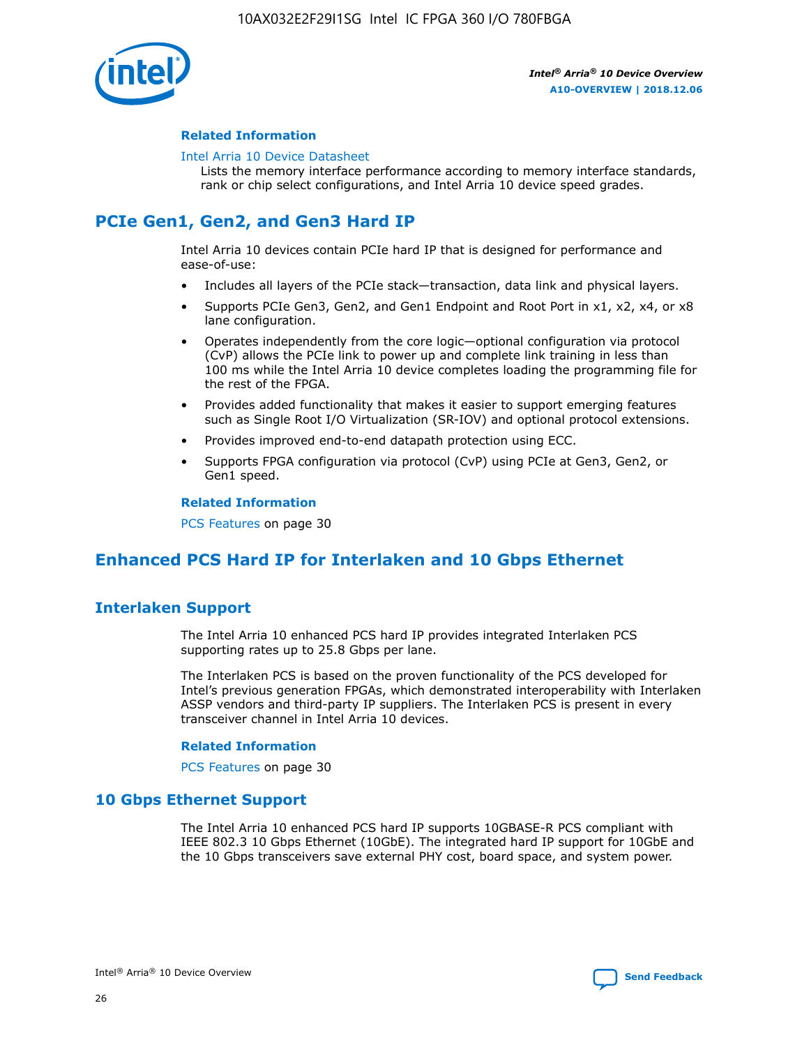#### Related Information

Intel Arria 10 Device Datasheet
Lists the memory interface performance according to memory interface standards, rank or chip select configurations, and Intel Arria 10 device speed grades.

## PCIe Gen1, Gen2, and Gen3 Hard IP

Intel Arria 10 devices contain PCIe hard IP that is designed for performance and ease-of-use:

- Includes all layers of the PCIe stack—transaction, data link and physical layers.
- Supports PCIe Gen3, Gen2, and Gen1 Endpoint and Root Port in x1, x2, x4, or x8 lane configuration.
- Operates independently from the core logic—optional configuration via protocol (CvP) allows the PCIe link to power up and complete link training in less than 100 ms while the Intel Arria 10 device completes loading the programming file for the rest of the FPGA.
- Provides added functionality that makes it easier to support emerging features such as Single Root I/O Virtualization (SR-IOV) and optional protocol extensions.
- Provides improved end-to-end datapath protection using ECC.
- Supports FPGA configuration via protocol (CvP) using PCIe at Gen3, Gen2, or Gen1 speed.

#### Related Information

PCS Features on page 30

## Enhanced PCS Hard IP for Interlaken and 10 Gbps Ethernet

## Interlaken Support

The Intel Arria 10 enhanced PCS hard IP provides integrated Interlaken PCS supporting rates up to 25.8 Gbps per lane.

The Interlaken PCS is based on the proven functionality of the PCS developed for Intel's previous generation FPGAs, which demonstrated interoperability with Interlaken ASSP vendors and third-party IP suppliers. The Interlaken PCS is present in every transceiver channel in Intel Arria 10 devices.

#### Related Information

PCS Features on page 30

## 10 Gbps Ethernet Support

The Intel Arria 10 enhanced PCS hard IP supports 10GBASE-R PCS compliant with IEEE 802.3 10 Gbps Ethernet (10GbE). The integrated hard IP support for 10GbE and the 10 Gbps transceivers save external PHY cost, board space, and system power.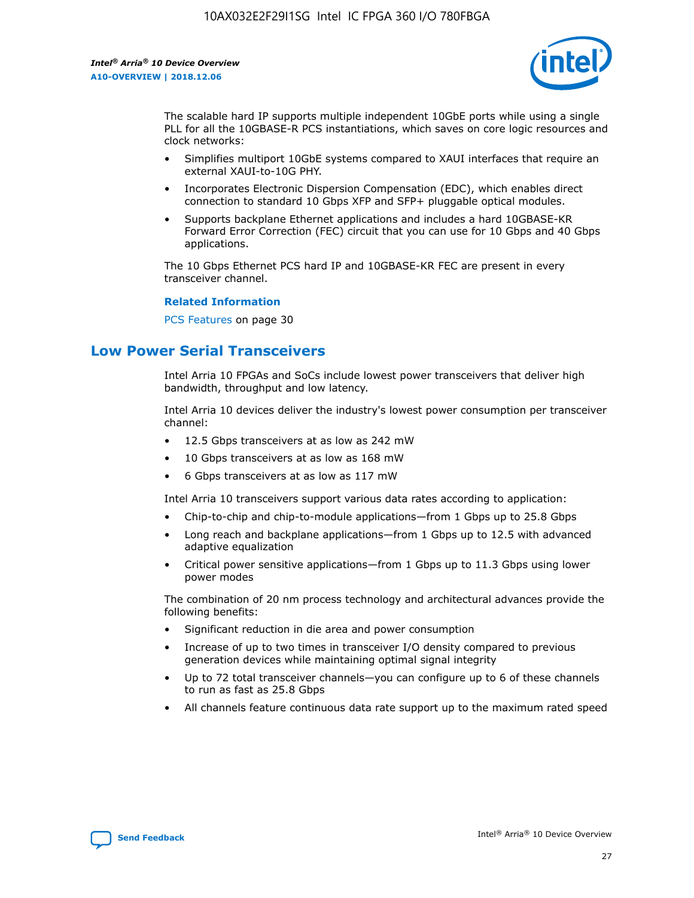The scalable hard IP supports multiple independent 10GbE ports while using a single PLL for all the 10GBASE-R PCS instantiations, which saves on core logic resources and clock networks:

- Simplifies multiport 10GbE systems compared to XAUI interfaces that require an external XAUI-to-10G PHY.
- Incorporates Electronic Dispersion Compensation (EDC), which enables direct connection to standard 10 Gbps XFP and SFP+ pluggable optical modules.
- Supports backplane Ethernet applications and includes a hard 10GBASE-KR Forward Error Correction (FEC) circuit that you can use for 10 Gbps and 40 Gbps applications.

The 10 Gbps Ethernet PCS hard IP and 10GBASE-KR FEC are present in every transceiver channel.

**Related Information**

PCS Features on page 30

## Low Power Serial Transceivers

Intel Arria 10 FPGAs and SoCs include lowest power transceivers that deliver high bandwidth, throughput and low latency.

Intel Arria 10 devices deliver the industry's lowest power consumption per transceiver channel:

- 12.5 Gbps transceivers at as low as 242 mW
- 10 Gbps transceivers at as low as 168 mW
- 6 Gbps transceivers at as low as 117 mW

Intel Arria 10 transceivers support various data rates according to application:

- Chip-to-chip and chip-to-module applications—from 1 Gbps up to 25.8 Gbps
- Long reach and backplane applications—from 1 Gbps up to 12.5 with advanced adaptive equalization
- Critical power sensitive applications—from 1 Gbps up to 11.3 Gbps using lower power modes

The combination of 20 nm process technology and architectural advances provide the following benefits:

- Significant reduction in die area and power consumption
- Increase of up to two times in transceiver I/O density compared to previous generation devices while maintaining optimal signal integrity
- Up to 72 total transceiver channels—you can configure up to 6 of these channels to run as fast as 25.8 Gbps
- All channels feature continuous data rate support up to the maximum rated speed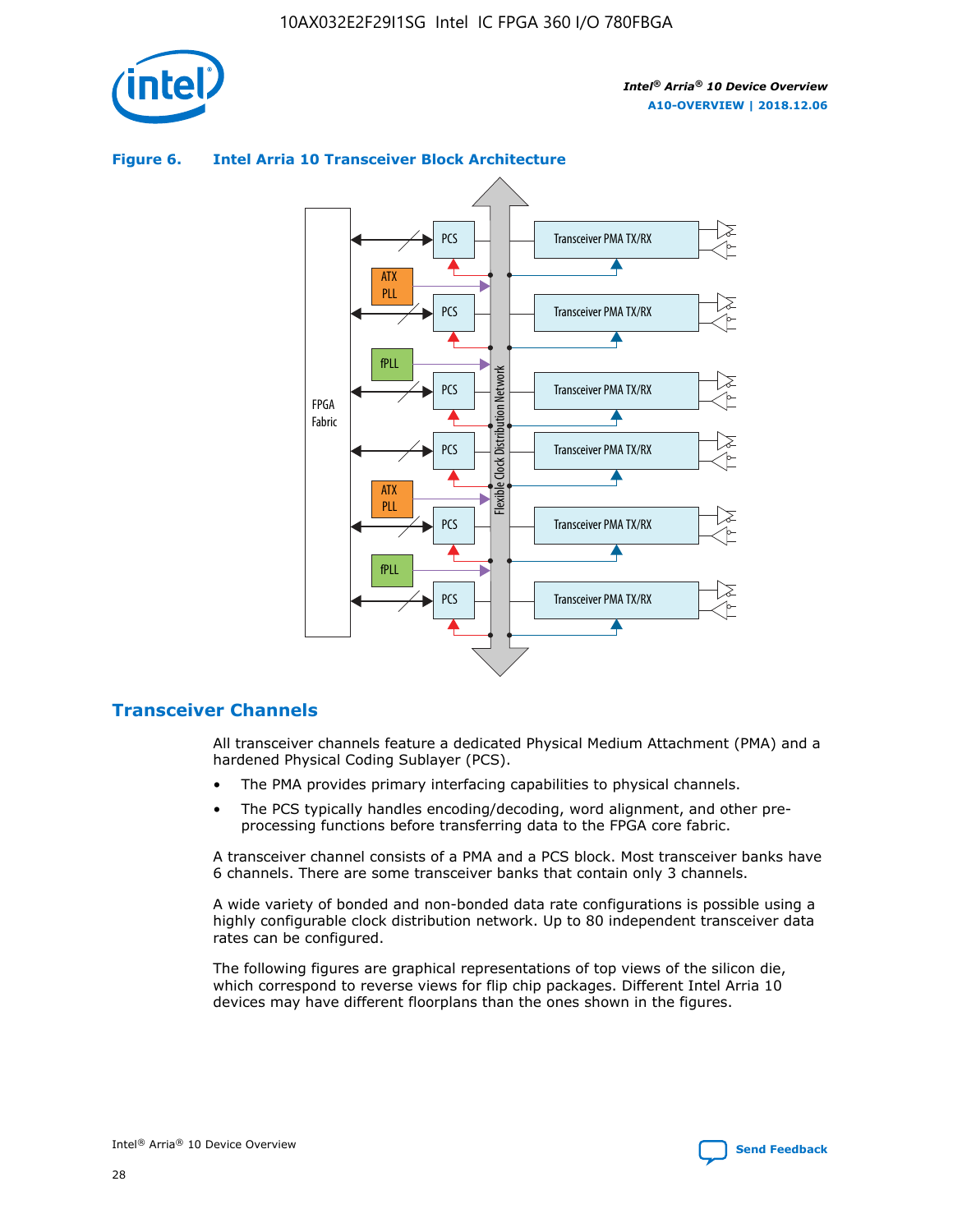**Figure 6. Intel Arria 10 Transceiver Block Architecture**

## Transceiver Channels

All transceiver channels feature a dedicated Physical Medium Attachment (PMA) and a hardened Physical Coding Sublayer (PCS).

- The PMA provides primary interfacing capabilities to physical channels.
- The PCS typically handles encoding/decoding, word alignment, and other pre-processing functions before transferring data to the FPGA core fabric.

A transceiver channel consists of a PMA and a PCS block. Most transceiver banks have 6 channels. There are some transceiver banks that contain only 3 channels.

A wide variety of bonded and non-bonded data rate configurations is possible using a highly configurable clock distribution network. Up to 80 independent transceiver data rates can be configured.

The following figures are graphical representations of top views of the silicon die, which correspond to reverse views for flip chip packages. Different Intel Arria 10 devices may have different floorplans than the ones shown in the figures.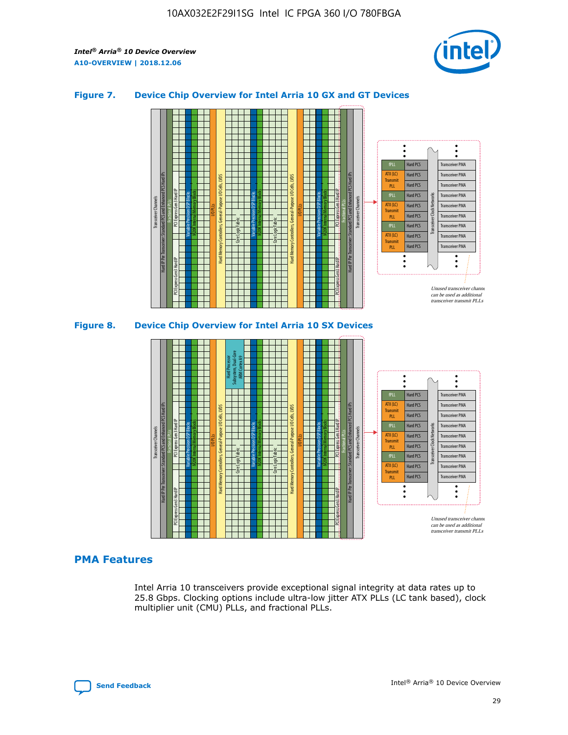### Figure 7. Device Chip Overview for Intel Arria 10 GX and GT Devices

### Figure 8. Device Chip Overview for Intel Arria 10 SX Devices

## PMA Features

Intel Arria 10 transceivers provide exceptional signal integrity at data rates up to 25.8 Gbps. Clocking options include ultra-low jitter ATX PLLs (LC tank based), clock multiplier unit (CMU) PLLs, and fractional PLLs.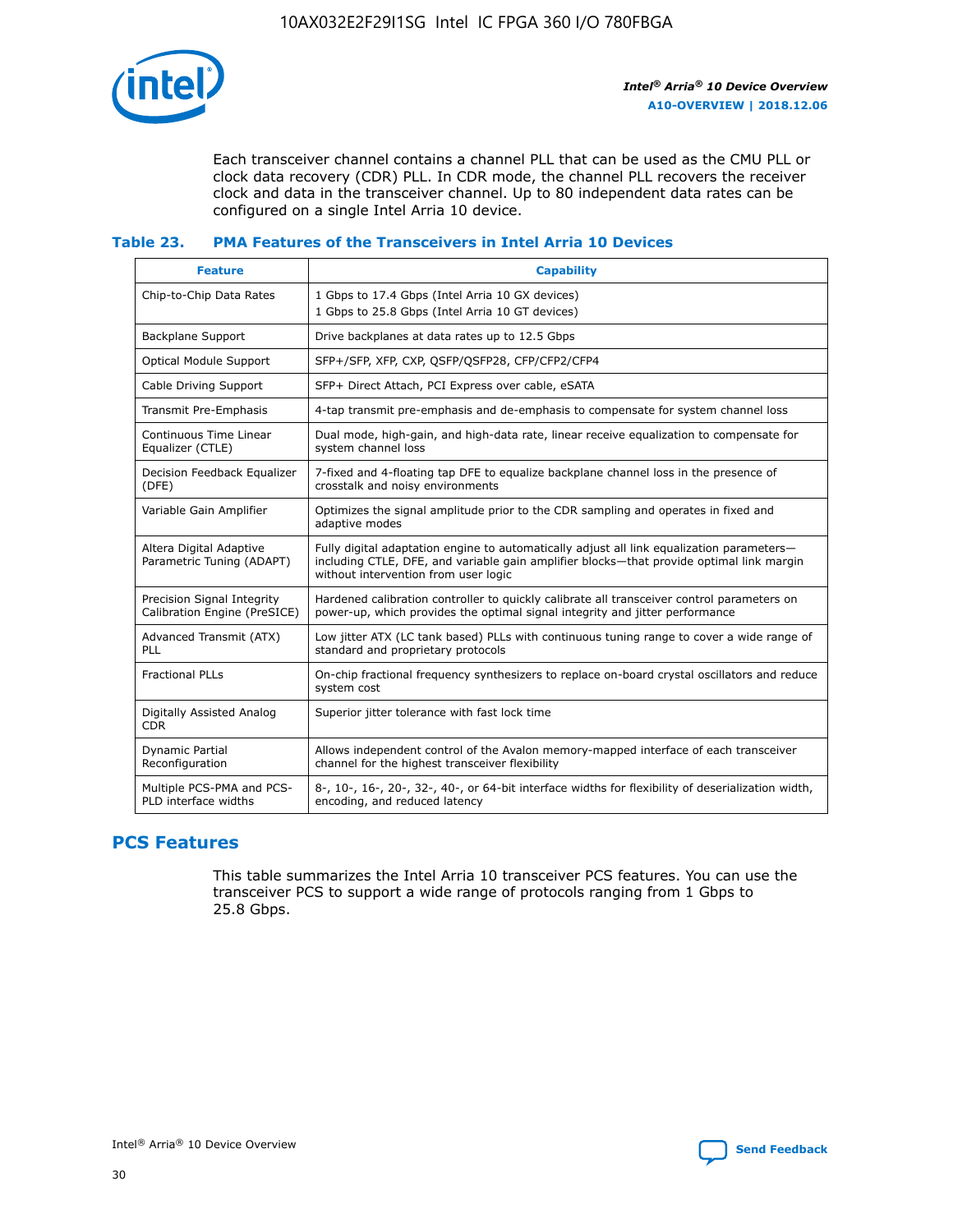Each transceiver channel contains a channel PLL that can be used as the CMU PLL or clock data recovery (CDR) PLL. In CDR mode, the channel PLL recovers the receiver clock and data in the transceiver channel. Up to 80 independent data rates can be configured on a single Intel Arria 10 device.

### Table 23. PMA Features of the Transceivers in Intel Arria 10 Devices

| Feature | Capability |
| --- | --- |
| Chip-to-Chip Data Rates | 1 Gbps to 17.4 Gbps (Intel Arria 10 GX devices)<br>1 Gbps to 25.8 Gbps (Intel Arria 10 GT devices) |
| Backplane Support | Drive backplanes at data rates up to 12.5 Gbps |
| Optical Module Support | SFP+/SFP, XFP, CXP, QSFP/QSFP28, CFP/CFP2/CFP4 |
| Cable Driving Support | SFP+ Direct Attach, PCI Express over cable, eSATA |
| Transmit Pre-Emphasis | 4-tap transmit pre-emphasis and de-emphasis to compensate for system channel loss |
| Continuous Time Linear Equalizer (CTLE) | Dual mode, high-gain, and high-data rate, linear receive equalization to compensate for system channel loss |
| Decision Feedback Equalizer (DFE) | 7-fixed and 4-floating tap DFE to equalize backplane channel loss in the presence of crosstalk and noisy environments |
| Variable Gain Amplifier | Optimizes the signal amplitude prior to the CDR sampling and operates in fixed and adaptive modes |
| Altera Digital Adaptive Parametric Tuning (ADAPT) | Fully digital adaptation engine to automatically adjust all link equalization parameters—including CTLE, DFE, and variable gain amplifier blocks—that provide optimal link margin without intervention from user logic |
| Precision Signal Integrity Calibration Engine (PreSICE) | Hardened calibration controller to quickly calibrate all transceiver control parameters on power-up, which provides the optimal signal integrity and jitter performance |
| Advanced Transmit (ATX) PLL | Low jitter ATX (LC tank based) PLLs with continuous tuning range to cover a wide range of standard and proprietary protocols |
| Fractional PLLs | On-chip fractional frequency synthesizers to replace on-board crystal oscillators and reduce system cost |
| Digitally Assisted Analog CDR | Superior jitter tolerance with fast lock time |
| Dynamic Partial Reconfiguration | Allows independent control of the Avalon memory-mapped interface of each transceiver channel for the highest transceiver flexibility |
| Multiple PCS-PMA and PCS-PLD interface widths | 8-, 10-, 16-, 20-, 32-, 40-, or 64-bit interface widths for flexibility of deserialization width, encoding, and reduced latency |

## PCS Features

This table summarizes the Intel Arria 10 transceiver PCS features. You can use the transceiver PCS to support a wide range of protocols ranging from 1 Gbps to 25.8 Gbps.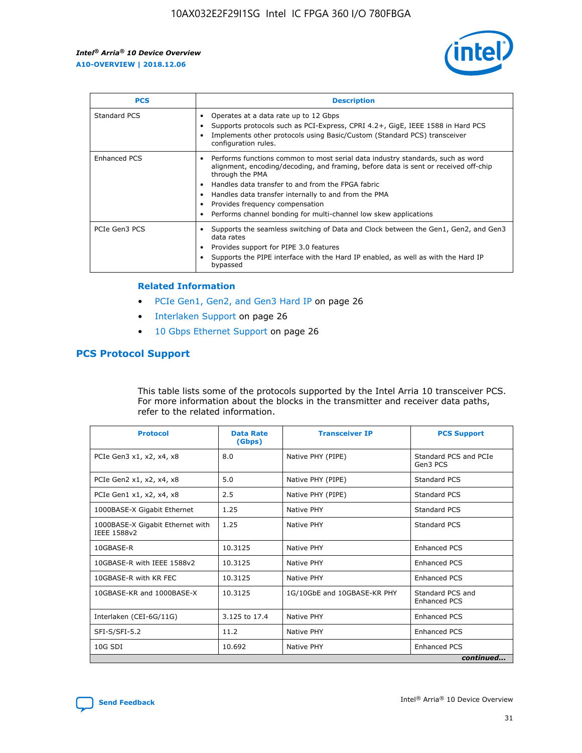| PCS | Description |
| --- | --- |
| Standard PCS | • Operates at a data rate up to 12 Gbps<br>• Supports protocols such as PCI-Express, CPRI 4.2+, GigE, IEEE 1588 in Hard PCS<br>• Implements other protocols using Basic/Custom (Standard PCS) transceiver configuration rules. |
| Enhanced PCS | • Performs functions common to most serial data industry standards, such as word alignment, encoding/decoding, and framing, before data is sent or received off-chip through the PMA<br>• Handles data transfer to and from the FPGA fabric<br>• Handles data transfer internally to and from the PMA<br>• Provides frequency compensation<br>• Performs channel bonding for multi-channel low skew applications |
| PCIe Gen3 PCS | • Supports the seamless switching of Data and Clock between the Gen1, Gen2, and Gen3 data rates<br>• Provides support for PIPE 3.0 features<br>• Supports the PIPE interface with the Hard IP enabled, as well as with the Hard IP bypassed |

### Related Information

- PCIe Gen1, Gen2, and Gen3 Hard IP on page 26
- Interlaken Support on page 26
- 10 Gbps Ethernet Support on page 26

## PCS Protocol Support

This table lists some of the protocols supported by the Intel Arria 10 transceiver PCS. For more information about the blocks in the transmitter and receiver data paths, refer to the related information.

| Protocol | Data Rate (Gbps) | Transceiver IP | PCS Support |
| --- | --- | --- | --- |
| PCIe Gen3 x1, x2, x4, x8 | 8.0 | Native PHY (PIPE) | Standard PCS and PCIe Gen3 PCS |
| PCIe Gen2 x1, x2, x4, x8 | 5.0 | Native PHY (PIPE) | Standard PCS |
| PCIe Gen1 x1, x2, x4, x8 | 2.5 | Native PHY (PIPE) | Standard PCS |
| 1000BASE-X Gigabit Ethernet | 1.25 | Native PHY | Standard PCS |
| 1000BASE-X Gigabit Ethernet with IEEE 1588v2 | 1.25 | Native PHY | Standard PCS |
| 10GBASE-R | 10.3125 | Native PHY | Enhanced PCS |
| 10GBASE-R with IEEE 1588v2 | 10.3125 | Native PHY | Enhanced PCS |
| 10GBASE-R with KR FEC | 10.3125 | Native PHY | Enhanced PCS |
| 10GBASE-KR and 1000BASE-X | 10.3125 | 1G/10GbE and 10GBASE-KR PHY | Standard PCS and Enhanced PCS |
| Interlaken (CEI-6G/11G) | 3.125 to 17.4 | Native PHY | Enhanced PCS |
| SFI-S/SFI-5.2 | 11.2 | Native PHY | Enhanced PCS |
| 10G SDI | 10.692 | Native PHY | Enhanced PCS |

*continued...*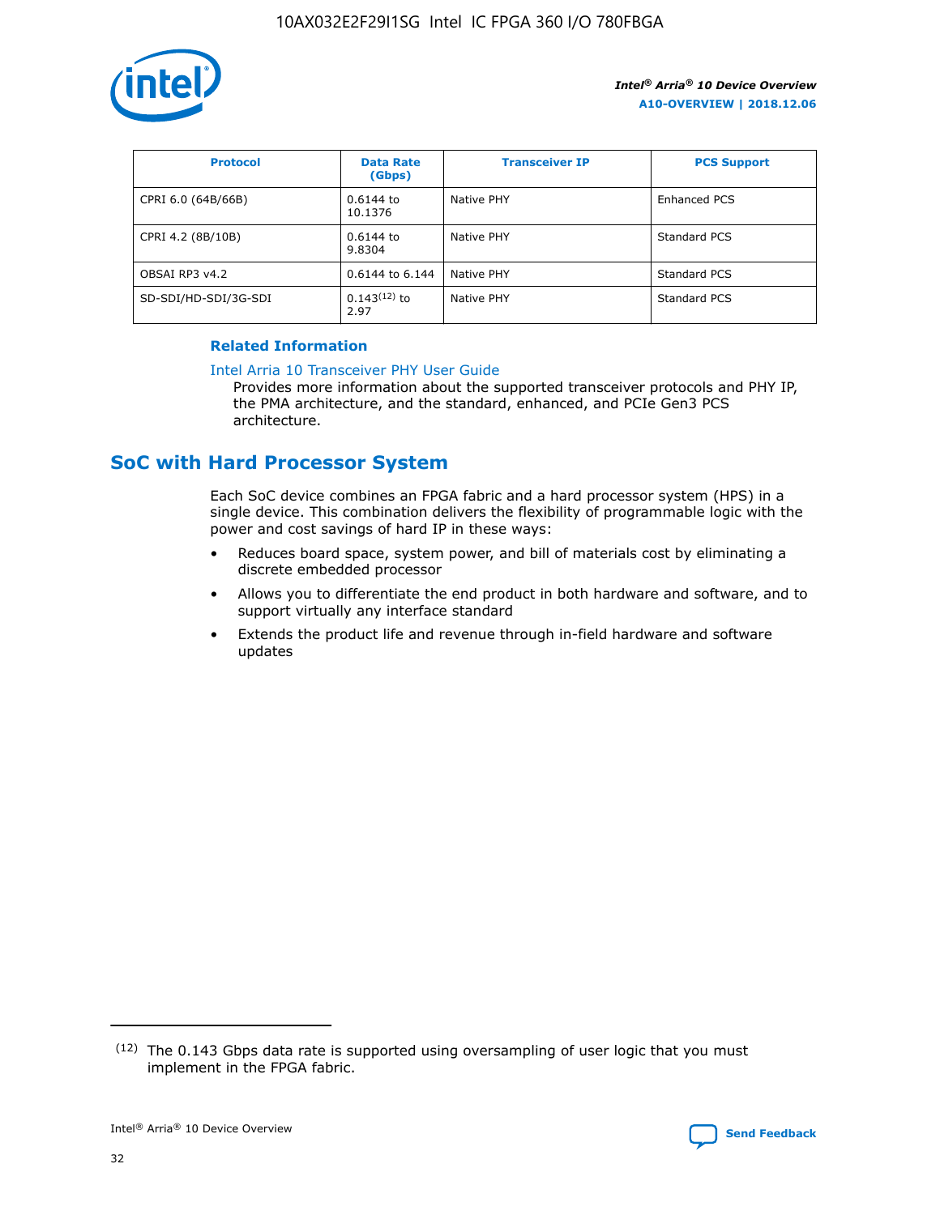| Protocol | Data Rate (Gbps) | Transceiver IP | PCS Support |
| --- | --- | --- | --- |
| CPRI 6.0 (64B/66B) | 0.6144 to 10.1376 | Native PHY | Enhanced PCS |
| CPRI 4.2 (8B/10B) | 0.6144 to 9.8304 | Native PHY | Standard PCS |
| OBSAI RP3 v4.2 | 0.6144 to 6.144 | Native PHY | Standard PCS |
| SD-SDI/HD-SDI/3G-SDI | 0.143(12) to 2.97 | Native PHY | Standard PCS |

**Related Information**

Intel Arria 10 Transceiver PHY User Guide

Provides more information about the supported transceiver protocols and PHY IP, the PMA architecture, and the standard, enhanced, and PCIe Gen3 PCS architecture.

## SoC with Hard Processor System

Each SoC device combines an FPGA fabric and a hard processor system (HPS) in a single device. This combination delivers the flexibility of programmable logic with the power and cost savings of hard IP in these ways:

- Reduces board space, system power, and bill of materials cost by eliminating a discrete embedded processor
- Allows you to differentiate the end product in both hardware and software, and to support virtually any interface standard
- Extends the product life and revenue through in-field hardware and software updates

(12) The 0.143 Gbps data rate is supported using oversampling of user logic that you must implement in the FPGA fabric.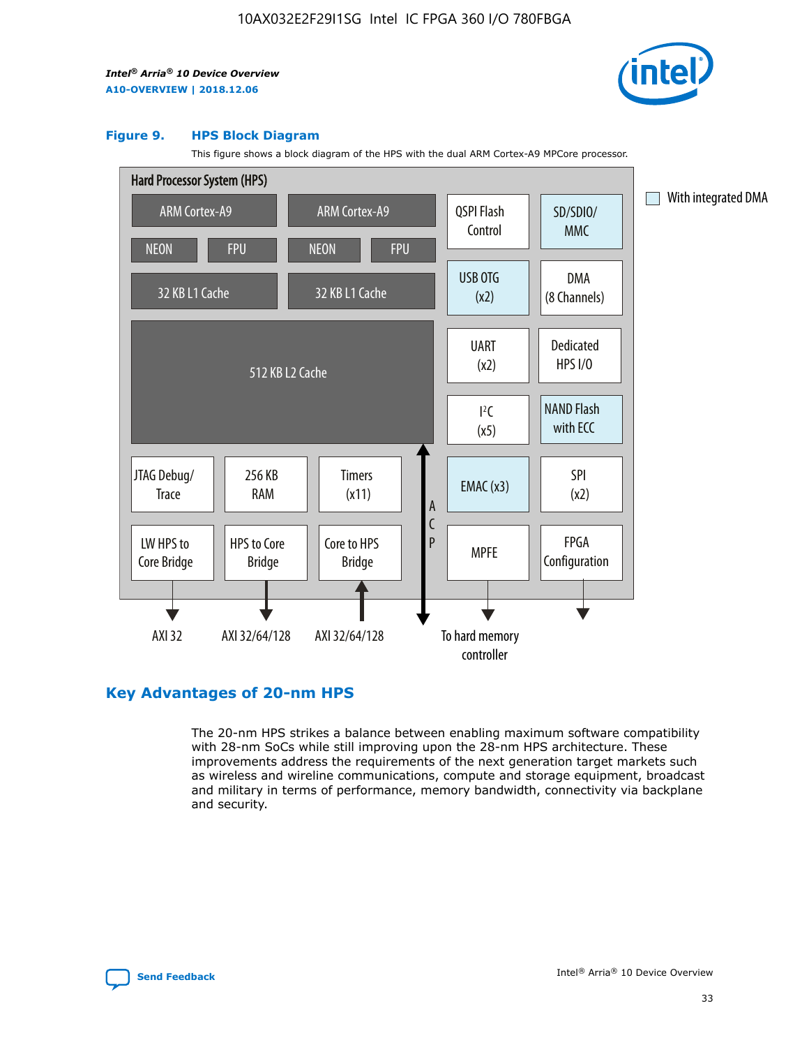**Figure 9. HPS Block Diagram**

This figure shows a block diagram of the HPS with the dual ARM Cortex-A9 MPCore processor.

Hard Processor System (HPS)

ARM Cortex-A9 | ARM Cortex-A9 | QSPI Flash Control | SD/SDIO/MMC

NEON | FPU | NEON | FPU | USB OTG (x2) | DMA (8 Channels)

32 KB L1 Cache | 32 KB L1 Cache

512 KB L2 Cache | UART (x2) | Dedicated HPS I/O | I²C (x5) | NAND Flash with ECC

JTAG Debug/Trace | 256 KB RAM | Timers (x11) | ACP | EMAC (x3) | SPI (x2)

LW HPS to Core Bridge | HPS to Core Bridge | Core to HPS Bridge | MPFE | FPGA Configuration

AXI 32 | AXI 32/64/128 | AXI 32/64/128 | To hard memory controller

With integrated DMA

## Key Advantages of 20-nm HPS

The 20-nm HPS strikes a balance between enabling maximum software compatibility with 28-nm SoCs while still improving upon the 28-nm HPS architecture. These improvements address the requirements of the next generation target markets such as wireless and wireline communications, compute and storage equipment, broadcast and military in terms of performance, memory bandwidth, connectivity via backplane and security.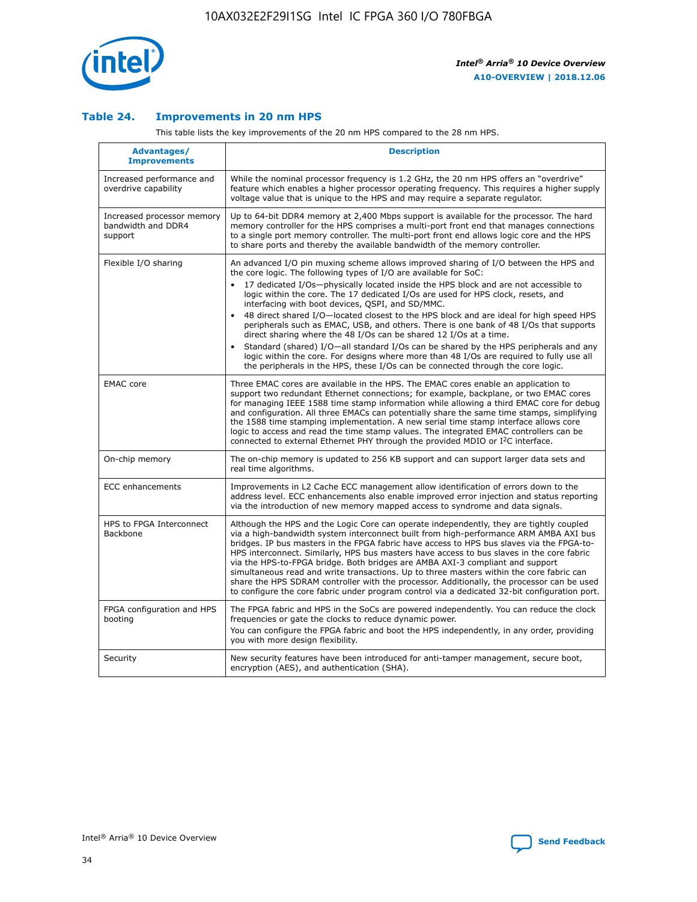### Table 24. Improvements in 20 nm HPS

This table lists the key improvements of the 20 nm HPS compared to the 28 nm HPS.

| Advantages/ Improvements | Description |
| --- | --- |
| Increased performance and overdrive capability | While the nominal processor frequency is 1.2 GHz, the 20 nm HPS offers an "overdrive" feature which enables a higher processor operating frequency. This requires a higher supply voltage value that is unique to the HPS and may require a separate regulator. |
| Increased processor memory bandwidth and DDR4 support | Up to 64-bit DDR4 memory at 2,400 Mbps support is available for the processor. The hard memory controller for the HPS comprises a multi-port front end that manages connections to a single port memory controller. The multi-port front end allows logic core and the HPS to share ports and thereby the available bandwidth of the memory controller. |
| Flexible I/O sharing | An advanced I/O pin muxing scheme allows improved sharing of I/O between the HPS and the core logic. The following types of I/O are available for SoC: • 17 dedicated I/Os—physically located inside the HPS block and are not accessible to logic within the core. The 17 dedicated I/Os are used for HPS clock, resets, and interfacing with boot devices, QSPI, and SD/MMC. • 48 direct shared I/O—located closest to the HPS block and are ideal for high speed HPS peripherals such as EMAC, USB, and others. There is one bank of 48 I/Os that supports direct sharing where the 48 I/Os can be shared 12 I/Os at a time. • Standard (shared) I/O—all standard I/Os can be shared by the HPS peripherals and any logic within the core. For designs where more than 48 I/Os are required to fully use all the peripherals in the HPS, these I/Os can be connected through the core logic. |
| EMAC core | Three EMAC cores are available in the HPS. The EMAC cores enable an application to support two redundant Ethernet connections; for example, backplane, or two EMAC cores for managing IEEE 1588 time stamp information while allowing a third EMAC core for debug and configuration. All three EMACs can potentially share the same time stamps, simplifying the 1588 time stamping implementation. A new serial time stamp interface allows core logic to access and read the time stamp values. The integrated EMAC controllers can be connected to external Ethernet PHY through the provided MDIO or I²C interface. |
| On-chip memory | The on-chip memory is updated to 256 KB support and can support larger data sets and real time algorithms. |
| ECC enhancements | Improvements in L2 Cache ECC management allow identification of errors down to the address level. ECC enhancements also enable improved error injection and status reporting via the introduction of new memory mapped access to syndrome and data signals. |
| HPS to FPGA Interconnect Backbone | Although the HPS and the Logic Core can operate independently, they are tightly coupled via a high-bandwidth system interconnect built from high-performance ARM AMBA AXI bus bridges. IP bus masters in the FPGA fabric have access to HPS bus slaves via the FPGA-to-HPS interconnect. Similarly, HPS bus masters have access to bus slaves in the core fabric via the HPS-to-FPGA bridge. Both bridges are AMBA AXI-3 compliant and support simultaneous read and write transactions. Up to three masters within the core fabric can share the HPS SDRAM controller with the processor. Additionally, the processor can be used to configure the core fabric under program control via a dedicated 32-bit configuration port. |
| FPGA configuration and HPS booting | The FPGA fabric and HPS in the SoCs are powered independently. You can reduce the clock frequencies or gate the clocks to reduce dynamic power. You can configure the FPGA fabric and boot the HPS independently, in any order, providing you with more design flexibility. |
| Security | New security features have been introduced for anti-tamper management, secure boot, encryption (AES), and authentication (SHA). |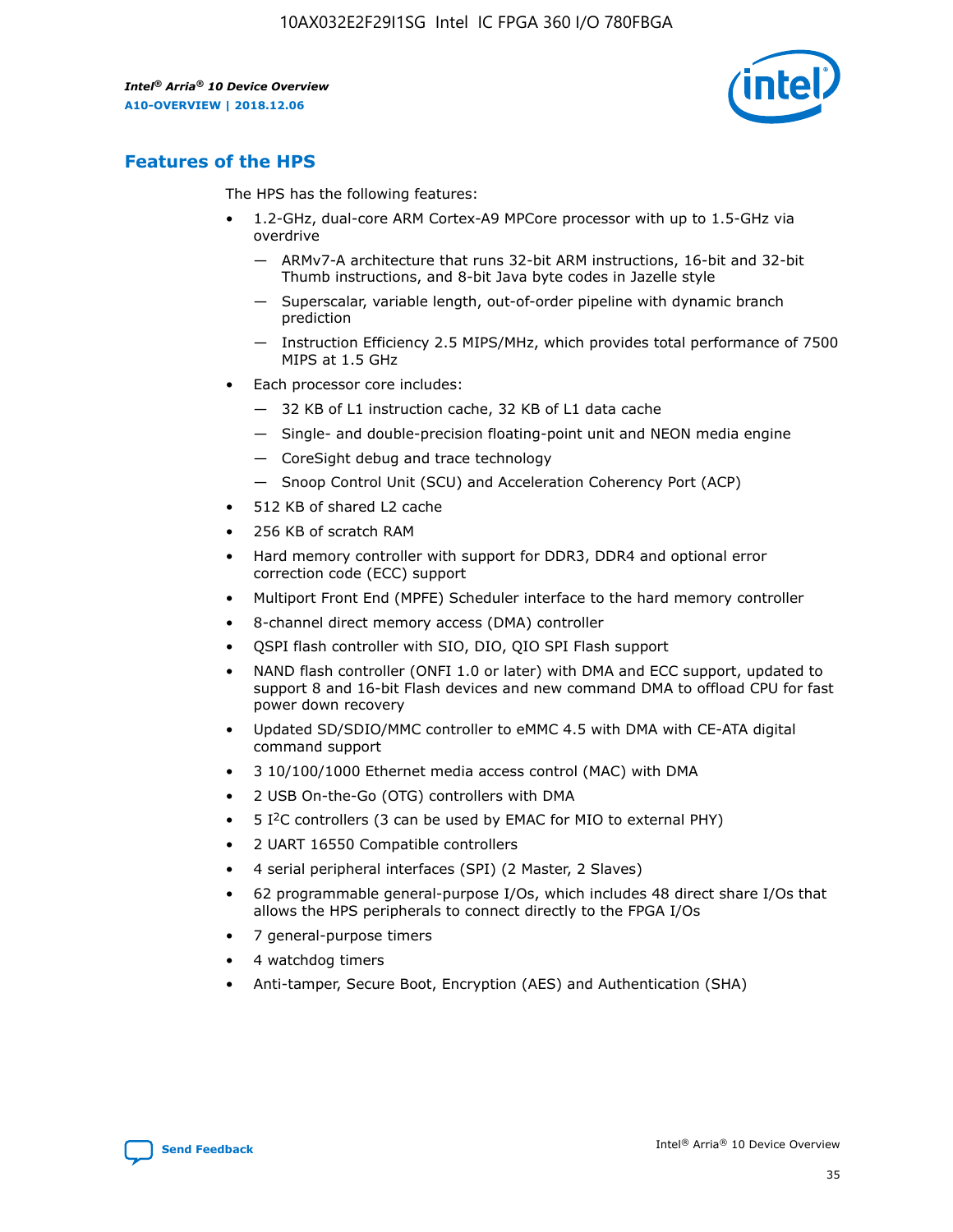## Features of the HPS

The HPS has the following features:

- 1.2-GHz, dual-core ARM Cortex-A9 MPCore processor with up to 1.5-GHz via overdrive
  - ARMv7-A architecture that runs 32-bit ARM instructions, 16-bit and 32-bit Thumb instructions, and 8-bit Java byte codes in Jazelle style
  - Superscalar, variable length, out-of-order pipeline with dynamic branch prediction
  - Instruction Efficiency 2.5 MIPS/MHz, which provides total performance of 7500 MIPS at 1.5 GHz
- Each processor core includes:
  - 32 KB of L1 instruction cache, 32 KB of L1 data cache
  - Single- and double-precision floating-point unit and NEON media engine
  - CoreSight debug and trace technology
  - Snoop Control Unit (SCU) and Acceleration Coherency Port (ACP)
- 512 KB of shared L2 cache
- 256 KB of scratch RAM
- Hard memory controller with support for DDR3, DDR4 and optional error correction code (ECC) support
- Multiport Front End (MPFE) Scheduler interface to the hard memory controller
- 8-channel direct memory access (DMA) controller
- QSPI flash controller with SIO, DIO, QIO SPI Flash support
- NAND flash controller (ONFI 1.0 or later) with DMA and ECC support, updated to support 8 and 16-bit Flash devices and new command DMA to offload CPU for fast power down recovery
- Updated SD/SDIO/MMC controller to eMMC 4.5 with DMA with CE-ATA digital command support
- 3 10/100/1000 Ethernet media access control (MAC) with DMA
- 2 USB On-the-Go (OTG) controllers with DMA
- 5 I²C controllers (3 can be used by EMAC for MIO to external PHY)
- 2 UART 16550 Compatible controllers
- 4 serial peripheral interfaces (SPI) (2 Master, 2 Slaves)
- 62 programmable general-purpose I/Os, which includes 48 direct share I/Os that allows the HPS peripherals to connect directly to the FPGA I/Os
- 7 general-purpose timers
- 4 watchdog timers
- Anti-tamper, Secure Boot, Encryption (AES) and Authentication (SHA)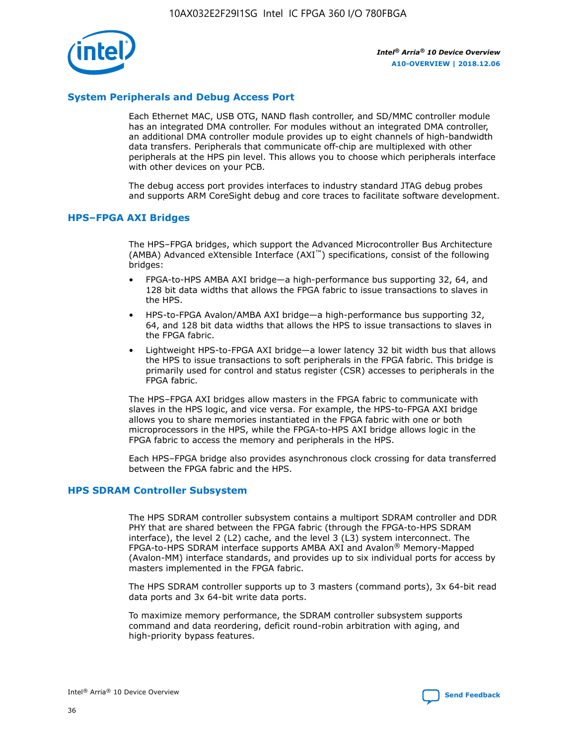## System Peripherals and Debug Access Port

Each Ethernet MAC, USB OTG, NAND flash controller, and SD/MMC controller module has an integrated DMA controller. For modules without an integrated DMA controller, an additional DMA controller module provides up to eight channels of high-bandwidth data transfers. Peripherals that communicate off-chip are multiplexed with other peripherals at the HPS pin level. This allows you to choose which peripherals interface with other devices on your PCB.

The debug access port provides interfaces to industry standard JTAG debug probes and supports ARM CoreSight debug and core traces to facilitate software development.

## HPS–FPGA AXI Bridges

The HPS–FPGA bridges, which support the Advanced Microcontroller Bus Architecture (AMBA) Advanced eXtensible Interface (AXI™) specifications, consist of the following bridges:

- FPGA-to-HPS AMBA AXI bridge—a high-performance bus supporting 32, 64, and 128 bit data widths that allows the FPGA fabric to issue transactions to slaves in the HPS.
- HPS-to-FPGA Avalon/AMBA AXI bridge—a high-performance bus supporting 32, 64, and 128 bit data widths that allows the HPS to issue transactions to slaves in the FPGA fabric.
- Lightweight HPS-to-FPGA AXI bridge—a lower latency 32 bit width bus that allows the HPS to issue transactions to soft peripherals in the FPGA fabric. This bridge is primarily used for control and status register (CSR) accesses to peripherals in the FPGA fabric.

The HPS–FPGA AXI bridges allow masters in the FPGA fabric to communicate with slaves in the HPS logic, and vice versa. For example, the HPS-to-FPGA AXI bridge allows you to share memories instantiated in the FPGA fabric with one or both microprocessors in the HPS, while the FPGA-to-HPS AXI bridge allows logic in the FPGA fabric to access the memory and peripherals in the HPS.

Each HPS–FPGA bridge also provides asynchronous clock crossing for data transferred between the FPGA fabric and the HPS.

## HPS SDRAM Controller Subsystem

The HPS SDRAM controller subsystem contains a multiport SDRAM controller and DDR PHY that are shared between the FPGA fabric (through the FPGA-to-HPS SDRAM interface), the level 2 (L2) cache, and the level 3 (L3) system interconnect. The FPGA-to-HPS SDRAM interface supports AMBA AXI and Avalon® Memory-Mapped (Avalon-MM) interface standards, and provides up to six individual ports for access by masters implemented in the FPGA fabric.

The HPS SDRAM controller supports up to 3 masters (command ports), 3x 64-bit read data ports and 3x 64-bit write data ports.

To maximize memory performance, the SDRAM controller subsystem supports command and data reordering, deficit round-robin arbitration with aging, and high-priority bypass features.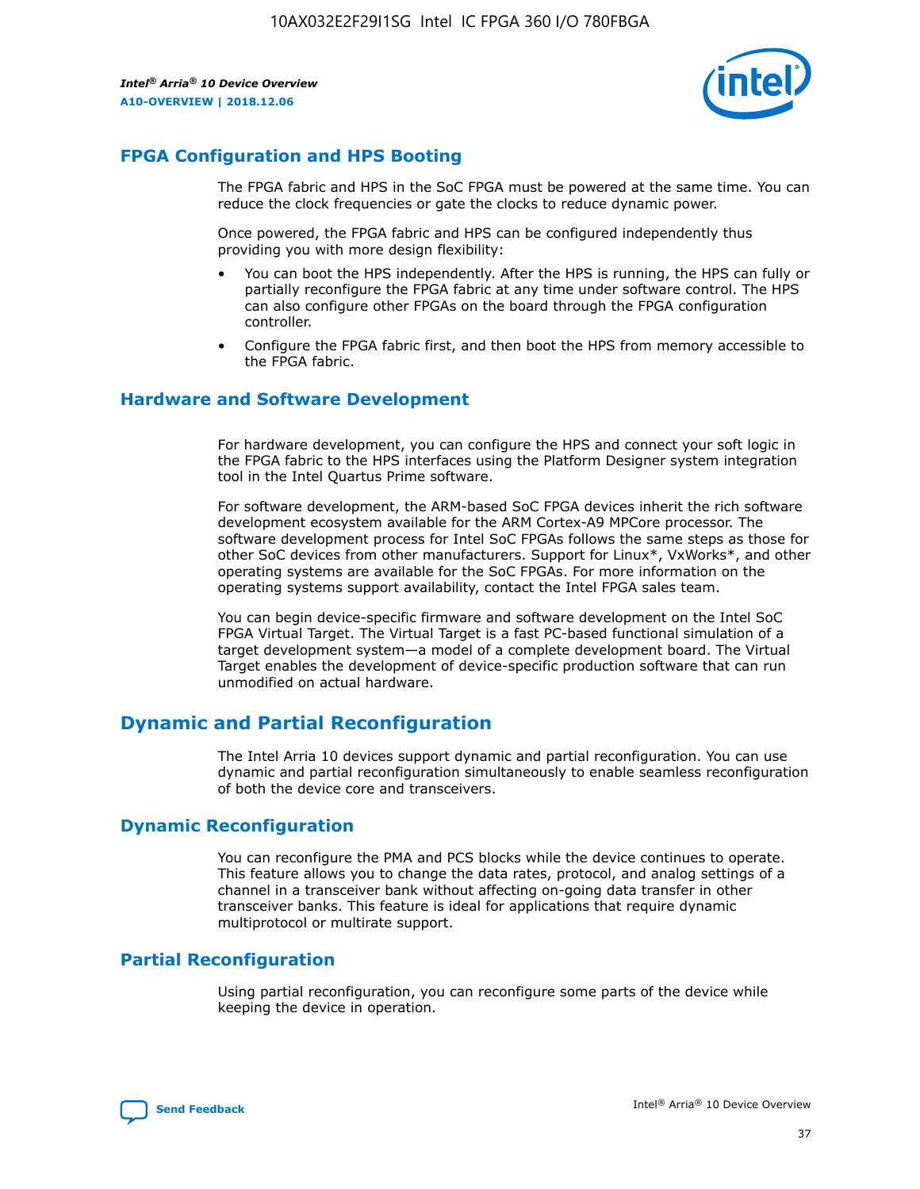## FPGA Configuration and HPS Booting

The FPGA fabric and HPS in the SoC FPGA must be powered at the same time. You can reduce the clock frequencies or gate the clocks to reduce dynamic power.

Once powered, the FPGA fabric and HPS can be configured independently thus providing you with more design flexibility:

- You can boot the HPS independently. After the HPS is running, the HPS can fully or partially reconfigure the FPGA fabric at any time under software control. The HPS can also configure other FPGAs on the board through the FPGA configuration controller.
- Configure the FPGA fabric first, and then boot the HPS from memory accessible to the FPGA fabric.

## Hardware and Software Development

For hardware development, you can configure the HPS and connect your soft logic in the FPGA fabric to the HPS interfaces using the Platform Designer system integration tool in the Intel Quartus Prime software.

For software development, the ARM-based SoC FPGA devices inherit the rich software development ecosystem available for the ARM Cortex-A9 MPCore processor. The software development process for Intel SoC FPGAs follows the same steps as those for other SoC devices from other manufacturers. Support for Linux*, VxWorks*, and other operating systems are available for the SoC FPGAs. For more information on the operating systems support availability, contact the Intel FPGA sales team.

You can begin device-specific firmware and software development on the Intel SoC FPGA Virtual Target. The Virtual Target is a fast PC-based functional simulation of a target development system—a model of a complete development board. The Virtual Target enables the development of device-specific production software that can run unmodified on actual hardware.

# Dynamic and Partial Reconfiguration

The Intel Arria 10 devices support dynamic and partial reconfiguration. You can use dynamic and partial reconfiguration simultaneously to enable seamless reconfiguration of both the device core and transceivers.

## Dynamic Reconfiguration

You can reconfigure the PMA and PCS blocks while the device continues to operate. This feature allows you to change the data rates, protocol, and analog settings of a channel in a transceiver bank without affecting on-going data transfer in other transceiver banks. This feature is ideal for applications that require dynamic multiprotocol or multirate support.

## Partial Reconfiguration

Using partial reconfiguration, you can reconfigure some parts of the device while keeping the device in operation.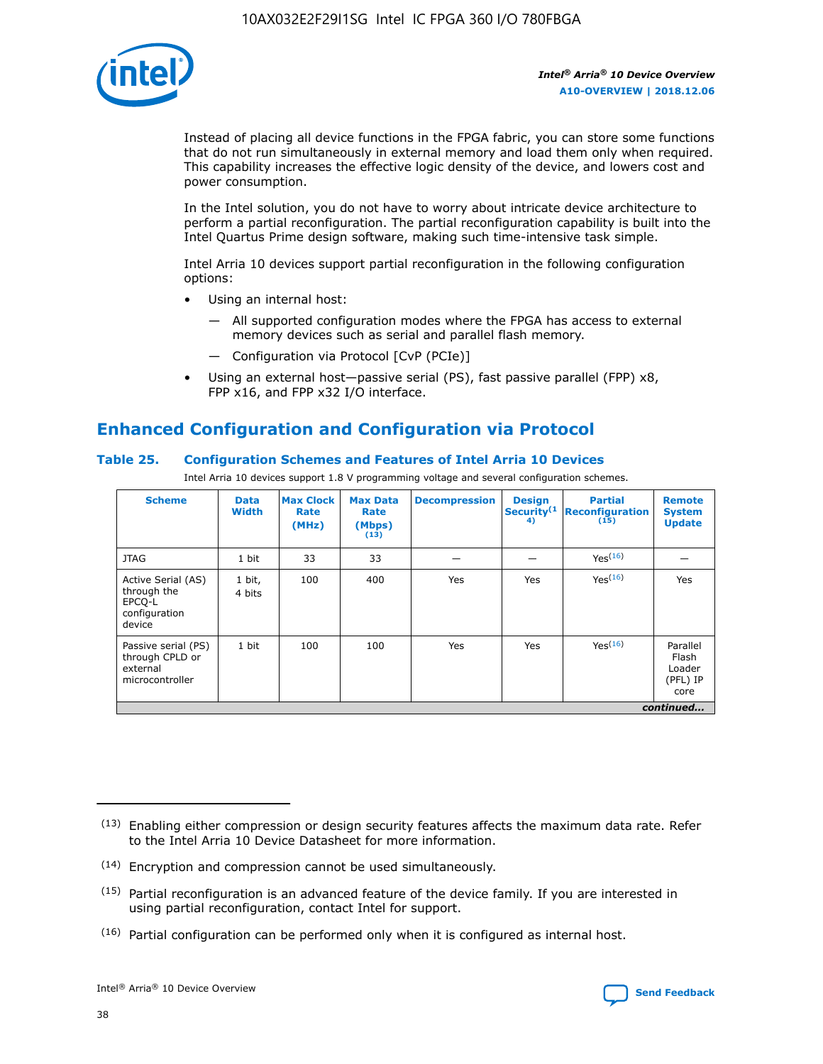Instead of placing all device functions in the FPGA fabric, you can store some functions that do not run simultaneously in external memory and load them only when required. This capability increases the effective logic density of the device, and lowers cost and power consumption.

In the Intel solution, you do not have to worry about intricate device architecture to perform a partial reconfiguration. The partial reconfiguration capability is built into the Intel Quartus Prime design software, making such time-intensive task simple.

Intel Arria 10 devices support partial reconfiguration in the following configuration options:

- Using an internal host:
  - — All supported configuration modes where the FPGA has access to external memory devices such as serial and parallel flash memory.
  - — Configuration via Protocol [CvP (PCIe)]
- Using an external host—passive serial (PS), fast passive parallel (FPP) x8, FPP x16, and FPP x32 I/O interface.

## Enhanced Configuration and Configuration via Protocol

### Table 25. Configuration Schemes and Features of Intel Arria 10 Devices

Intel Arria 10 devices support 1.8 V programming voltage and several configuration schemes.

| Scheme | Data Width | Max Clock Rate (MHz) | Max Data Rate (Mbps) [13] | Decompression | Design Security[14] | Partial Reconfiguration [15] | Remote System Update |
|---|---|---|---|---|---|---|---|
| JTAG | 1 bit | 33 | 33 | — | — | Yes[16] | — |
| Active Serial (AS) through the EPCQ-L configuration device | 1 bit, 4 bits | 100 | 400 | Yes | Yes | Yes[16] | Yes |
| Passive serial (PS) through CPLD or external microcontroller | 1 bit | 100 | 100 | Yes | Yes | Yes[16] | Parallel Flash Loader (PFL) IP core |

*continued...*

(13) Enabling either compression or design security features affects the maximum data rate. Refer to the Intel Arria 10 Device Datasheet for more information.

(14) Encryption and compression cannot be used simultaneously.

(15) Partial reconfiguration is an advanced feature of the device family. If you are interested in using partial reconfiguration, contact Intel for support.

(16) Partial configuration can be performed only when it is configured as internal host.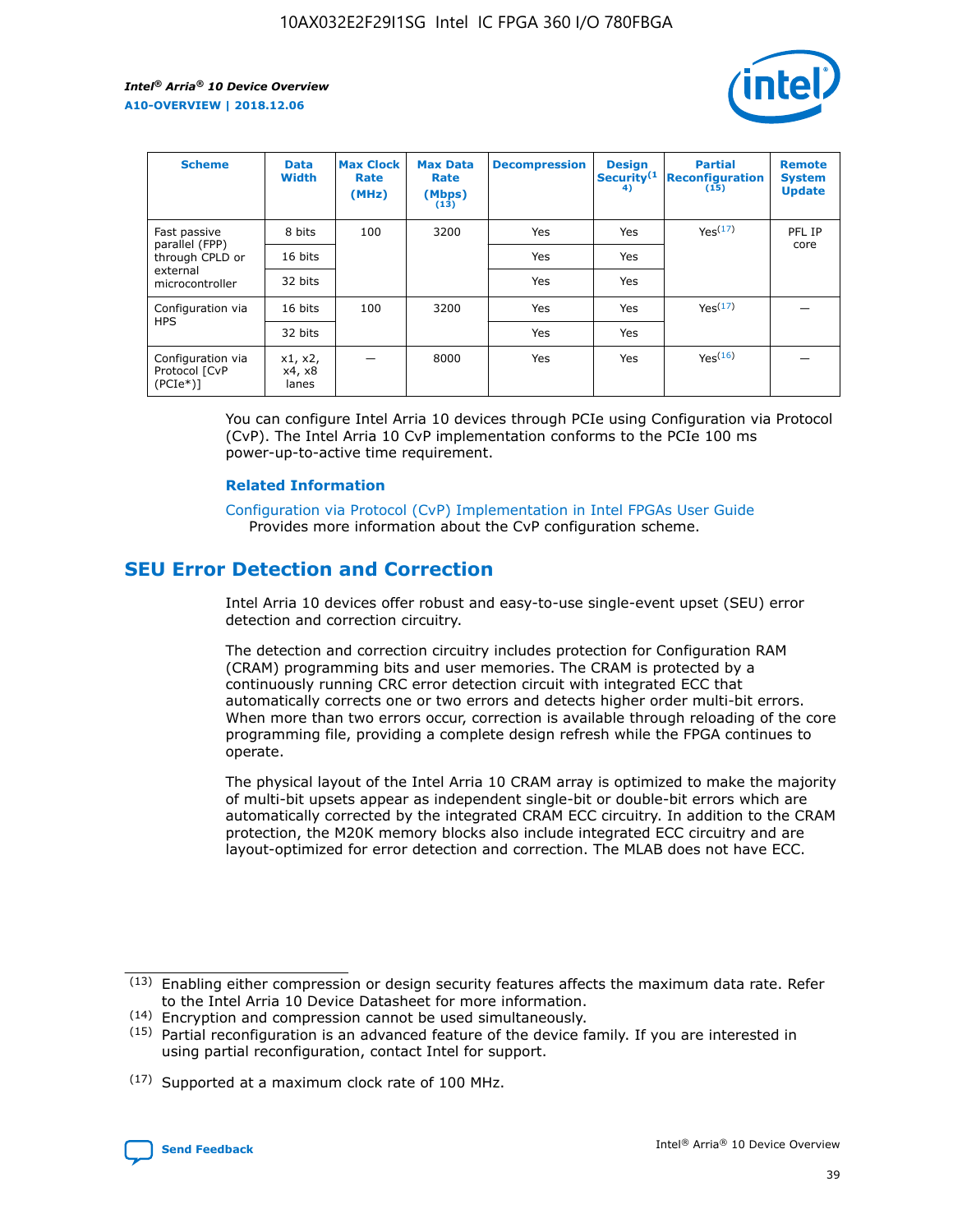| Scheme | Data Width | Max Clock Rate (MHz) | Max Data Rate (Mbps) (13) | Decompression | Design Security(14) | Partial Reconfiguration (15) | Remote System Update |
| --- | --- | --- | --- | --- | --- | --- | --- |
| Fast passive parallel (FPP) through CPLD or external microcontroller | 8 bits | 100 | 3200 | Yes | Yes | Yes(17) | PFL IP core |
| | 16 bits | | | Yes | Yes | | |
| | 32 bits | | | Yes | Yes | | |
| Configuration via HPS | 16 bits | 100 | 3200 | Yes | Yes | Yes(17) | — |
| | 32 bits | | | Yes | Yes | | |
| Configuration via Protocol [CvP (PCIe*)] | x1, x2, x4, x8 lanes | — | 8000 | Yes | Yes | Yes(16) | — |

You can configure Intel Arria 10 devices through PCIe using Configuration via Protocol (CvP). The Intel Arria 10 CvP implementation conforms to the PCIe 100 ms power-up-to-active time requirement.

### Related Information

Configuration via Protocol (CvP) Implementation in Intel FPGAs User Guide
Provides more information about the CvP configuration scheme.

## SEU Error Detection and Correction

Intel Arria 10 devices offer robust and easy-to-use single-event upset (SEU) error detection and correction circuitry.

The detection and correction circuitry includes protection for Configuration RAM (CRAM) programming bits and user memories. The CRAM is protected by a continuously running CRC error detection circuit with integrated ECC that automatically corrects one or two errors and detects higher order multi-bit errors. When more than two errors occur, correction is available through reloading of the core programming file, providing a complete design refresh while the FPGA continues to operate.

The physical layout of the Intel Arria 10 CRAM array is optimized to make the majority of multi-bit upsets appear as independent single-bit or double-bit errors which are automatically corrected by the integrated CRAM ECC circuitry. In addition to the CRAM protection, the M20K memory blocks also include integrated ECC circuitry and are layout-optimized for error detection and correction. The MLAB does not have ECC.

(13) Enabling either compression or design security features affects the maximum data rate. Refer to the Intel Arria 10 Device Datasheet for more information.

(14) Encryption and compression cannot be used simultaneously.

(15) Partial reconfiguration is an advanced feature of the device family. If you are interested in using partial reconfiguration, contact Intel for support.

(17) Supported at a maximum clock rate of 100 MHz.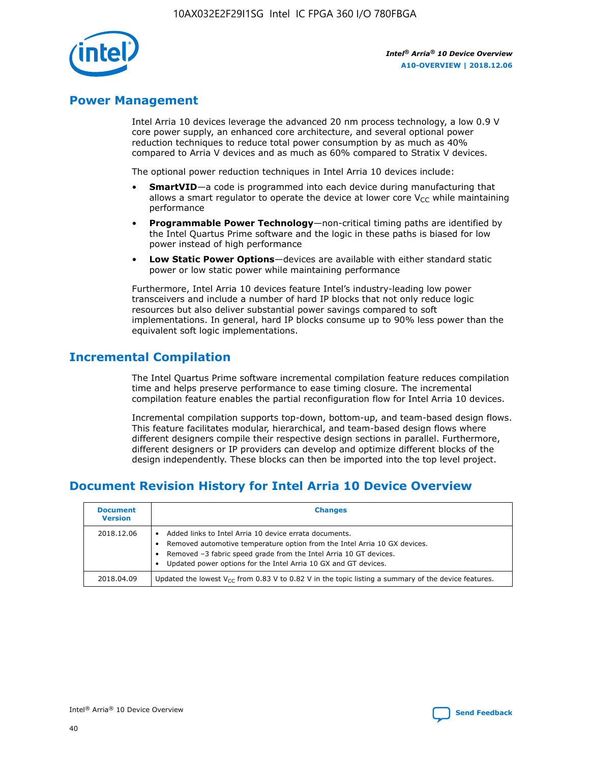## Power Management

Intel Arria 10 devices leverage the advanced 20 nm process technology, a low 0.9 V core power supply, an enhanced core architecture, and several optional power reduction techniques to reduce total power consumption by as much as 40% compared to Arria V devices and as much as 60% compared to Stratix V devices.

The optional power reduction techniques in Intel Arria 10 devices include:

- **SmartVID**—a code is programmed into each device during manufacturing that allows a smart regulator to operate the device at lower core $V_{CC}$ while maintaining performance
- **Programmable Power Technology**—non-critical timing paths are identified by the Intel Quartus Prime software and the logic in these paths is biased for low power instead of high performance
- **Low Static Power Options**—devices are available with either standard static power or low static power while maintaining performance

Furthermore, Intel Arria 10 devices feature Intel's industry-leading low power transceivers and include a number of hard IP blocks that not only reduce logic resources but also deliver substantial power savings compared to soft implementations. In general, hard IP blocks consume up to 90% less power than the equivalent soft logic implementations.

## Incremental Compilation

The Intel Quartus Prime software incremental compilation feature reduces compilation time and helps preserve performance to ease timing closure. The incremental compilation feature enables the partial reconfiguration flow for Intel Arria 10 devices.

Incremental compilation supports top-down, bottom-up, and team-based design flows. This feature facilitates modular, hierarchical, and team-based design flows where different designers compile their respective design sections in parallel. Furthermore, different designers or IP providers can develop and optimize different blocks of the design independently. These blocks can then be imported into the top level project.

## Document Revision History for Intel Arria 10 Device Overview

| Document Version | Changes |
|---|---|
| 2018.12.06 | • Added links to Intel Arria 10 device errata documents.<br>• Removed automotive temperature option from the Intel Arria 10 GX devices.<br>• Removed –3 fabric speed grade from the Intel Arria 10 GT devices.<br>• Updated power options for the Intel Arria 10 GX and GT devices. |
| 2018.04.09 | Updated the lowest $V_{CC}$ from 0.83 V to 0.82 V in the topic listing a summary of the device features. |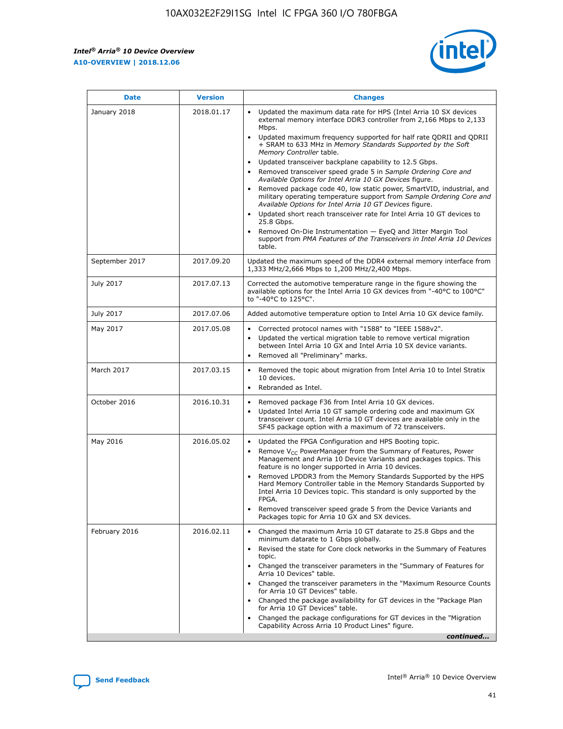| Date | Version | Changes |
| --- | --- | --- |
| January 2018 | 2018.01.17 | • Updated the maximum data rate for HPS (Intel Arria 10 SX devices external memory interface DDR3 controller from 2,166 Mbps to 2,133 Mbps.<br>• Updated maximum frequency supported for half rate QDRII and QDRII + SRAM to 633 MHz in *Memory Standards Supported by the Soft Memory Controller* table.<br>• Updated transceiver backplane capability to 12.5 Gbps.<br>• Removed transceiver speed grade 5 in *Sample Ordering Core and Available Options for Intel Arria 10 GX Devices* figure.<br>• Removed package code 40, low static power, SmartVID, industrial, and military operating temperature support from *Sample Ordering Core and Available Options for Intel Arria 10 GT Devices* figure.<br>• Updated short reach transceiver rate for Intel Arria 10 GT devices to 25.8 Gbps.<br>• Removed On-Die Instrumentation — EyeQ and Jitter Margin Tool support from *PMA Features of the Transceivers in Intel Arria 10 Devices* table. |
| September 2017 | 2017.09.20 | Updated the maximum speed of the DDR4 external memory interface from 1,333 MHz/2,666 Mbps to 1,200 MHz/2,400 Mbps. |
| July 2017 | 2017.07.13 | Corrected the automotive temperature range in the figure showing the available options for the Intel Arria 10 GX devices from "-40°C to 100°C" to "-40°C to 125°C". |
| July 2017 | 2017.07.06 | Added automotive temperature option to Intel Arria 10 GX device family. |
| May 2017 | 2017.05.08 | • Corrected protocol names with "1588" to "IEEE 1588v2".<br>• Updated the vertical migration table to remove vertical migration between Intel Arria 10 GX and Intel Arria 10 SX device variants.<br>• Removed all "Preliminary" marks. |
| March 2017 | 2017.03.15 | • Removed the topic about migration from Intel Arria 10 to Intel Stratix 10 devices.<br>• Rebranded as Intel. |
| October 2016 | 2016.10.31 | • Removed package F36 from Intel Arria 10 GX devices.<br>• Updated Intel Arria 10 GT sample ordering code and maximum GX transceiver count. Intel Arria 10 GT devices are available only in the SF45 package option with a maximum of 72 transceivers. |
| May 2016 | 2016.05.02 | • Updated the FPGA Configuration and HPS Booting topic.<br>• Remove $V_{CC}$ PowerManager from the Summary of Features, Power Management and Arria 10 Device Variants and packages topics. This feature is no longer supported in Arria 10 devices.<br>• Removed LPDDR3 from the Memory Standards Supported by the HPS Hard Memory Controller table in the Memory Standards Supported by Intel Arria 10 Devices topic. This standard is only supported by the FPGA.<br>• Removed transceiver speed grade 5 from the Device Variants and Packages topic for Arria 10 GX and SX devices. |
| February 2016 | 2016.02.11 | • Changed the maximum Arria 10 GT datarate to 25.8 Gbps and the minimum datarate to 1 Gbps globally.<br>• Revised the state for Core clock networks in the Summary of Features topic.<br>• Changed the transceiver parameters in the "Summary of Features for Arria 10 Devices" table.<br>• Changed the transceiver parameters in the "Maximum Resource Counts for Arria 10 GT Devices" table.<br>• Changed the package availability for GT devices in the "Package Plan for Arria 10 GT Devices" table.<br>• Changed the package configurations for GT devices in the "Migration Capability Across Arria 10 Product Lines" figure. |

*continued...*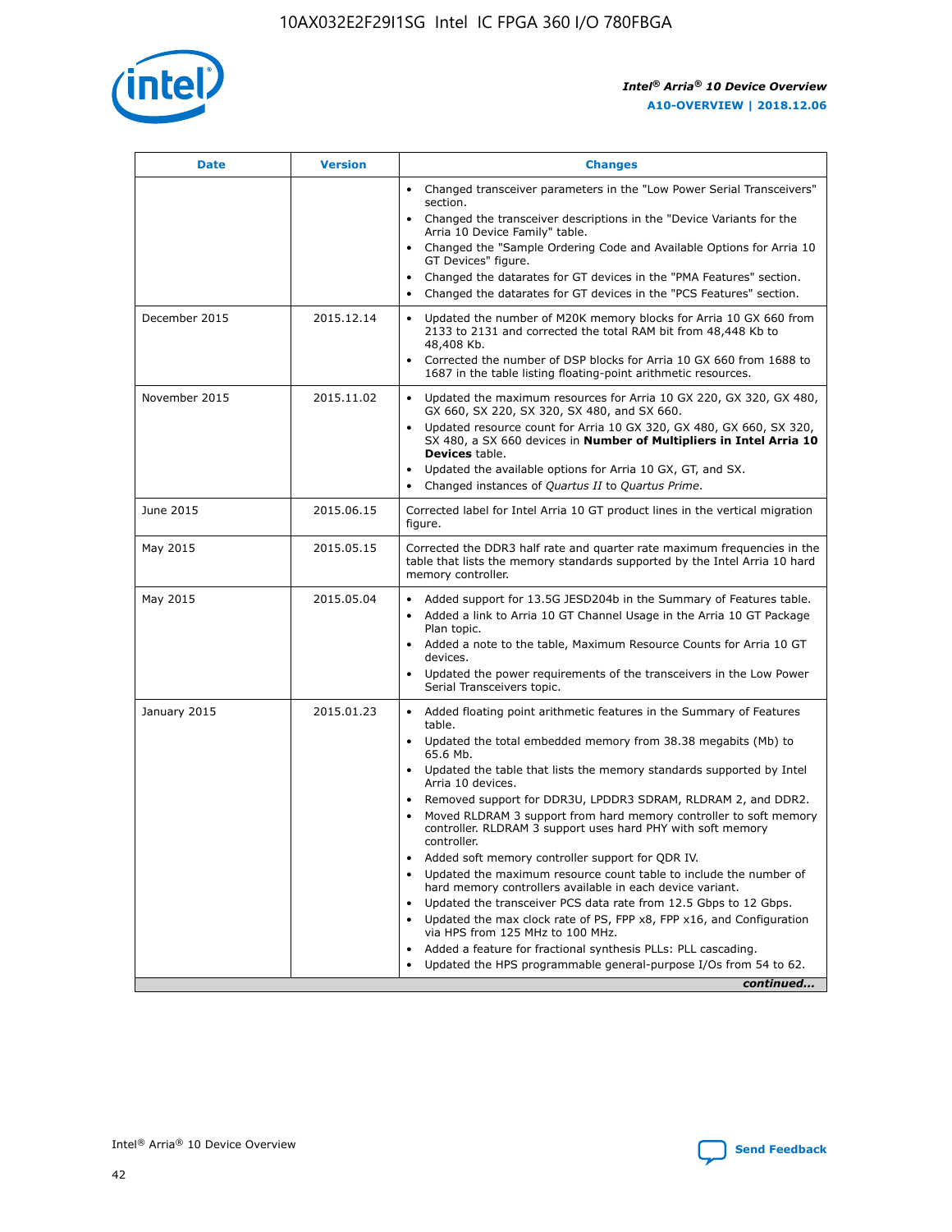| Date | Version | Changes |
| --- | --- | --- |
| | | • Changed transceiver parameters in the "Low Power Serial Transceivers" section.<br>• Changed the transceiver descriptions in the "Device Variants for the Arria 10 Device Family" table.<br>• Changed the "Sample Ordering Code and Available Options for Arria 10 GT Devices" figure.<br>• Changed the datarates for GT devices in the "PMA Features" section.<br>• Changed the datarates for GT devices in the "PCS Features" section. |
| December 2015 | 2015.12.14 | • Updated the number of M20K memory blocks for Arria 10 GX 660 from 2133 to 2131 and corrected the total RAM bit from 48,448 Kb to 48,408 Kb.<br>• Corrected the number of DSP blocks for Arria 10 GX 660 from 1688 to 1687 in the table listing floating-point arithmetic resources. |
| November 2015 | 2015.11.02 | • Updated the maximum resources for Arria 10 GX 220, GX 320, GX 480, GX 660, SX 220, SX 320, SX 480, and SX 660.<br>• Updated resource count for Arria 10 GX 320, GX 480, GX 660, SX 320, SX 480, a SX 660 devices in **Number of Multipliers in Intel Arria 10 Devices** table.<br>• Updated the available options for Arria 10 GX, GT, and SX.<br>• Changed instances of *Quartus II* to *Quartus Prime*. |
| June 2015 | 2015.06.15 | Corrected label for Intel Arria 10 GT product lines in the vertical migration figure. |
| May 2015 | 2015.05.15 | Corrected the DDR3 half rate and quarter rate maximum frequencies in the table that lists the memory standards supported by the Intel Arria 10 hard memory controller. |
| May 2015 | 2015.05.04 | • Added support for 13.5G JESD204b in the Summary of Features table.<br>• Added a link to Arria 10 GT Channel Usage in the Arria 10 GT Package Plan topic.<br>• Added a note to the table, Maximum Resource Counts for Arria 10 GT devices.<br>• Updated the power requirements of the transceivers in the Low Power Serial Transceivers topic. |
| January 2015 | 2015.01.23 | • Added floating point arithmetic features in the Summary of Features table.<br>• Updated the total embedded memory from 38.38 megabits (Mb) to 65.6 Mb.<br>• Updated the table that lists the memory standards supported by Intel Arria 10 devices.<br>• Removed support for DDR3U, LPDDR3 SDRAM, RLDRAM 2, and DDR2.<br>• Moved RLDRAM 3 support from hard memory controller to soft memory controller. RLDRAM 3 support uses hard PHY with soft memory controller.<br>• Added soft memory controller support for QDR IV.<br>• Updated the maximum resource count table to include the number of hard memory controllers available in each device variant.<br>• Updated the transceiver PCS data rate from 12.5 Gbps to 12 Gbps.<br>• Updated the max clock rate of PS, FPP x8, FPP x16, and Configuration via HPS from 125 MHz to 100 MHz.<br>• Added a feature for fractional synthesis PLLs: PLL cascading.<br>• Updated the HPS programmable general-purpose I/Os from 54 to 62. |

*continued...*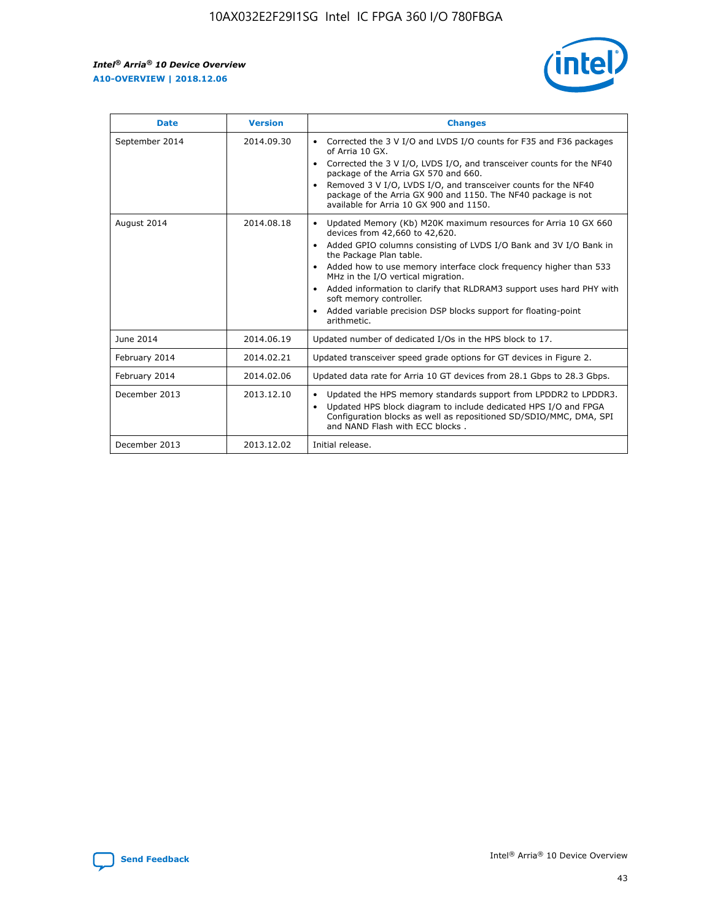| Date | Version | Changes |
| --- | --- | --- |
| September 2014 | 2014.09.30 | • Corrected the 3 V I/O and LVDS I/O counts for F35 and F36 packages of Arria 10 GX. • Corrected the 3 V I/O, LVDS I/O, and transceiver counts for the NF40 package of the Arria GX 570 and 660. • Removed 3 V I/O, LVDS I/O, and transceiver counts for the NF40 package of the Arria GX 900 and 1150. The NF40 package is not available for Arria 10 GX 900 and 1150. |
| August 2014 | 2014.08.18 | • Updated Memory (Kb) M20K maximum resources for Arria 10 GX 660 devices from 42,660 to 42,620. • Added GPIO columns consisting of LVDS I/O Bank and 3V I/O Bank in the Package Plan table. • Added how to use memory interface clock frequency higher than 533 MHz in the I/O vertical migration. • Added information to clarify that RLDRAM3 support uses hard PHY with soft memory controller. • Added variable precision DSP blocks support for floating-point arithmetic. |
| June 2014 | 2014.06.19 | Updated number of dedicated I/Os in the HPS block to 17. |
| February 2014 | 2014.02.21 | Updated transceiver speed grade options for GT devices in Figure 2. |
| February 2014 | 2014.02.06 | Updated data rate for Arria 10 GT devices from 28.1 Gbps to 28.3 Gbps. |
| December 2013 | 2013.12.10 | • Updated the HPS memory standards support from LPDDR2 to LPDDR3. • Updated HPS block diagram to include dedicated HPS I/O and FPGA Configuration blocks as well as repositioned SD/SDIO/MMC, DMA, SPI and NAND Flash with ECC blocks . |
| December 2013 | 2013.12.02 | Initial release. |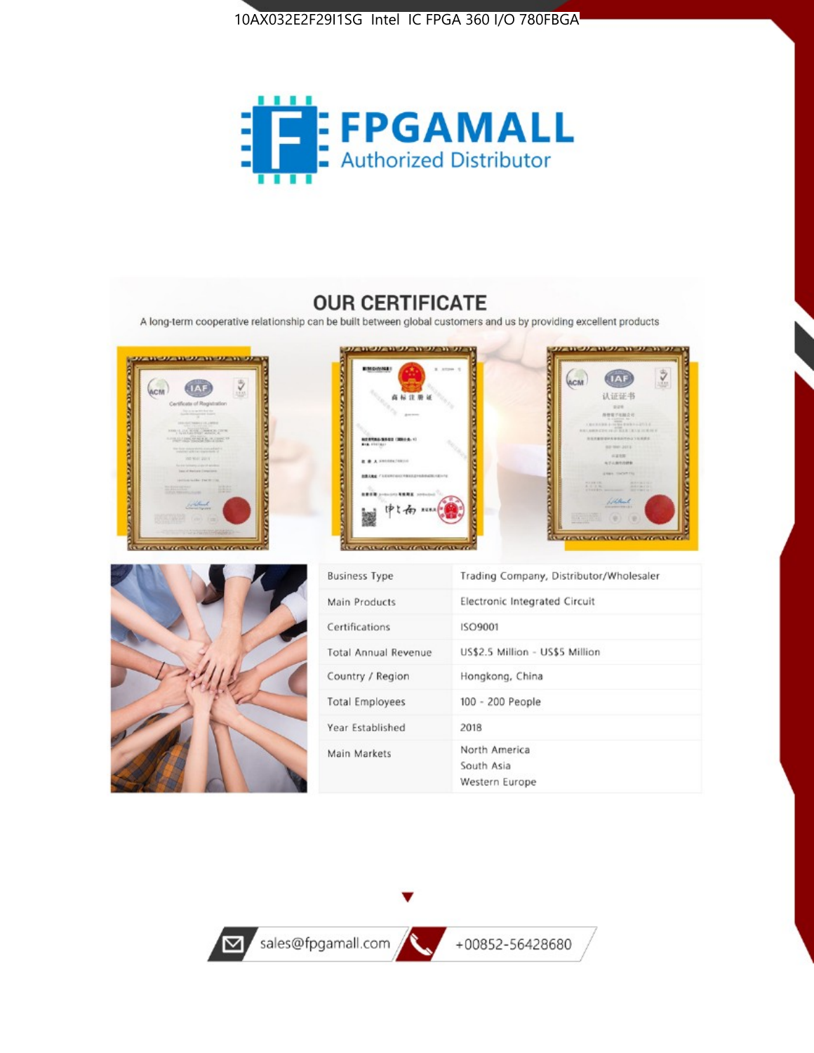FPGAMALL
Authorized Distributor

## OUR CERTIFICATE

A long-term cooperative relationship can be built between global customers and us by providing excellent products

| | |
|---|---|
| Business Type | Trading Company, Distributor/Wholesaler |
| Main Products | Electronic Integrated Circuit |
| Certifications | ISO9001 |
| Total Annual Revenue | US$2.5 Million - US$5 Million |
| Country / Region | Hongkong, China |
| Total Employees | 100 - 200 People |
| Year Established | 2018 |
| Main Markets | North America<br>South Asia<br>Western Europe |

sales@fpgamall.com

+00852-56428680